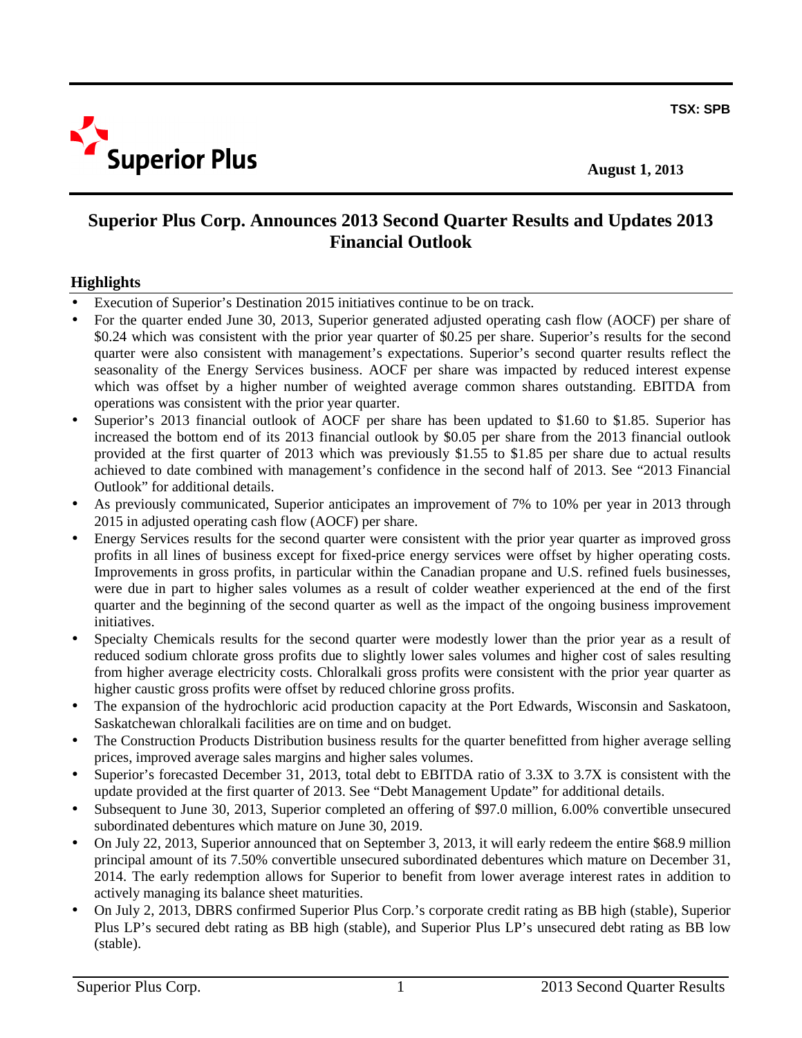TSX: SPB

Superior Plus

August 1, 2013

# Superior Plus Corp. Announces 2013 Second Quarter Results and Updates 2013 Financial Outlook

## Highlights

- Execution of Superior's Destination 2015 initiatives continue to be on track.
- For the quarter ended June 30, 2013, Superior generated adjusted operating cash flow (AOCF) per share of $0.24 which was consistent with the prior year quarter of $0.25 per share. Superior's results for the second quarter were also consistent with management's expectations. Superior's second quarter results reflect the seasonality of the Energy Services business. AOCF per share was impacted by reduced interest expense which was offset by a higher number of weighted average common shares outstanding. EBITDA from operations was consistent with the prior year quarter.
- Superior's 2013 financial outlook of AOCF per share has been updated to $1.60 to $1.85. Superior has increased the bottom end of its 2013 financial outlook by $0.05 per share from the 2013 financial outlook provided at the first quarter of 2013 which was previously $1.55 to $1.85 per share due to actual results achieved to date combined with management's confidence in the second half of 2013. See "2013 Financial Outlook" for additional details.
- As previously communicated, Superior anticipates an improvement of 7% to 10% per year in 2013 through 2015 in adjusted operating cash flow (AOCF) per share.
- Energy Services results for the second quarter were consistent with the prior year quarter as improved gross profits in all lines of business except for fixed-price energy services were offset by higher operating costs. Improvements in gross profits, in particular within the Canadian propane and U.S. refined fuels businesses, were due in part to higher sales volumes as a result of colder weather experienced at the end of the first quarter and the beginning of the second quarter as well as the impact of the ongoing business improvement initiatives.
- Specialty Chemicals results for the second quarter were modestly lower than the prior year as a result of reduced sodium chlorate gross profits due to slightly lower sales volumes and higher cost of sales resulting from higher average electricity costs. Chloralkali gross profits were consistent with the prior year quarter as higher caustic gross profits were offset by reduced chlorine gross profits.
- The expansion of the hydrochloric acid production capacity at the Port Edwards, Wisconsin and Saskatoon, Saskatchewan chloralkali facilities are on time and on budget.
- The Construction Products Distribution business results for the quarter benefitted from higher average selling prices, improved average sales margins and higher sales volumes.
- Superior's forecasted December 31, 2013, total debt to EBITDA ratio of 3.3X to 3.7X is consistent with the update provided at the first quarter of 2013. See "Debt Management Update" for additional details.
- Subsequent to June 30, 2013, Superior completed an offering of $97.0 million, 6.00% convertible unsecured subordinated debentures which mature on June 30, 2019.
- On July 22, 2013, Superior announced that on September 3, 2013, it will early redeem the entire $68.9 million principal amount of its 7.50% convertible unsecured subordinated debentures which mature on December 31, 2014. The early redemption allows for Superior to benefit from lower average interest rates in addition to actively managing its balance sheet maturities.
- On July 2, 2013, DBRS confirmed Superior Plus Corp.'s corporate credit rating as BB high (stable), Superior Plus LP's secured debt rating as BB high (stable), and Superior Plus LP's unsecured debt rating as BB low (stable).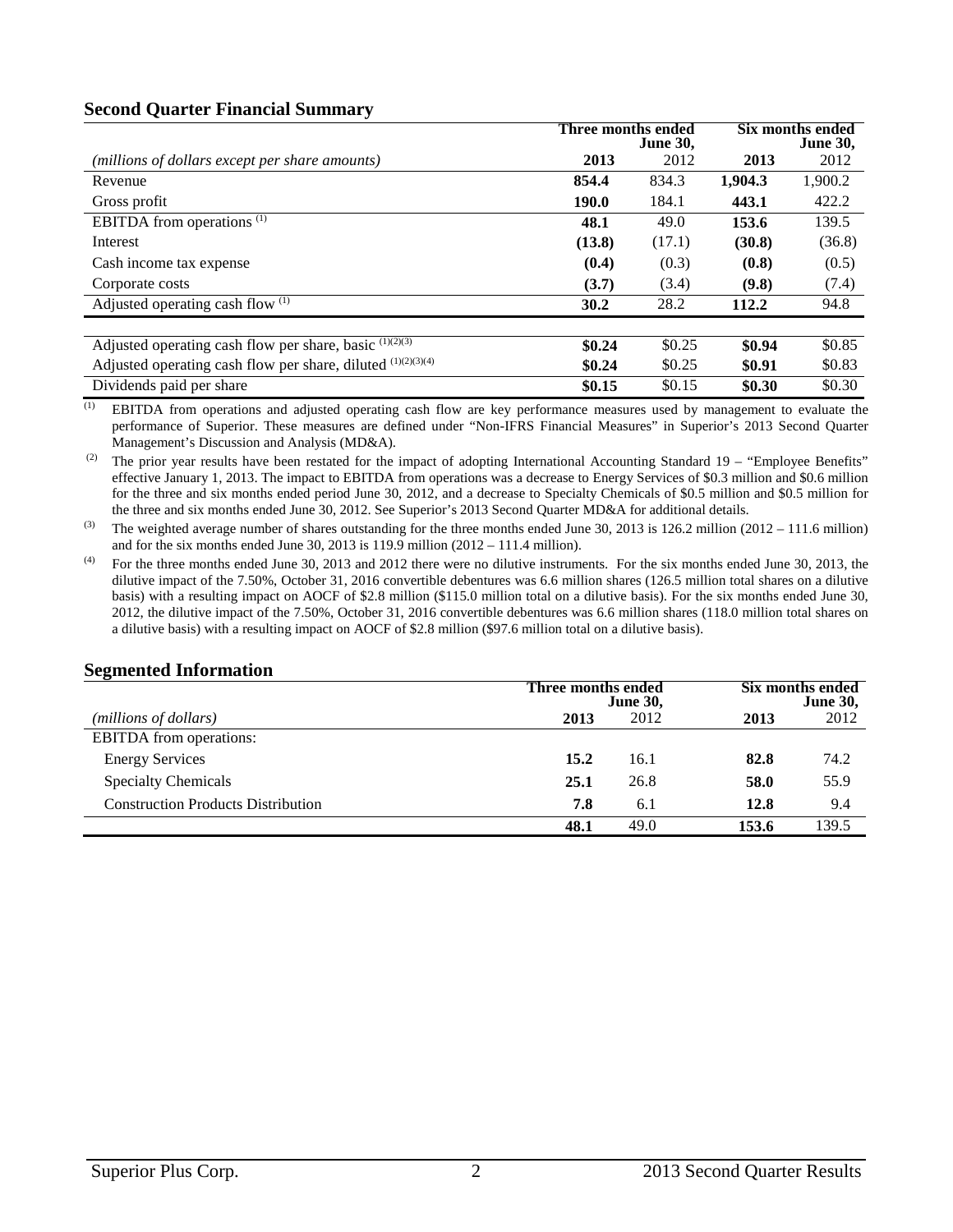## Second Quarter Financial Summary

| *(millions of dollars except per share amounts)* | Three months ended June 30, 2013 | Three months ended June 30, 2012 | Six months ended June 30, 2013 | Six months ended June 30, 2012 |
|---|---|---|---|---|
| Revenue | **854.4** | 834.3 | **1,904.3** | 1,900.2 |
| Gross profit | **190.0** | 184.1 | **443.1** | 422.2 |
| EBITDA from operations [(1)] | **48.1** | 49.0 | **153.6** | 139.5 |
| Interest | **(13.8)** | (17.1) | **(30.8)** | (36.8) |
| Cash income tax expense | **(0.4)** | (0.3) | **(0.8)** | (0.5) |
| Corporate costs | **(3.7)** | (3.4) | **(9.8)** | (7.4) |
| Adjusted operating cash flow [(1)] | **30.2** | 28.2 | **112.2** | 94.8 |
| | | | | |
| Adjusted operating cash flow per share, basic [(1)(2)(3)] | **$0.24** | $0.25 | **$0.94** | $0.85 |
| Adjusted operating cash flow per share, diluted [(1)(2)(3)(4)] | **$0.24** | $0.25 | **$0.91** | $0.83 |
| Dividends paid per share | **$0.15** | $0.15 | **$0.30** | $0.30 |

(1) EBITDA from operations and adjusted operating cash flow are key performance measures used by management to evaluate the performance of Superior. These measures are defined under "Non-IFRS Financial Measures" in Superior's 2013 Second Quarter Management's Discussion and Analysis (MD&A).

(2) The prior year results have been restated for the impact of adopting International Accounting Standard 19 – "Employee Benefits" effective January 1, 2013. The impact to EBITDA from operations was a decrease to Energy Services of $0.3 million and $0.6 million for the three and six months ended period June 30, 2012, and a decrease to Specialty Chemicals of $0.5 million and $0.5 million for the three and six months ended June 30, 2012. See Superior's 2013 Second Quarter MD&A for additional details.

(3) The weighted average number of shares outstanding for the three months ended June 30, 2013 is 126.2 million (2012 – 111.6 million) and for the six months ended June 30, 2013 is 119.9 million (2012 – 111.4 million).

(4) For the three months ended June 30, 2013 and 2012 there were no dilutive instruments. For the six months ended June 30, 2013, the dilutive impact of the 7.50%, October 31, 2016 convertible debentures was 6.6 million shares (126.5 million total shares on a dilutive basis) with a resulting impact on AOCF of $2.8 million ($115.0 million total on a dilutive basis). For the six months ended June 30, 2012, the dilutive impact of the 7.50%, October 31, 2016 convertible debentures was 6.6 million shares (118.0 million total shares on a dilutive basis) with a resulting impact on AOCF of $2.8 million ($97.6 million total on a dilutive basis).

## Segmented Information

| *(millions of dollars)* | Three months ended June 30, 2013 | Three months ended June 30, 2012 | Six months ended June 30, 2013 | Six months ended June 30, 2012 |
|---|---|---|---|---|
| EBITDA from operations: | | | | |
| Energy Services | **15.2** | 16.1 | **82.8** | 74.2 |
| Specialty Chemicals | **25.1** | 26.8 | **58.0** | 55.9 |
| Construction Products Distribution | **7.8** | 6.1 | **12.8** | 9.4 |
| | **48.1** | 49.0 | **153.6** | 139.5 |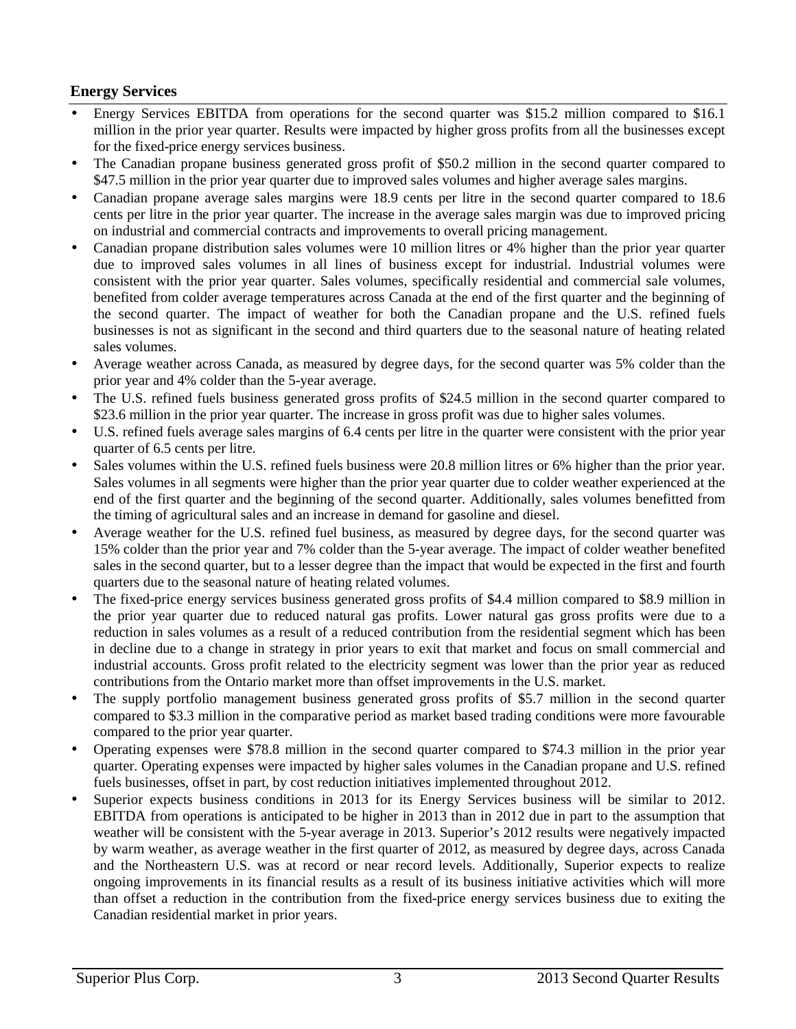## Energy Services

- Energy Services EBITDA from operations for the second quarter was $15.2 million compared to $16.1 million in the prior year quarter. Results were impacted by higher gross profits from all the businesses except for the fixed-price energy services business.
- The Canadian propane business generated gross profit of $50.2 million in the second quarter compared to $47.5 million in the prior year quarter due to improved sales volumes and higher average sales margins.
- Canadian propane average sales margins were 18.9 cents per litre in the second quarter compared to 18.6 cents per litre in the prior year quarter. The increase in the average sales margin was due to improved pricing on industrial and commercial contracts and improvements to overall pricing management.
- Canadian propane distribution sales volumes were 10 million litres or 4% higher than the prior year quarter due to improved sales volumes in all lines of business except for industrial. Industrial volumes were consistent with the prior year quarter. Sales volumes, specifically residential and commercial sale volumes, benefited from colder average temperatures across Canada at the end of the first quarter and the beginning of the second quarter. The impact of weather for both the Canadian propane and the U.S. refined fuels businesses is not as significant in the second and third quarters due to the seasonal nature of heating related sales volumes.
- Average weather across Canada, as measured by degree days, for the second quarter was 5% colder than the prior year and 4% colder than the 5-year average.
- The U.S. refined fuels business generated gross profits of $24.5 million in the second quarter compared to $23.6 million in the prior year quarter. The increase in gross profit was due to higher sales volumes.
- U.S. refined fuels average sales margins of 6.4 cents per litre in the quarter were consistent with the prior year quarter of 6.5 cents per litre.
- Sales volumes within the U.S. refined fuels business were 20.8 million litres or 6% higher than the prior year. Sales volumes in all segments were higher than the prior year quarter due to colder weather experienced at the end of the first quarter and the beginning of the second quarter. Additionally, sales volumes benefitted from the timing of agricultural sales and an increase in demand for gasoline and diesel.
- Average weather for the U.S. refined fuel business, as measured by degree days, for the second quarter was 15% colder than the prior year and 7% colder than the 5-year average. The impact of colder weather benefited sales in the second quarter, but to a lesser degree than the impact that would be expected in the first and fourth quarters due to the seasonal nature of heating related volumes.
- The fixed-price energy services business generated gross profits of $4.4 million compared to $8.9 million in the prior year quarter due to reduced natural gas profits. Lower natural gas gross profits were due to a reduction in sales volumes as a result of a reduced contribution from the residential segment which has been in decline due to a change in strategy in prior years to exit that market and focus on small commercial and industrial accounts. Gross profit related to the electricity segment was lower than the prior year as reduced contributions from the Ontario market more than offset improvements in the U.S. market.
- The supply portfolio management business generated gross profits of $5.7 million in the second quarter compared to $3.3 million in the comparative period as market based trading conditions were more favourable compared to the prior year quarter.
- Operating expenses were $78.8 million in the second quarter compared to $74.3 million in the prior year quarter. Operating expenses were impacted by higher sales volumes in the Canadian propane and U.S. refined fuels businesses, offset in part, by cost reduction initiatives implemented throughout 2012.
- Superior expects business conditions in 2013 for its Energy Services business will be similar to 2012. EBITDA from operations is anticipated to be higher in 2013 than in 2012 due in part to the assumption that weather will be consistent with the 5-year average in 2013. Superior's 2012 results were negatively impacted by warm weather, as average weather in the first quarter of 2012, as measured by degree days, across Canada and the Northeastern U.S. was at record or near record levels. Additionally, Superior expects to realize ongoing improvements in its financial results as a result of its business initiative activities which will more than offset a reduction in the contribution from the fixed-price energy services business due to exiting the Canadian residential market in prior years.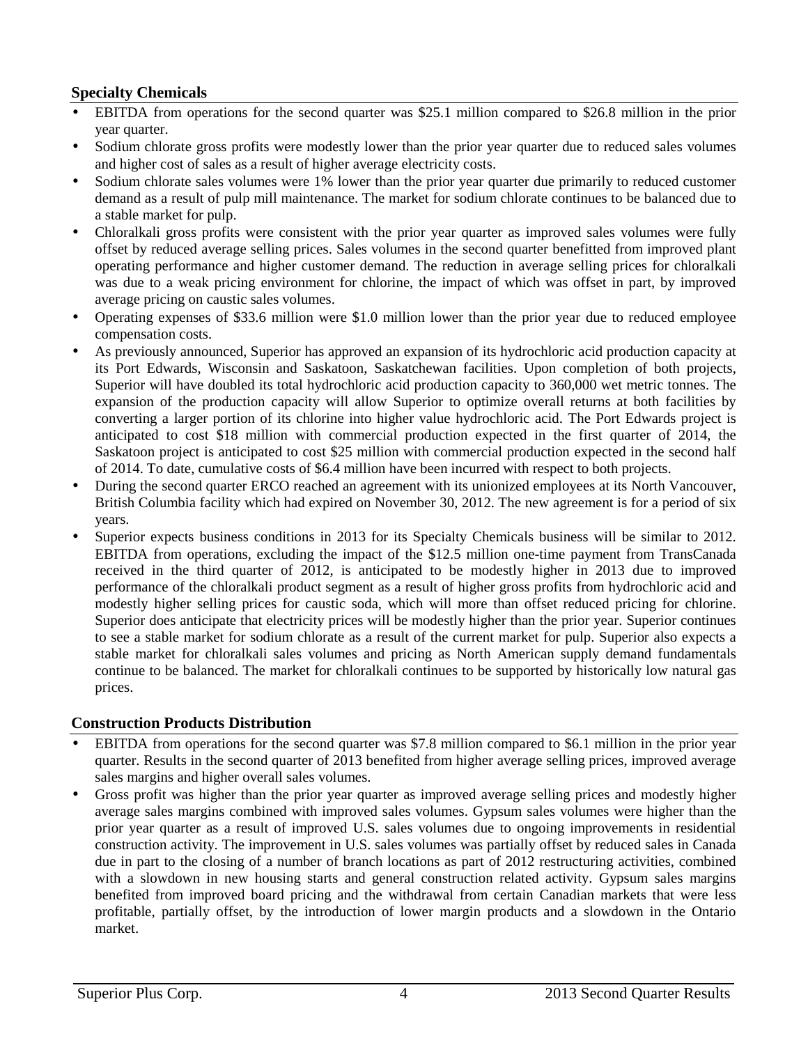## Specialty Chemicals

- EBITDA from operations for the second quarter was $25.1 million compared to $26.8 million in the prior year quarter.
- Sodium chlorate gross profits were modestly lower than the prior year quarter due to reduced sales volumes and higher cost of sales as a result of higher average electricity costs.
- Sodium chlorate sales volumes were 1% lower than the prior year quarter due primarily to reduced customer demand as a result of pulp mill maintenance. The market for sodium chlorate continues to be balanced due to a stable market for pulp.
- Chloralkali gross profits were consistent with the prior year quarter as improved sales volumes were fully offset by reduced average selling prices. Sales volumes in the second quarter benefitted from improved plant operating performance and higher customer demand. The reduction in average selling prices for chloralkali was due to a weak pricing environment for chlorine, the impact of which was offset in part, by improved average pricing on caustic sales volumes.
- Operating expenses of $33.6 million were $1.0 million lower than the prior year due to reduced employee compensation costs.
- As previously announced, Superior has approved an expansion of its hydrochloric acid production capacity at its Port Edwards, Wisconsin and Saskatoon, Saskatchewan facilities. Upon completion of both projects, Superior will have doubled its total hydrochloric acid production capacity to 360,000 wet metric tonnes. The expansion of the production capacity will allow Superior to optimize overall returns at both facilities by converting a larger portion of its chlorine into higher value hydrochloric acid. The Port Edwards project is anticipated to cost $18 million with commercial production expected in the first quarter of 2014, the Saskatoon project is anticipated to cost $25 million with commercial production expected in the second half of 2014. To date, cumulative costs of $6.4 million have been incurred with respect to both projects.
- During the second quarter ERCO reached an agreement with its unionized employees at its North Vancouver, British Columbia facility which had expired on November 30, 2012. The new agreement is for a period of six years.
- Superior expects business conditions in 2013 for its Specialty Chemicals business will be similar to 2012. EBITDA from operations, excluding the impact of the $12.5 million one-time payment from TransCanada received in the third quarter of 2012, is anticipated to be modestly higher in 2013 due to improved performance of the chloralkali product segment as a result of higher gross profits from hydrochloric acid and modestly higher selling prices for caustic soda, which will more than offset reduced pricing for chlorine. Superior does anticipate that electricity prices will be modestly higher than the prior year. Superior continues to see a stable market for sodium chlorate as a result of the current market for pulp. Superior also expects a stable market for chloralkali sales volumes and pricing as North American supply demand fundamentals continue to be balanced. The market for chloralkali continues to be supported by historically low natural gas prices.

## Construction Products Distribution

- EBITDA from operations for the second quarter was $7.8 million compared to $6.1 million in the prior year quarter. Results in the second quarter of 2013 benefited from higher average selling prices, improved average sales margins and higher overall sales volumes.
- Gross profit was higher than the prior year quarter as improved average selling prices and modestly higher average sales margins combined with improved sales volumes. Gypsum sales volumes were higher than the prior year quarter as a result of improved U.S. sales volumes due to ongoing improvements in residential construction activity. The improvement in U.S. sales volumes was partially offset by reduced sales in Canada due in part to the closing of a number of branch locations as part of 2012 restructuring activities, combined with a slowdown in new housing starts and general construction related activity. Gypsum sales margins benefited from improved board pricing and the withdrawal from certain Canadian markets that were less profitable, partially offset, by the introduction of lower margin products and a slowdown in the Ontario market.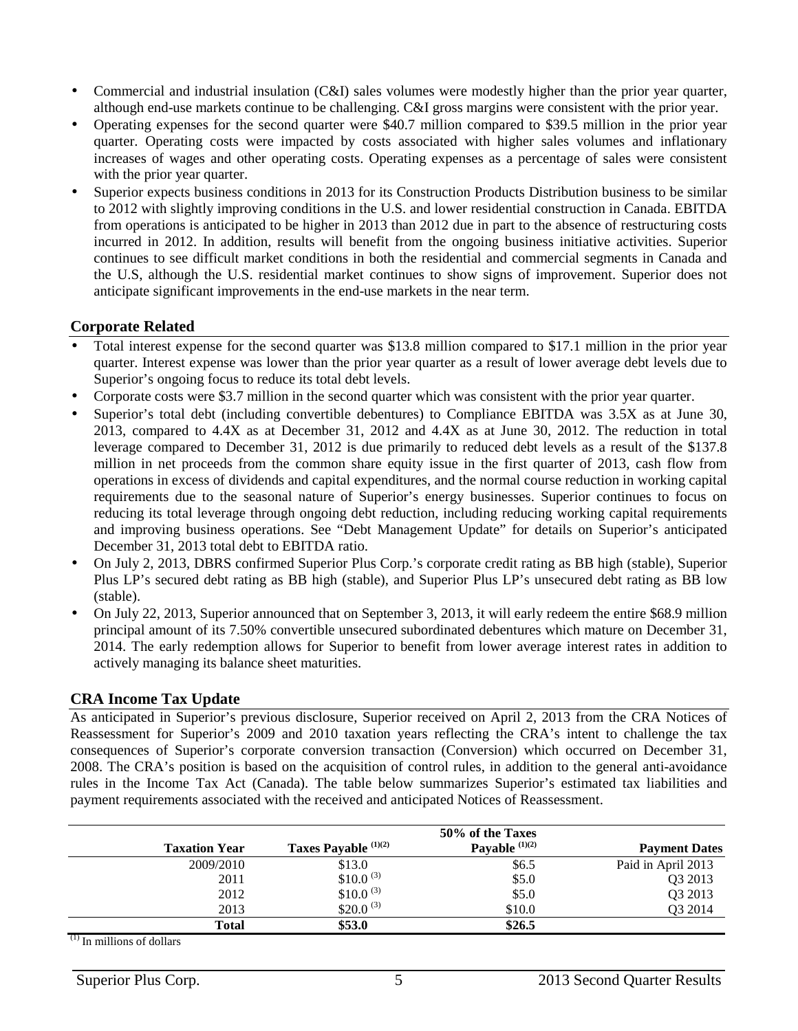- Commercial and industrial insulation (C&I) sales volumes were modestly higher than the prior year quarter, although end-use markets continue to be challenging. C&I gross margins were consistent with the prior year.
- Operating expenses for the second quarter were $40.7 million compared to $39.5 million in the prior year quarter. Operating costs were impacted by costs associated with higher sales volumes and inflationary increases of wages and other operating costs. Operating expenses as a percentage of sales were consistent with the prior year quarter.
- Superior expects business conditions in 2013 for its Construction Products Distribution business to be similar to 2012 with slightly improving conditions in the U.S. and lower residential construction in Canada. EBITDA from operations is anticipated to be higher in 2013 than 2012 due in part to the absence of restructuring costs incurred in 2012. In addition, results will benefit from the ongoing business initiative activities. Superior continues to see difficult market conditions in both the residential and commercial segments in Canada and the U.S, although the U.S. residential market continues to show signs of improvement. Superior does not anticipate significant improvements in the end-use markets in the near term.

## Corporate Related

- Total interest expense for the second quarter was $13.8 million compared to $17.1 million in the prior year quarter. Interest expense was lower than the prior year quarter as a result of lower average debt levels due to Superior's ongoing focus to reduce its total debt levels.
- Corporate costs were $3.7 million in the second quarter which was consistent with the prior year quarter.
- Superior's total debt (including convertible debentures) to Compliance EBITDA was 3.5X as at June 30, 2013, compared to 4.4X as at December 31, 2012 and 4.4X as at June 30, 2012. The reduction in total leverage compared to December 31, 2012 is due primarily to reduced debt levels as a result of the $137.8 million in net proceeds from the common share equity issue in the first quarter of 2013, cash flow from operations in excess of dividends and capital expenditures, and the normal course reduction in working capital requirements due to the seasonal nature of Superior's energy businesses. Superior continues to focus on reducing its total leverage through ongoing debt reduction, including reducing working capital requirements and improving business operations. See "Debt Management Update" for details on Superior's anticipated December 31, 2013 total debt to EBITDA ratio.
- On July 2, 2013, DBRS confirmed Superior Plus Corp.'s corporate credit rating as BB high (stable), Superior Plus LP's secured debt rating as BB high (stable), and Superior Plus LP's unsecured debt rating as BB low (stable).
- On July 22, 2013, Superior announced that on September 3, 2013, it will early redeem the entire $68.9 million principal amount of its 7.50% convertible unsecured subordinated debentures which mature on December 31, 2014. The early redemption allows for Superior to benefit from lower average interest rates in addition to actively managing its balance sheet maturities.

## CRA Income Tax Update

As anticipated in Superior's previous disclosure, Superior received on April 2, 2013 from the CRA Notices of Reassessment for Superior's 2009 and 2010 taxation years reflecting the CRA's intent to challenge the tax consequences of Superior's corporate conversion transaction (Conversion) which occurred on December 31, 2008. The CRA's position is based on the acquisition of control rules, in addition to the general anti-avoidance rules in the Income Tax Act (Canada). The table below summarizes Superior's estimated tax liabilities and payment requirements associated with the received and anticipated Notices of Reassessment.

| Taxation Year | Taxes Payable (1)(2) | 50% of the Taxes Payable (1)(2) | Payment Dates |
|---|---|---|---|
| 2009/2010 | $13.0 | $6.5 | Paid in April 2013 |
| 2011 | $10.0 (3) | $5.0 | Q3 2013 |
| 2012 | $10.0 (3) | $5.0 | Q3 2013 |
| 2013 | $20.0 (3) | $10.0 | Q3 2014 |
| **Total** | **$53.0** | **$26.5** | |

(1) In millions of dollars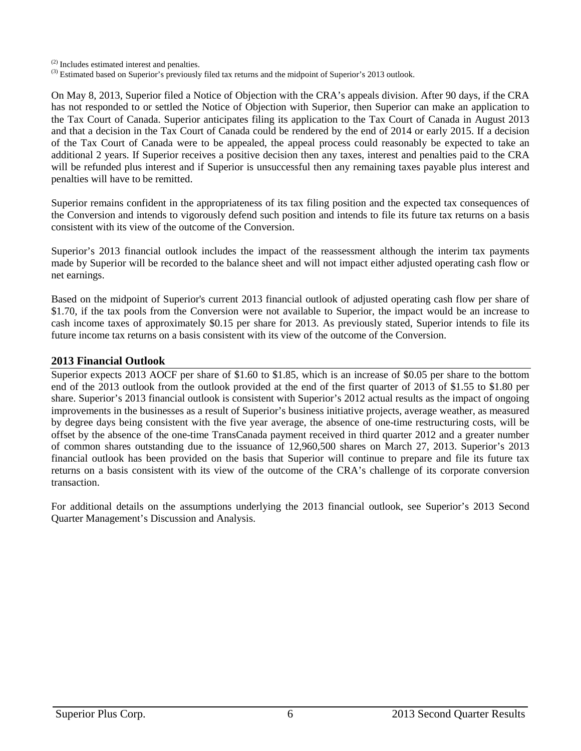(2) Includes estimated interest and penalties.
(3) Estimated based on Superior's previously filed tax returns and the midpoint of Superior's 2013 outlook.

On May 8, 2013, Superior filed a Notice of Objection with the CRA's appeals division. After 90 days, if the CRA has not responded to or settled the Notice of Objection with Superior, then Superior can make an application to the Tax Court of Canada. Superior anticipates filing its application to the Tax Court of Canada in August 2013 and that a decision in the Tax Court of Canada could be rendered by the end of 2014 or early 2015. If a decision of the Tax Court of Canada were to be appealed, the appeal process could reasonably be expected to take an additional 2 years. If Superior receives a positive decision then any taxes, interest and penalties paid to the CRA will be refunded plus interest and if Superior is unsuccessful then any remaining taxes payable plus interest and penalties will have to be remitted.

Superior remains confident in the appropriateness of its tax filing position and the expected tax consequences of the Conversion and intends to vigorously defend such position and intends to file its future tax returns on a basis consistent with its view of the outcome of the Conversion.

Superior's 2013 financial outlook includes the impact of the reassessment although the interim tax payments made by Superior will be recorded to the balance sheet and will not impact either adjusted operating cash flow or net earnings.

Based on the midpoint of Superior's current 2013 financial outlook of adjusted operating cash flow per share of \$1.70, if the tax pools from the Conversion were not available to Superior, the impact would be an increase to cash income taxes of approximately \$0.15 per share for 2013. As previously stated, Superior intends to file its future income tax returns on a basis consistent with its view of the outcome of the Conversion.

## 2013 Financial Outlook

Superior expects 2013 AOCF per share of \$1.60 to \$1.85, which is an increase of \$0.05 per share to the bottom end of the 2013 outlook from the outlook provided at the end of the first quarter of 2013 of \$1.55 to \$1.80 per share. Superior's 2013 financial outlook is consistent with Superior's 2012 actual results as the impact of ongoing improvements in the businesses as a result of Superior's business initiative projects, average weather, as measured by degree days being consistent with the five year average, the absence of one-time restructuring costs, will be offset by the absence of the one-time TransCanada payment received in third quarter 2012 and a greater number of common shares outstanding due to the issuance of 12,960,500 shares on March 27, 2013. Superior's 2013 financial outlook has been provided on the basis that Superior will continue to prepare and file its future tax returns on a basis consistent with its view of the outcome of the CRA's challenge of its corporate conversion transaction.

For additional details on the assumptions underlying the 2013 financial outlook, see Superior's 2013 Second Quarter Management's Discussion and Analysis.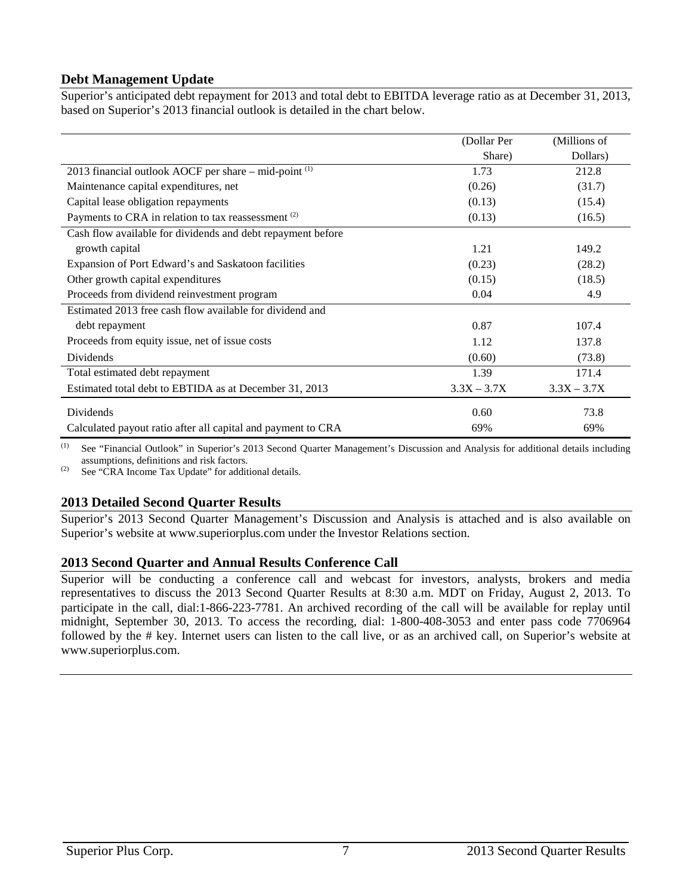## Debt Management Update

Superior's anticipated debt repayment for 2013 and total debt to EBITDA leverage ratio as at December 31, 2013, based on Superior's 2013 financial outlook is detailed in the chart below.

| | (Dollar Per Share) | (Millions of Dollars) |
|---|---|---|
| 2013 financial outlook AOCF per share – mid-point [(1)] | 1.73 | 212.8 |
| Maintenance capital expenditures, net | (0.26) | (31.7) |
| Capital lease obligation repayments | (0.13) | (15.4) |
| Payments to CRA in relation to tax reassessment [(2)] | (0.13) | (16.5) |
| Cash flow available for dividends and debt repayment before growth capital | 1.21 | 149.2 |
| Expansion of Port Edward's and Saskatoon facilities | (0.23) | (28.2) |
| Other growth capital expenditures | (0.15) | (18.5) |
| Proceeds from dividend reinvestment program | 0.04 | 4.9 |
| Estimated 2013 free cash flow available for dividend and debt repayment | 0.87 | 107.4 |
| Proceeds from equity issue, net of issue costs | 1.12 | 137.8 |
| Dividends | (0.60) | (73.8) |
| Total estimated debt repayment | 1.39 | 171.4 |
| Estimated total debt to EBTIDA as at December 31, 2013 | 3.3X – 3.7X | 3.3X – 3.7X |
| Dividends | 0.60 | 73.8 |
| Calculated payout ratio after all capital and payment to CRA | 69% | 69% |

(1) See "Financial Outlook" in Superior's 2013 Second Quarter Management's Discussion and Analysis for additional details including assumptions, definitions and risk factors.

(2) See "CRA Income Tax Update" for additional details.

## 2013 Detailed Second Quarter Results

Superior's 2013 Second Quarter Management's Discussion and Analysis is attached and is also available on Superior's website at www.superiorplus.com under the Investor Relations section.

## 2013 Second Quarter and Annual Results Conference Call

Superior will be conducting a conference call and webcast for investors, analysts, brokers and media representatives to discuss the 2013 Second Quarter Results at 8:30 a.m. MDT on Friday, August 2, 2013. To participate in the call, dial:1-866-223-7781. An archived recording of the call will be available for replay until midnight, September 30, 2013. To access the recording, dial: 1-800-408-3053 and enter pass code 7706964 followed by the # key. Internet users can listen to the call live, or as an archived call, on Superior's website at www.superiorplus.com.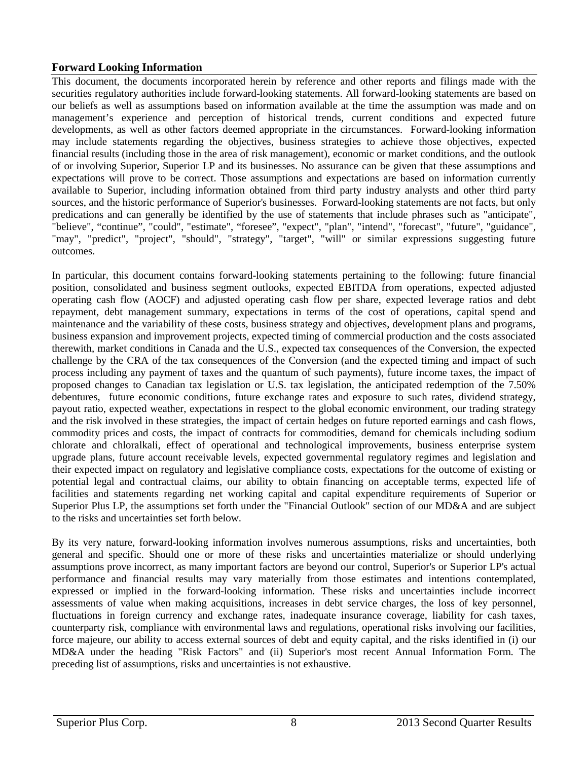## Forward Looking Information

This document, the documents incorporated herein by reference and other reports and filings made with the securities regulatory authorities include forward-looking statements. All forward-looking statements are based on our beliefs as well as assumptions based on information available at the time the assumption was made and on management's experience and perception of historical trends, current conditions and expected future developments, as well as other factors deemed appropriate in the circumstances. Forward-looking information may include statements regarding the objectives, business strategies to achieve those objectives, expected financial results (including those in the area of risk management), economic or market conditions, and the outlook of or involving Superior, Superior LP and its businesses. No assurance can be given that these assumptions and expectations will prove to be correct. Those assumptions and expectations are based on information currently available to Superior, including information obtained from third party industry analysts and other third party sources, and the historic performance of Superior's businesses. Forward-looking statements are not facts, but only predications and can generally be identified by the use of statements that include phrases such as "anticipate", "believe", "continue", "could", "estimate", "foresee", "expect", "plan", "intend", "forecast", "future", "guidance", "may", "predict", "project", "should", "strategy", "target", "will" or similar expressions suggesting future outcomes.

In particular, this document contains forward-looking statements pertaining to the following: future financial position, consolidated and business segment outlooks, expected EBITDA from operations, expected adjusted operating cash flow (AOCF) and adjusted operating cash flow per share, expected leverage ratios and debt repayment, debt management summary, expectations in terms of the cost of operations, capital spend and maintenance and the variability of these costs, business strategy and objectives, development plans and programs, business expansion and improvement projects, expected timing of commercial production and the costs associated therewith, market conditions in Canada and the U.S., expected tax consequences of the Conversion, the expected challenge by the CRA of the tax consequences of the Conversion (and the expected timing and impact of such process including any payment of taxes and the quantum of such payments), future income taxes, the impact of proposed changes to Canadian tax legislation or U.S. tax legislation, the anticipated redemption of the 7.50% debentures, future economic conditions, future exchange rates and exposure to such rates, dividend strategy, payout ratio, expected weather, expectations in respect to the global economic environment, our trading strategy and the risk involved in these strategies, the impact of certain hedges on future reported earnings and cash flows, commodity prices and costs, the impact of contracts for commodities, demand for chemicals including sodium chlorate and chloralkali, effect of operational and technological improvements, business enterprise system upgrade plans, future account receivable levels, expected governmental regulatory regimes and legislation and their expected impact on regulatory and legislative compliance costs, expectations for the outcome of existing or potential legal and contractual claims, our ability to obtain financing on acceptable terms, expected life of facilities and statements regarding net working capital and capital expenditure requirements of Superior or Superior Plus LP, the assumptions set forth under the "Financial Outlook" section of our MD&A and are subject to the risks and uncertainties set forth below.

By its very nature, forward-looking information involves numerous assumptions, risks and uncertainties, both general and specific. Should one or more of these risks and uncertainties materialize or should underlying assumptions prove incorrect, as many important factors are beyond our control, Superior's or Superior LP's actual performance and financial results may vary materially from those estimates and intentions contemplated, expressed or implied in the forward-looking information. These risks and uncertainties include incorrect assessments of value when making acquisitions, increases in debt service charges, the loss of key personnel, fluctuations in foreign currency and exchange rates, inadequate insurance coverage, liability for cash taxes, counterparty risk, compliance with environmental laws and regulations, operational risks involving our facilities, force majeure, our ability to access external sources of debt and equity capital, and the risks identified in (i) our MD&A under the heading "Risk Factors" and (ii) Superior's most recent Annual Information Form. The preceding list of assumptions, risks and uncertainties is not exhaustive.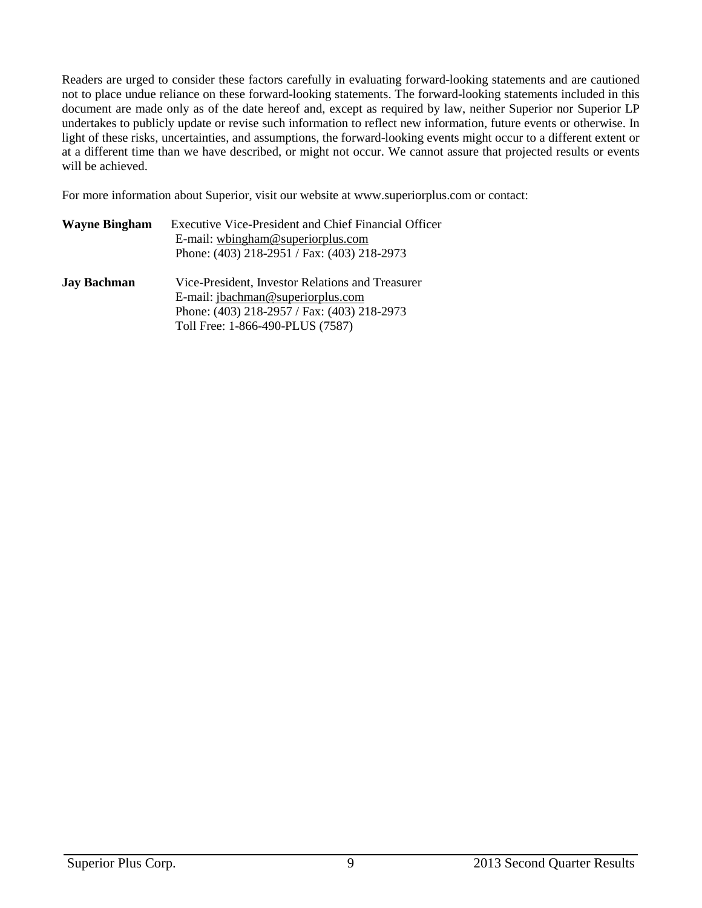Readers are urged to consider these factors carefully in evaluating forward-looking statements and are cautioned not to place undue reliance on these forward-looking statements. The forward-looking statements included in this document are made only as of the date hereof and, except as required by law, neither Superior nor Superior LP undertakes to publicly update or revise such information to reflect new information, future events or otherwise. In light of these risks, uncertainties, and assumptions, the forward-looking events might occur to a different extent or at a different time than we have described, or might not occur. We cannot assure that projected results or events will be achieved.

For more information about Superior, visit our website at www.superiorplus.com or contact:

**Wayne Bingham** Executive Vice-President and Chief Financial Officer
E-mail: wbingham@superiorplus.com
Phone: (403) 218-2951 / Fax: (403) 218-2973

**Jay Bachman** Vice-President, Investor Relations and Treasurer
E-mail: jbachman@superiorplus.com
Phone: (403) 218-2957 / Fax: (403) 218-2973
Toll Free: 1-866-490-PLUS (7587)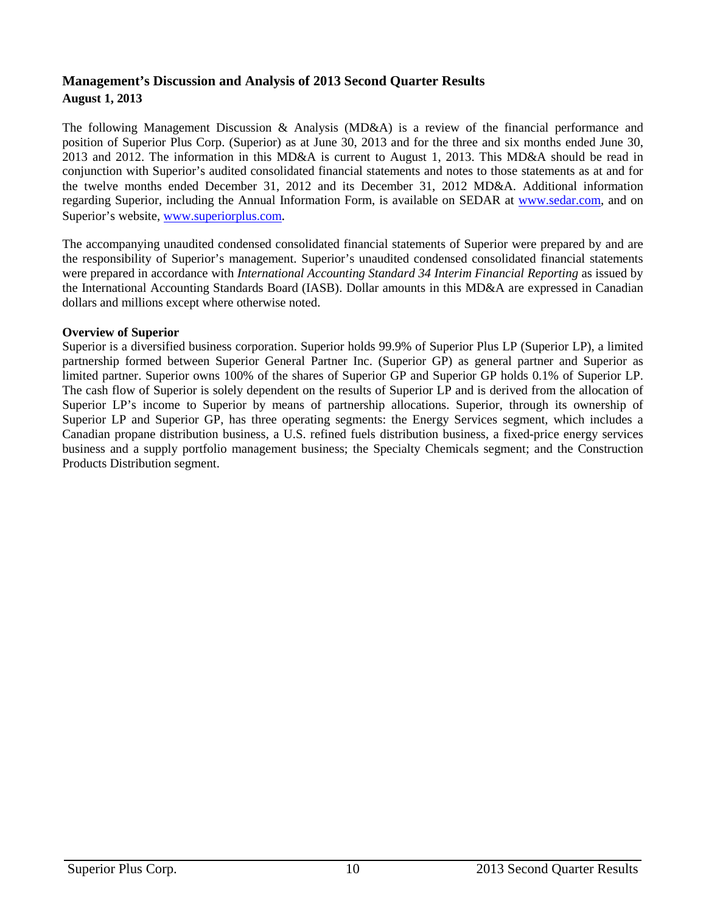## Management's Discussion and Analysis of 2013 Second Quarter Results

**August 1, 2013**

The following Management Discussion & Analysis (MD&A) is a review of the financial performance and position of Superior Plus Corp. (Superior) as at June 30, 2013 and for the three and six months ended June 30, 2013 and 2012. The information in this MD&A is current to August 1, 2013. This MD&A should be read in conjunction with Superior's audited consolidated financial statements and notes to those statements as at and for the twelve months ended December 31, 2012 and its December 31, 2012 MD&A. Additional information regarding Superior, including the Annual Information Form, is available on SEDAR at www.sedar.com, and on Superior's website, www.superiorplus.com.

The accompanying unaudited condensed consolidated financial statements of Superior were prepared by and are the responsibility of Superior's management. Superior's unaudited condensed consolidated financial statements were prepared in accordance with *International Accounting Standard 34 Interim Financial Reporting* as issued by the International Accounting Standards Board (IASB). Dollar amounts in this MD&A are expressed in Canadian dollars and millions except where otherwise noted.

**Overview of Superior**

Superior is a diversified business corporation. Superior holds 99.9% of Superior Plus LP (Superior LP), a limited partnership formed between Superior General Partner Inc. (Superior GP) as general partner and Superior as limited partner. Superior owns 100% of the shares of Superior GP and Superior GP holds 0.1% of Superior LP. The cash flow of Superior is solely dependent on the results of Superior LP and is derived from the allocation of Superior LP's income to Superior by means of partnership allocations. Superior, through its ownership of Superior LP and Superior GP, has three operating segments: the Energy Services segment, which includes a Canadian propane distribution business, a U.S. refined fuels distribution business, a fixed-price energy services business and a supply portfolio management business; the Specialty Chemicals segment; and the Construction Products Distribution segment.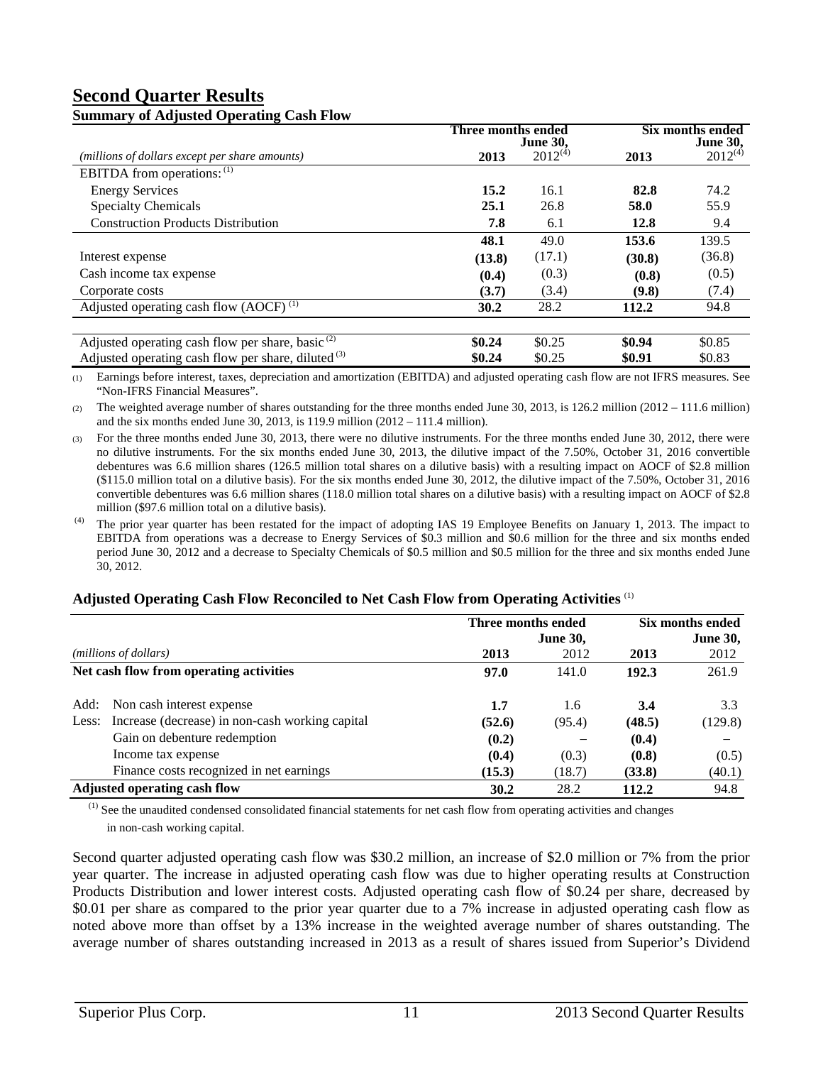## Second Quarter Results

### Summary of Adjusted Operating Cash Flow

| (millions of dollars except per share amounts) | Three months ended June 30, 2013 | Three months ended June 30, 2012[(4)] | Six months ended June 30, 2013 | Six months ended June 30, 2012[(4)] |
|---|---|---|---|---|
| EBITDA from operations: [(1)] | | | | |
| Energy Services | **15.2** | 16.1 | **82.8** | 74.2 |
| Specialty Chemicals | **25.1** | 26.8 | **58.0** | 55.9 |
| Construction Products Distribution | **7.8** | 6.1 | **12.8** | 9.4 |
| | **48.1** | 49.0 | **153.6** | 139.5 |
| Interest expense | **(13.8)** | (17.1) | **(30.8)** | (36.8) |
| Cash income tax expense | **(0.4)** | (0.3) | **(0.8)** | (0.5) |
| Corporate costs | **(3.7)** | (3.4) | **(9.8)** | (7.4) |
| Adjusted operating cash flow (AOCF) [(1)] | **30.2** | 28.2 | **112.2** | 94.8 |
| Adjusted operating cash flow per share, basic [(2)] | **$0.24** | $0.25 | **$0.94** | $0.85 |
| Adjusted operating cash flow per share, diluted [(3)] | **$0.24** | $0.25 | **$0.91** | $0.83 |

(1) Earnings before interest, taxes, depreciation and amortization (EBITDA) and adjusted operating cash flow are not IFRS measures. See "Non-IFRS Financial Measures".

(2) The weighted average number of shares outstanding for the three months ended June 30, 2013, is 126.2 million (2012 – 111.6 million) and the six months ended June 30, 2013, is 119.9 million (2012 – 111.4 million).

(3) For the three months ended June 30, 2013, there were no dilutive instruments. For the three months ended June 30, 2012, there were no dilutive instruments. For the six months ended June 30, 2013, the dilutive impact of the 7.50%, October 31, 2016 convertible debentures was 6.6 million shares (126.5 million total shares on a dilutive basis) with a resulting impact on AOCF of $2.8 million ($115.0 million total on a dilutive basis). For the six months ended June 30, 2012, the dilutive impact of the 7.50%, October 31, 2016 convertible debentures was 6.6 million shares (118.0 million total shares on a dilutive basis) with a resulting impact on AOCF of $2.8 million ($97.6 million total on a dilutive basis).

(4) The prior year quarter has been restated for the impact of adopting IAS 19 Employee Benefits on January 1, 2013. The impact to EBITDA from operations was a decrease to Energy Services of $0.3 million and $0.6 million for the three and six months ended period June 30, 2012 and a decrease to Specialty Chemicals of $0.5 million and $0.5 million for the three and six months ended June 30, 2012.

### Adjusted Operating Cash Flow Reconciled to Net Cash Flow from Operating Activities [(1)]

| | (millions of dollars) | Three months ended June 30, 2013 | Three months ended June 30, 2012 | Six months ended June 30, 2013 | Six months ended June 30, 2012 |
|---|---|---|---|---|---|
| **Net cash flow from operating activities** | | **97.0** | 141.0 | **192.3** | 261.9 |
| Add: | Non cash interest expense | **1.7** | 1.6 | **3.4** | 3.3 |
| Less: | Increase (decrease) in non-cash working capital | **(52.6)** | (95.4) | **(48.5)** | (129.8) |
| | Gain on debenture redemption | **(0.2)** | – | **(0.4)** | – |
| | Income tax expense | **(0.4)** | (0.3) | **(0.8)** | (0.5) |
| | Finance costs recognized in net earnings | **(15.3)** | (18.7) | **(33.8)** | (40.1) |
| **Adjusted operating cash flow** | | **30.2** | 28.2 | **112.2** | 94.8 |

(1) See the unaudited condensed consolidated financial statements for net cash flow from operating activities and changes in non-cash working capital.

Second quarter adjusted operating cash flow was $30.2 million, an increase of $2.0 million or 7% from the prior year quarter. The increase in adjusted operating cash flow was due to higher operating results at Construction Products Distribution and lower interest costs. Adjusted operating cash flow of $0.24 per share, decreased by $0.01 per share as compared to the prior year quarter due to a 7% increase in adjusted operating cash flow as noted above more than offset by a 13% increase in the weighted average number of shares outstanding. The average number of shares outstanding increased in 2013 as a result of shares issued from Superior's Dividend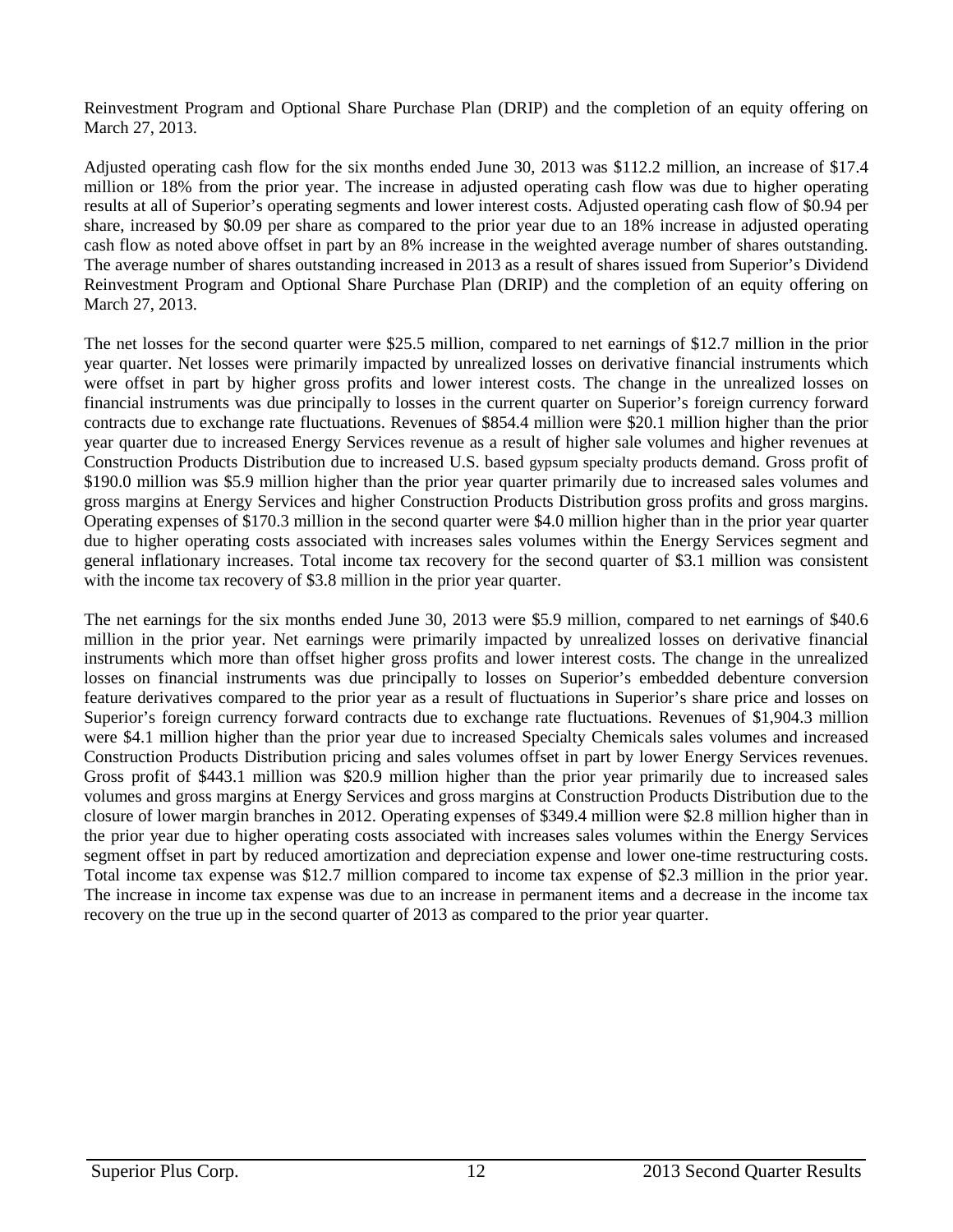Reinvestment Program and Optional Share Purchase Plan (DRIP) and the completion of an equity offering on March 27, 2013.

Adjusted operating cash flow for the six months ended June 30, 2013 was \$112.2 million, an increase of \$17.4 million or 18% from the prior year. The increase in adjusted operating cash flow was due to higher operating results at all of Superior's operating segments and lower interest costs. Adjusted operating cash flow of \$0.94 per share, increased by \$0.09 per share as compared to the prior year due to an 18% increase in adjusted operating cash flow as noted above offset in part by an 8% increase in the weighted average number of shares outstanding. The average number of shares outstanding increased in 2013 as a result of shares issued from Superior's Dividend Reinvestment Program and Optional Share Purchase Plan (DRIP) and the completion of an equity offering on March 27, 2013.

The net losses for the second quarter were \$25.5 million, compared to net earnings of \$12.7 million in the prior year quarter. Net losses were primarily impacted by unrealized losses on derivative financial instruments which were offset in part by higher gross profits and lower interest costs. The change in the unrealized losses on financial instruments was due principally to losses in the current quarter on Superior's foreign currency forward contracts due to exchange rate fluctuations. Revenues of \$854.4 million were \$20.1 million higher than the prior year quarter due to increased Energy Services revenue as a result of higher sale volumes and higher revenues at Construction Products Distribution due to increased U.S. based gypsum specialty products demand. Gross profit of \$190.0 million was \$5.9 million higher than the prior year quarter primarily due to increased sales volumes and gross margins at Energy Services and higher Construction Products Distribution gross profits and gross margins. Operating expenses of \$170.3 million in the second quarter were \$4.0 million higher than in the prior year quarter due to higher operating costs associated with increases sales volumes within the Energy Services segment and general inflationary increases. Total income tax recovery for the second quarter of \$3.1 million was consistent with the income tax recovery of \$3.8 million in the prior year quarter.

The net earnings for the six months ended June 30, 2013 were \$5.9 million, compared to net earnings of \$40.6 million in the prior year. Net earnings were primarily impacted by unrealized losses on derivative financial instruments which more than offset higher gross profits and lower interest costs. The change in the unrealized losses on financial instruments was due principally to losses on Superior's embedded debenture conversion feature derivatives compared to the prior year as a result of fluctuations in Superior's share price and losses on Superior's foreign currency forward contracts due to exchange rate fluctuations. Revenues of \$1,904.3 million were \$4.1 million higher than the prior year due to increased Specialty Chemicals sales volumes and increased Construction Products Distribution pricing and sales volumes offset in part by lower Energy Services revenues. Gross profit of \$443.1 million was \$20.9 million higher than the prior year primarily due to increased sales volumes and gross margins at Energy Services and gross margins at Construction Products Distribution due to the closure of lower margin branches in 2012. Operating expenses of \$349.4 million were \$2.8 million higher than in the prior year due to higher operating costs associated with increases sales volumes within the Energy Services segment offset in part by reduced amortization and depreciation expense and lower one-time restructuring costs. Total income tax expense was \$12.7 million compared to income tax expense of \$2.3 million in the prior year. The increase in income tax expense was due to an increase in permanent items and a decrease in the income tax recovery on the true up in the second quarter of 2013 as compared to the prior year quarter.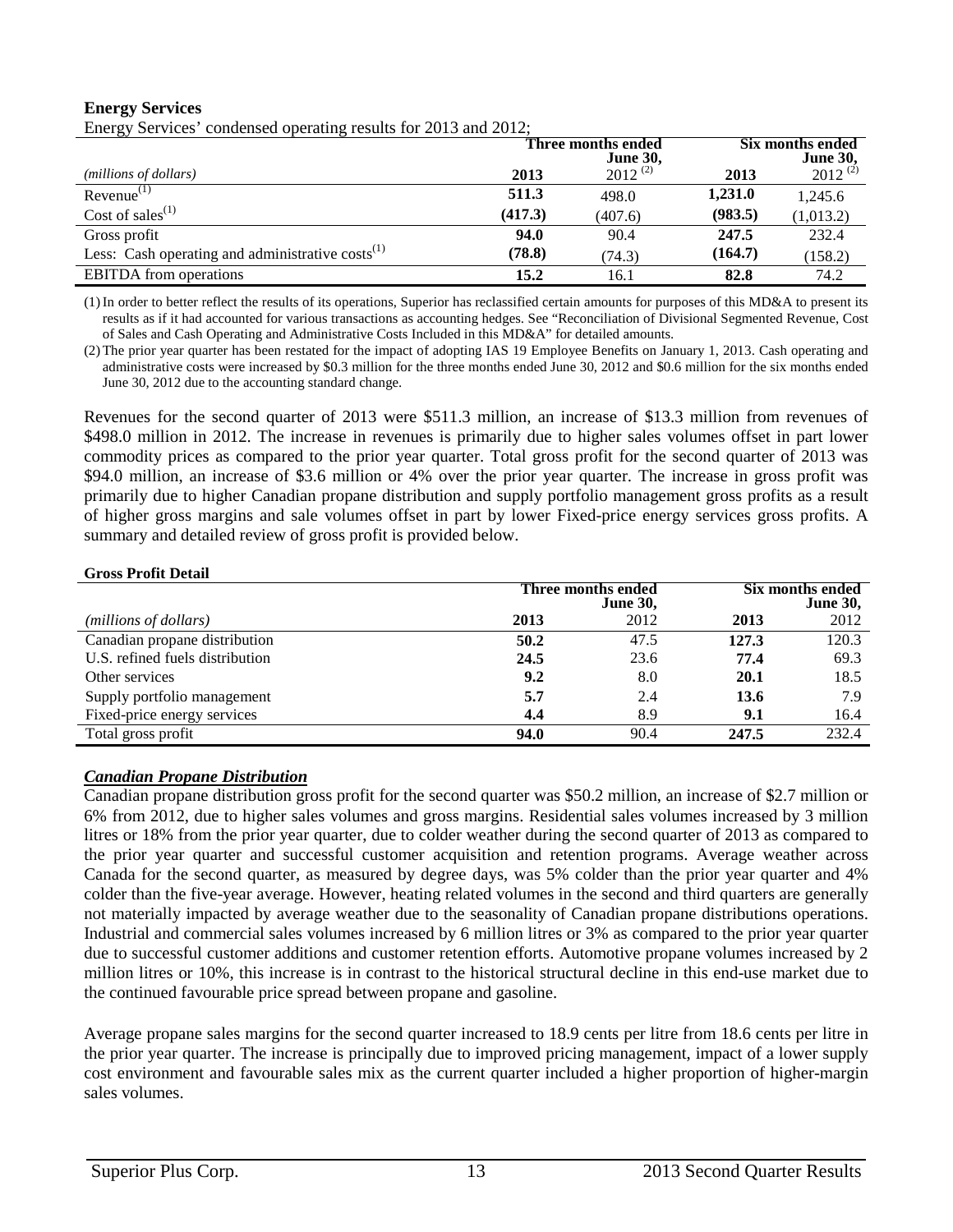**Energy Services**

Energy Services' condensed operating results for 2013 and 2012;

| | Three months ended June 30, | | Six months ended June 30, | |
|---|---|---|---|---|
| *(millions of dollars)* | **2013** | 2012 [(2)] | **2013** | 2012 [(2)] |
| Revenue[(1)] | **511.3** | 498.0 | **1,231.0** | 1,245.6 |
| Cost of sales[(1)] | **(417.3)** | (407.6) | **(983.5)** | (1,013.2) |
| Gross profit | **94.0** | 90.4 | **247.5** | 232.4 |
| Less: Cash operating and administrative costs[(1)] | **(78.8)** | (74.3) | **(164.7)** | (158.2) |
| EBITDA from operations | **15.2** | 16.1 | **82.8** | 74.2 |

(1) In order to better reflect the results of its operations, Superior has reclassified certain amounts for purposes of this MD&A to present its results as if it had accounted for various transactions as accounting hedges. See "Reconciliation of Divisional Segmented Revenue, Cost of Sales and Cash Operating and Administrative Costs Included in this MD&A" for detailed amounts.

(2) The prior year quarter has been restated for the impact of adopting IAS 19 Employee Benefits on January 1, 2013. Cash operating and administrative costs were increased by $0.3 million for the three months ended June 30, 2012 and $0.6 million for the six months ended June 30, 2012 due to the accounting standard change.

Revenues for the second quarter of 2013 were $511.3 million, an increase of $13.3 million from revenues of $498.0 million in 2012. The increase in revenues is primarily due to higher sales volumes offset in part lower commodity prices as compared to the prior year quarter. Total gross profit for the second quarter of 2013 was $94.0 million, an increase of $3.6 million or 4% over the prior year quarter. The increase in gross profit was primarily due to higher Canadian propane distribution and supply portfolio management gross profits as a result of higher gross margins and sale volumes offset in part by lower Fixed-price energy services gross profits. A summary and detailed review of gross profit is provided below.

**Gross Profit Detail**

| | Three months ended June 30, | | Six months ended June 30, | |
|---|---|---|---|---|
| *(millions of dollars)* | **2013** | 2012 | **2013** | 2012 |
| Canadian propane distribution | **50.2** | 47.5 | **127.3** | 120.3 |
| U.S. refined fuels distribution | **24.5** | 23.6 | **77.4** | 69.3 |
| Other services | **9.2** | 8.0 | **20.1** | 18.5 |
| Supply portfolio management | **5.7** | 2.4 | **13.6** | 7.9 |
| Fixed-price energy services | **4.4** | 8.9 | **9.1** | 16.4 |
| Total gross profit | **94.0** | 90.4 | **247.5** | 232.4 |

### ***Canadian Propane Distribution***

Canadian propane distribution gross profit for the second quarter was $50.2 million, an increase of $2.7 million or 6% from 2012, due to higher sales volumes and gross margins. Residential sales volumes increased by 3 million litres or 18% from the prior year quarter, due to colder weather during the second quarter of 2013 as compared to the prior year quarter and successful customer acquisition and retention programs. Average weather across Canada for the second quarter, as measured by degree days, was 5% colder than the prior year quarter and 4% colder than the five-year average. However, heating related volumes in the second and third quarters are generally not materially impacted by average weather due to the seasonality of Canadian propane distributions operations. Industrial and commercial sales volumes increased by 6 million litres or 3% as compared to the prior year quarter due to successful customer additions and customer retention efforts. Automotive propane volumes increased by 2 million litres or 10%, this increase is in contrast to the historical structural decline in this end-use market due to the continued favourable price spread between propane and gasoline.

Average propane sales margins for the second quarter increased to 18.9 cents per litre from 18.6 cents per litre in the prior year quarter. The increase is principally due to improved pricing management, impact of a lower supply cost environment and favourable sales mix as the current quarter included a higher proportion of higher-margin sales volumes.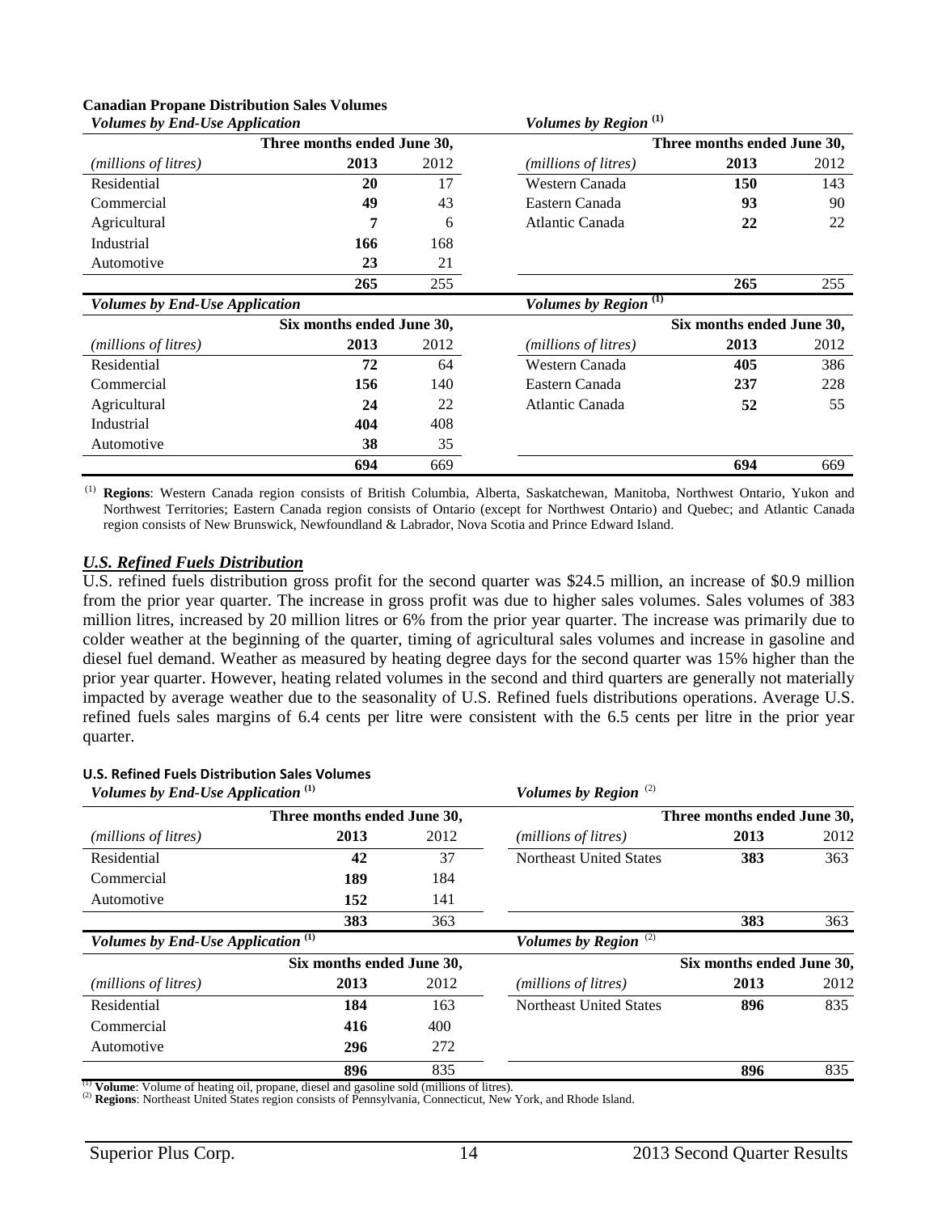**Canadian Propane Distribution Sales Volumes**

| *Volumes by End-Use Application* | | | *Volumes by Region* [(1)] | | |
|---|---|---|---|---|---|
| | **Three months ended June 30,** | | | **Three months ended June 30,** | |
| *(millions of litres)* | **2013** | 2012 | *(millions of litres)* | **2013** | 2012 |
| Residential | **20** | 17 | Western Canada | **150** | 143 |
| Commercial | **49** | 43 | Eastern Canada | **93** | 90 |
| Agricultural | **7** | 6 | Atlantic Canada | **22** | 22 |
| Industrial | **166** | 168 | | | |
| Automotive | **23** | 21 | | | |
| | **265** | 255 | | **265** | 255 |

| *Volumes by End-Use Application* | | | *Volumes by Region* [(1)] | | |
|---|---|---|---|---|---|
| | **Six months ended June 30,** | | | **Six months ended June 30,** | |
| *(millions of litres)* | **2013** | 2012 | *(millions of litres)* | **2013** | 2012 |
| Residential | **72** | 64 | Western Canada | **405** | 386 |
| Commercial | **156** | 140 | Eastern Canada | **237** | 228 |
| Agricultural | **24** | 22 | Atlantic Canada | **52** | 55 |
| Industrial | **404** | 408 | | | |
| Automotive | **38** | 35 | | | |
| | **694** | 669 | | **694** | 669 |

(1) **Regions**: Western Canada region consists of British Columbia, Alberta, Saskatchewan, Manitoba, Northwest Ontario, Yukon and Northwest Territories; Eastern Canada region consists of Ontario (except for Northwest Ontario) and Quebec; and Atlantic Canada region consists of New Brunswick, Newfoundland & Labrador, Nova Scotia and Prince Edward Island.

### ***U.S. Refined Fuels Distribution***

U.S. refined fuels distribution gross profit for the second quarter was $24.5 million, an increase of $0.9 million from the prior year quarter. The increase in gross profit was due to higher sales volumes. Sales volumes of 383 million litres, increased by 20 million litres or 6% from the prior year quarter. The increase was primarily due to colder weather at the beginning of the quarter, timing of agricultural sales volumes and increase in gasoline and diesel fuel demand. Weather as measured by heating degree days for the second quarter was 15% higher than the prior year quarter. However, heating related volumes in the second and third quarters are generally not materially impacted by average weather due to the seasonality of U.S. Refined fuels distributions operations. Average U.S. refined fuels sales margins of 6.4 cents per litre were consistent with the 6.5 cents per litre in the prior year quarter.

**U.S. Refined Fuels Distribution Sales Volumes**

| *Volumes by End-Use Application* [(1)] | | | *Volumes by Region* [(2)] | | |
|---|---|---|---|---|---|
| | **Three months ended June 30,** | | | **Three months ended June 30,** | |
| *(millions of litres)* | **2013** | 2012 | *(millions of litres)* | **2013** | 2012 |
| Residential | **42** | 37 | Northeast United States | **383** | 363 |
| Commercial | **189** | 184 | | | |
| Automotive | **152** | 141 | | | |
| | **383** | 363 | | **383** | 363 |

| *Volumes by End-Use Application* [(1)] | | | *Volumes by Region* [(2)] | | |
|---|---|---|---|---|---|
| | **Six months ended June 30,** | | | **Six months ended June 30,** | |
| *(millions of litres)* | **2013** | 2012 | *(millions of litres)* | **2013** | 2012 |
| Residential | **184** | 163 | Northeast United States | **896** | 835 |
| Commercial | **416** | 400 | | | |
| Automotive | **296** | 272 | | | |
| | **896** | 835 | | **896** | 835 |

(1) **Volume**: Volume of heating oil, propane, diesel and gasoline sold (millions of litres).
(2) **Regions**: Northeast United States region consists of Pennsylvania, Connecticut, New York, and Rhode Island.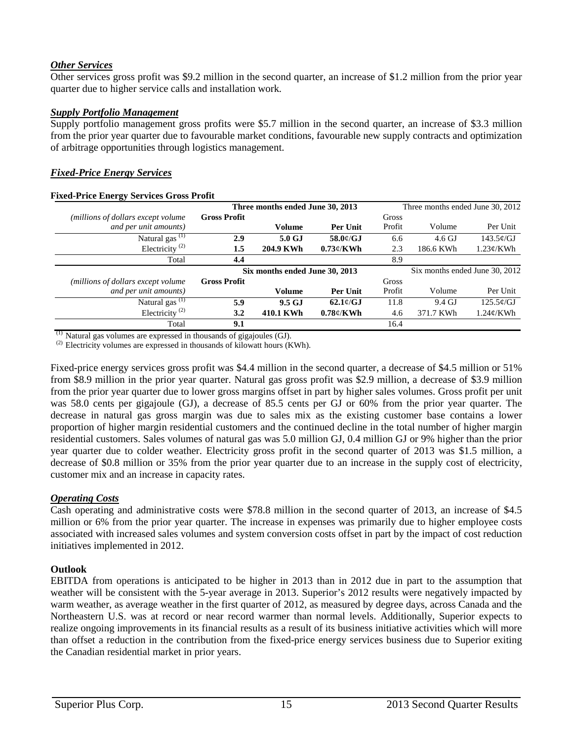### *Other Services*

Other services gross profit was $9.2 million in the second quarter, an increase of $1.2 million from the prior year quarter due to higher service calls and installation work.

### *Supply Portfolio Management*

Supply portfolio management gross profits were $5.7 million in the second quarter, an increase of $3.3 million from the prior year quarter due to favourable market conditions, favourable new supply contracts and optimization of arbitrage opportunities through logistics management.

### *Fixed-Price Energy Services*

**Fixed-Price Energy Services Gross Profit**

| | **Three months ended June 30, 2013** | | | Three months ended June 30, 2012 | | |
|---|---|---|---|---|---|---|
| *(millions of dollars except volume and per unit amounts)* | **Gross Profit** | **Volume** | **Per Unit** | Gross Profit | Volume | Per Unit |
| Natural gas (1) | **2.9** | **5.0 GJ** | **58.0¢/GJ** | 6.6 | 4.6 GJ | 143.5¢/GJ |
| Electricity (2) | **1.5** | **204.9 KWh** | **0.73¢/KWh** | 2.3 | 186.6 KWh | 1.23¢/KWh |
| Total | **4.4** | | | 8.9 | | |
| | **Six months ended June 30, 2013** | | | Six months ended June 30, 2012 | | |
| *(millions of dollars except volume and per unit amounts)* | **Gross Profit** | **Volume** | **Per Unit** | Gross Profit | Volume | Per Unit |
| Natural gas (1) | **5.9** | **9.5 GJ** | **62.1¢/GJ** | 11.8 | 9.4 GJ | 125.5¢/GJ |
| Electricity (2) | **3.2** | **410.1 KWh** | **0.78¢/KWh** | 4.6 | 371.7 KWh | 1.24¢/KWh |
| Total | **9.1** | | | 16.4 | | |

(1) Natural gas volumes are expressed in thousands of gigajoules (GJ).
(2) Electricity volumes are expressed in thousands of kilowatt hours (KWh).

Fixed-price energy services gross profit was $4.4 million in the second quarter, a decrease of $4.5 million or 51% from $8.9 million in the prior year quarter. Natural gas gross profit was $2.9 million, a decrease of $3.9 million from the prior year quarter due to lower gross margins offset in part by higher sales volumes. Gross profit per unit was 58.0 cents per gigajoule (GJ), a decrease of 85.5 cents per GJ or 60% from the prior year quarter. The decrease in natural gas gross margin was due to sales mix as the existing customer base contains a lower proportion of higher margin residential customers and the continued decline in the total number of higher margin residential customers. Sales volumes of natural gas was 5.0 million GJ, 0.4 million GJ or 9% higher than the prior year quarter due to colder weather. Electricity gross profit in the second quarter of 2013 was $1.5 million, a decrease of $0.8 million or 35% from the prior year quarter due to an increase in the supply cost of electricity, customer mix and an increase in capacity rates.

### *Operating Costs*

Cash operating and administrative costs were $78.8 million in the second quarter of 2013, an increase of $4.5 million or 6% from the prior year quarter. The increase in expenses was primarily due to higher employee costs associated with increased sales volumes and system conversion costs offset in part by the impact of cost reduction initiatives implemented in 2012.

**Outlook**

EBITDA from operations is anticipated to be higher in 2013 than in 2012 due in part to the assumption that weather will be consistent with the 5-year average in 2013. Superior's 2012 results were negatively impacted by warm weather, as average weather in the first quarter of 2012, as measured by degree days, across Canada and the Northeastern U.S. was at record or near record warmer than normal levels. Additionally, Superior expects to realize ongoing improvements in its financial results as a result of its business initiative activities which will more than offset a reduction in the contribution from the fixed-price energy services business due to Superior exiting the Canadian residential market in prior years.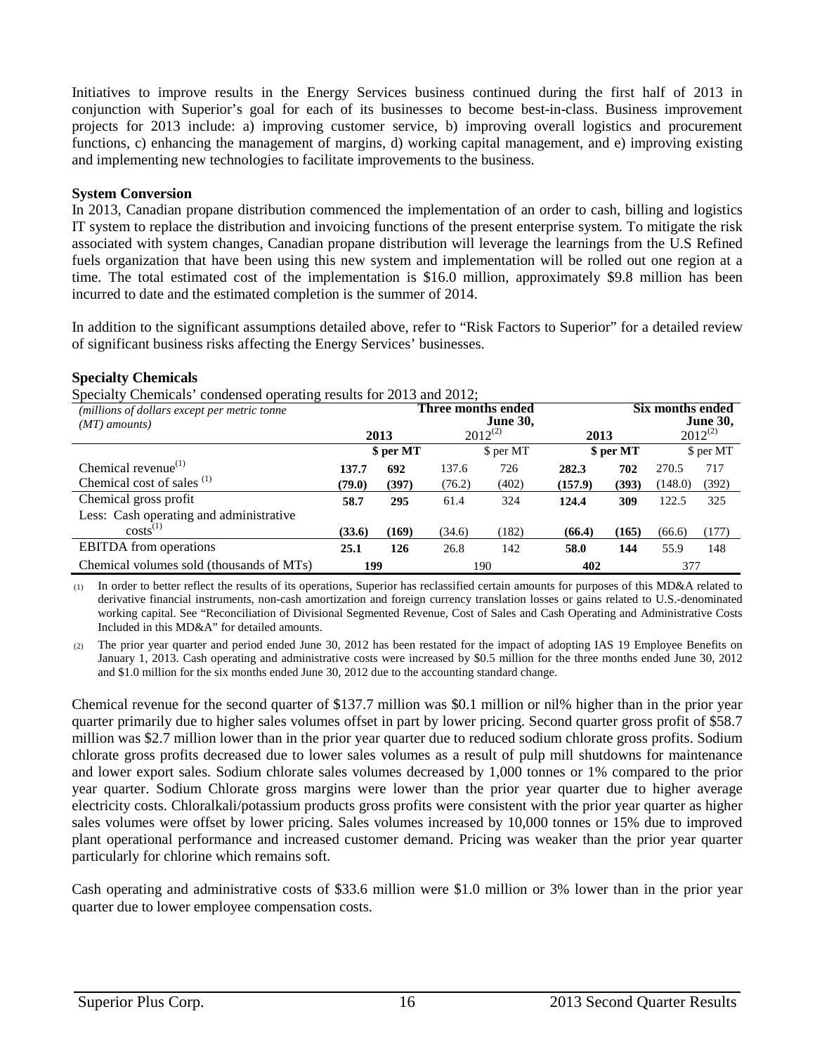Initiatives to improve results in the Energy Services business continued during the first half of 2013 in conjunction with Superior's goal for each of its businesses to become best-in-class. Business improvement projects for 2013 include: a) improving customer service, b) improving overall logistics and procurement functions, c) enhancing the management of margins, d) working capital management, and e) improving existing and implementing new technologies to facilitate improvements to the business.

**System Conversion**

In 2013, Canadian propane distribution commenced the implementation of an order to cash, billing and logistics IT system to replace the distribution and invoicing functions of the present enterprise system. To mitigate the risk associated with system changes, Canadian propane distribution will leverage the learnings from the U.S Refined fuels organization that have been using this new system and implementation will be rolled out one region at a time. The total estimated cost of the implementation is $16.0 million, approximately $9.8 million has been incurred to date and the estimated completion is the summer of 2014.

In addition to the significant assumptions detailed above, refer to "Risk Factors to Superior" for a detailed review of significant business risks affecting the Energy Services' businesses.

**Specialty Chemicals**

Specialty Chemicals' condensed operating results for 2013 and 2012;

| *(millions of dollars except per metric tonne (MT) amounts)* | Three months ended June 30, | | | | Six months ended June 30, | | | |
|---|---|---|---|---|---|---|---|---|
| | **2013** | | 2012[(2)] | | **2013** | | 2012[(2)] | |
| | | **$ per MT** | | $ per MT | | **$ per MT** | | $ per MT |
| Chemical revenue[(1)] | **137.7** | **692** | 137.6 | 726 | **282.3** | **702** | 270.5 | 717 |
| Chemical cost of sales [(1)] | **(79.0)** | **(397)** | (76.2) | (402) | **(157.9)** | **(393)** | (148.0) | (392) |
| Chemical gross profit | **58.7** | **295** | 61.4 | 324 | **124.4** | **309** | 122.5 | 325 |
| Less: Cash operating and administrative costs[(1)] | **(33.6)** | **(169)** | (34.6) | (182) | **(66.4)** | **(165)** | (66.6) | (177) |
| EBITDA from operations | **25.1** | **126** | 26.8 | 142 | **58.0** | **144** | 55.9 | 148 |
| Chemical volumes sold (thousands of MTs) | **199** | | 190 | | **402** | | 377 | |

(1) In order to better reflect the results of its operations, Superior has reclassified certain amounts for purposes of this MD&A related to derivative financial instruments, non-cash amortization and foreign currency translation losses or gains related to U.S.-denominated working capital. See "Reconciliation of Divisional Segmented Revenue, Cost of Sales and Cash Operating and Administrative Costs Included in this MD&A" for detailed amounts.

(2) The prior year quarter and period ended June 30, 2012 has been restated for the impact of adopting IAS 19 Employee Benefits on January 1, 2013. Cash operating and administrative costs were increased by $0.5 million for the three months ended June 30, 2012 and $1.0 million for the six months ended June 30, 2012 due to the accounting standard change.

Chemical revenue for the second quarter of $137.7 million was $0.1 million or nil% higher than in the prior year quarter primarily due to higher sales volumes offset in part by lower pricing. Second quarter gross profit of $58.7 million was $2.7 million lower than in the prior year quarter due to reduced sodium chlorate gross profits. Sodium chlorate gross profits decreased due to lower sales volumes as a result of pulp mill shutdowns for maintenance and lower export sales. Sodium chlorate sales volumes decreased by 1,000 tonnes or 1% compared to the prior year quarter. Sodium Chlorate gross margins were lower than the prior year quarter due to higher average electricity costs. Chloralkali/potassium products gross profits were consistent with the prior year quarter as higher sales volumes were offset by lower pricing. Sales volumes increased by 10,000 tonnes or 15% due to improved plant operational performance and increased customer demand. Pricing was weaker than the prior year quarter particularly for chlorine which remains soft.

Cash operating and administrative costs of $33.6 million were $1.0 million or 3% lower than in the prior year quarter due to lower employee compensation costs.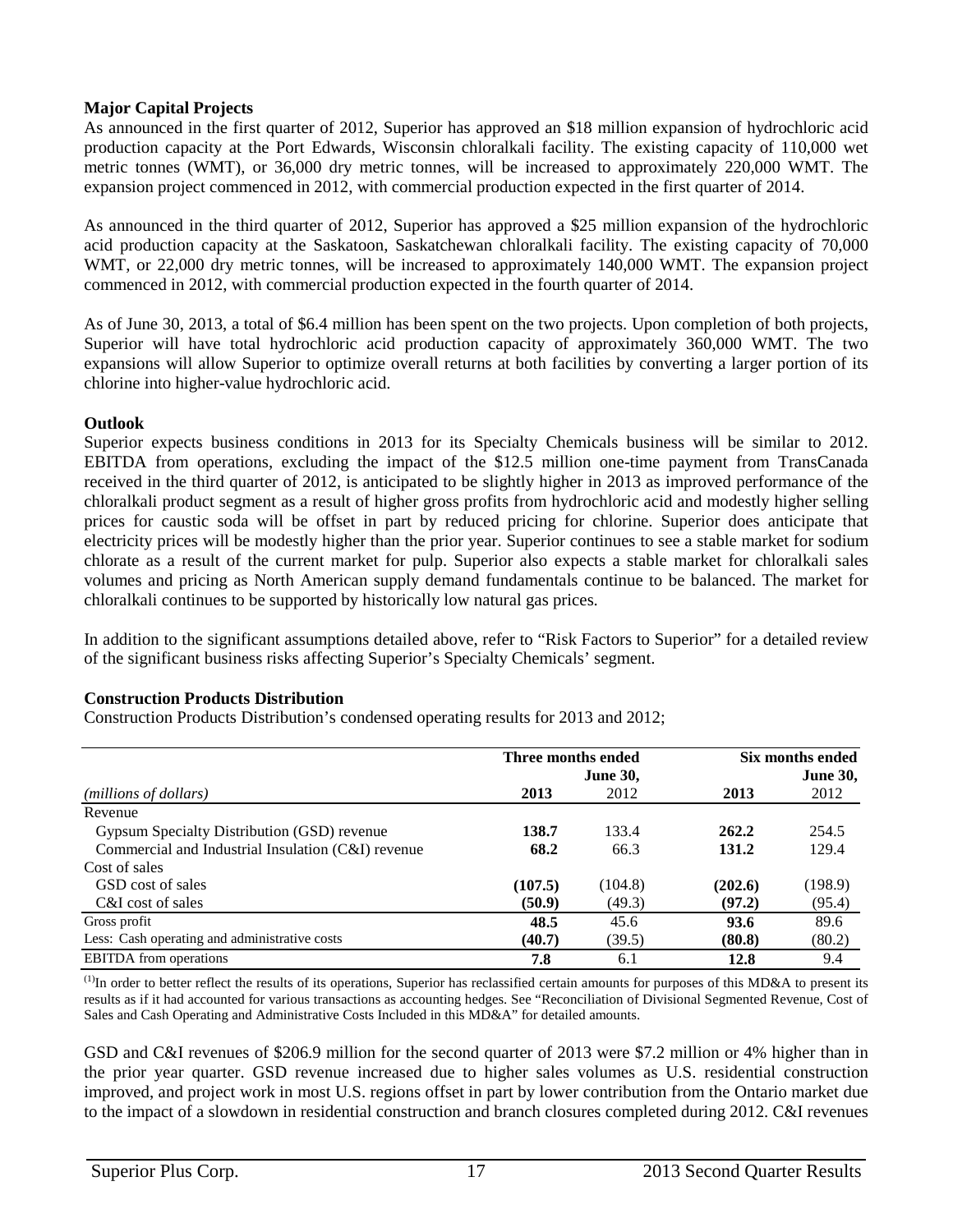**Major Capital Projects**

As announced in the first quarter of 2012, Superior has approved an $18 million expansion of hydrochloric acid production capacity at the Port Edwards, Wisconsin chloralkali facility. The existing capacity of 110,000 wet metric tonnes (WMT), or 36,000 dry metric tonnes, will be increased to approximately 220,000 WMT. The expansion project commenced in 2012, with commercial production expected in the first quarter of 2014.

As announced in the third quarter of 2012, Superior has approved a $25 million expansion of the hydrochloric acid production capacity at the Saskatoon, Saskatchewan chloralkali facility. The existing capacity of 70,000 WMT, or 22,000 dry metric tonnes, will be increased to approximately 140,000 WMT. The expansion project commenced in 2012, with commercial production expected in the fourth quarter of 2014.

As of June 30, 2013, a total of $6.4 million has been spent on the two projects. Upon completion of both projects, Superior will have total hydrochloric acid production capacity of approximately 360,000 WMT. The two expansions will allow Superior to optimize overall returns at both facilities by converting a larger portion of its chlorine into higher-value hydrochloric acid.

**Outlook**

Superior expects business conditions in 2013 for its Specialty Chemicals business will be similar to 2012. EBITDA from operations, excluding the impact of the $12.5 million one-time payment from TransCanada received in the third quarter of 2012, is anticipated to be slightly higher in 2013 as improved performance of the chloralkali product segment as a result of higher gross profits from hydrochloric acid and modestly higher selling prices for caustic soda will be offset in part by reduced pricing for chlorine. Superior does anticipate that electricity prices will be modestly higher than the prior year. Superior continues to see a stable market for sodium chlorate as a result of the current market for pulp. Superior also expects a stable market for chloralkali sales volumes and pricing as North American supply demand fundamentals continue to be balanced. The market for chloralkali continues to be supported by historically low natural gas prices.

In addition to the significant assumptions detailed above, refer to "Risk Factors to Superior" for a detailed review of the significant business risks affecting Superior's Specialty Chemicals' segment.

**Construction Products Distribution**

Construction Products Distribution's condensed operating results for 2013 and 2012;

| | Three months ended June 30, | | Six months ended June 30, | |
|---|---|---|---|---|
| *(millions of dollars)* | **2013** | 2012 | **2013** | 2012 |
| Revenue | | | | |
| Gypsum Specialty Distribution (GSD) revenue | **138.7** | 133.4 | **262.2** | 254.5 |
| Commercial and Industrial Insulation (C&I) revenue | **68.2** | 66.3 | **131.2** | 129.4 |
| Cost of sales | | | | |
| GSD cost of sales | **(107.5)** | (104.8) | **(202.6)** | (198.9) |
| C&I cost of sales | **(50.9)** | (49.3) | **(97.2)** | (95.4) |
| Gross profit | **48.5** | 45.6 | **93.6** | 89.6 |
| Less: Cash operating and administrative costs | **(40.7)** | (39.5) | **(80.8)** | (80.2) |
| EBITDA from operations | **7.8** | 6.1 | **12.8** | 9.4 |

[1]In order to better reflect the results of its operations, Superior has reclassified certain amounts for purposes of this MD&A to present its results as if it had accounted for various transactions as accounting hedges. See "Reconciliation of Divisional Segmented Revenue, Cost of Sales and Cash Operating and Administrative Costs Included in this MD&A" for detailed amounts.

GSD and C&I revenues of $206.9 million for the second quarter of 2013 were $7.2 million or 4% higher than in the prior year quarter. GSD revenue increased due to higher sales volumes as U.S. residential construction improved, and project work in most U.S. regions offset in part by lower contribution from the Ontario market due to the impact of a slowdown in residential construction and branch closures completed during 2012. C&I revenues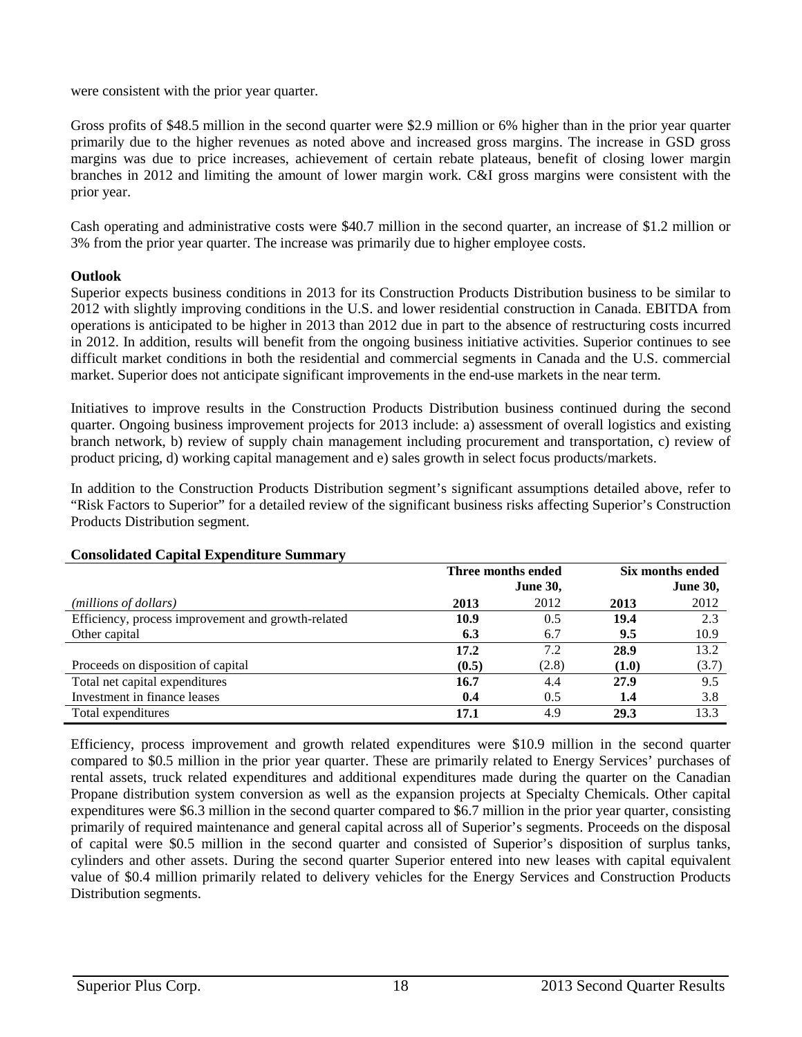were consistent with the prior year quarter.

Gross profits of $48.5 million in the second quarter were $2.9 million or 6% higher than in the prior year quarter primarily due to the higher revenues as noted above and increased gross margins. The increase in GSD gross margins was due to price increases, achievement of certain rebate plateaus, benefit of closing lower margin branches in 2012 and limiting the amount of lower margin work. C&I gross margins were consistent with the prior year.

Cash operating and administrative costs were $40.7 million in the second quarter, an increase of $1.2 million or 3% from the prior year quarter. The increase was primarily due to higher employee costs.

**Outlook**

Superior expects business conditions in 2013 for its Construction Products Distribution business to be similar to 2012 with slightly improving conditions in the U.S. and lower residential construction in Canada. EBITDA from operations is anticipated to be higher in 2013 than 2012 due in part to the absence of restructuring costs incurred in 2012. In addition, results will benefit from the ongoing business initiative activities. Superior continues to see difficult market conditions in both the residential and commercial segments in Canada and the U.S. commercial market. Superior does not anticipate significant improvements in the end-use markets in the near term.

Initiatives to improve results in the Construction Products Distribution business continued during the second quarter. Ongoing business improvement projects for 2013 include: a) assessment of overall logistics and existing branch network, b) review of supply chain management including procurement and transportation, c) review of product pricing, d) working capital management and e) sales growth in select focus products/markets.

In addition to the Construction Products Distribution segment's significant assumptions detailed above, refer to "Risk Factors to Superior" for a detailed review of the significant business risks affecting Superior's Construction Products Distribution segment.

**Consolidated Capital Expenditure Summary**

| | Three months ended June 30, | | Six months ended June 30, | |
|---|---|---|---|---|
| *(millions of dollars)* | **2013** | 2012 | **2013** | 2012 |
| Efficiency, process improvement and growth-related | **10.9** | 0.5 | **19.4** | 2.3 |
| Other capital | **6.3** | 6.7 | **9.5** | 10.9 |
| | **17.2** | 7.2 | **28.9** | 13.2 |
| Proceeds on disposition of capital | **(0.5)** | (2.8) | **(1.0)** | (3.7) |
| Total net capital expenditures | **16.7** | 4.4 | **27.9** | 9.5 |
| Investment in finance leases | **0.4** | 0.5 | **1.4** | 3.8 |
| Total expenditures | **17.1** | 4.9 | **29.3** | 13.3 |

Efficiency, process improvement and growth related expenditures were $10.9 million in the second quarter compared to $0.5 million in the prior year quarter. These are primarily related to Energy Services' purchases of rental assets, truck related expenditures and additional expenditures made during the quarter on the Canadian Propane distribution system conversion as well as the expansion projects at Specialty Chemicals. Other capital expenditures were $6.3 million in the second quarter compared to $6.7 million in the prior year quarter, consisting primarily of required maintenance and general capital across all of Superior's segments. Proceeds on the disposal of capital were $0.5 million in the second quarter and consisted of Superior's disposition of surplus tanks, cylinders and other assets. During the second quarter Superior entered into new leases with capital equivalent value of $0.4 million primarily related to delivery vehicles for the Energy Services and Construction Products Distribution segments.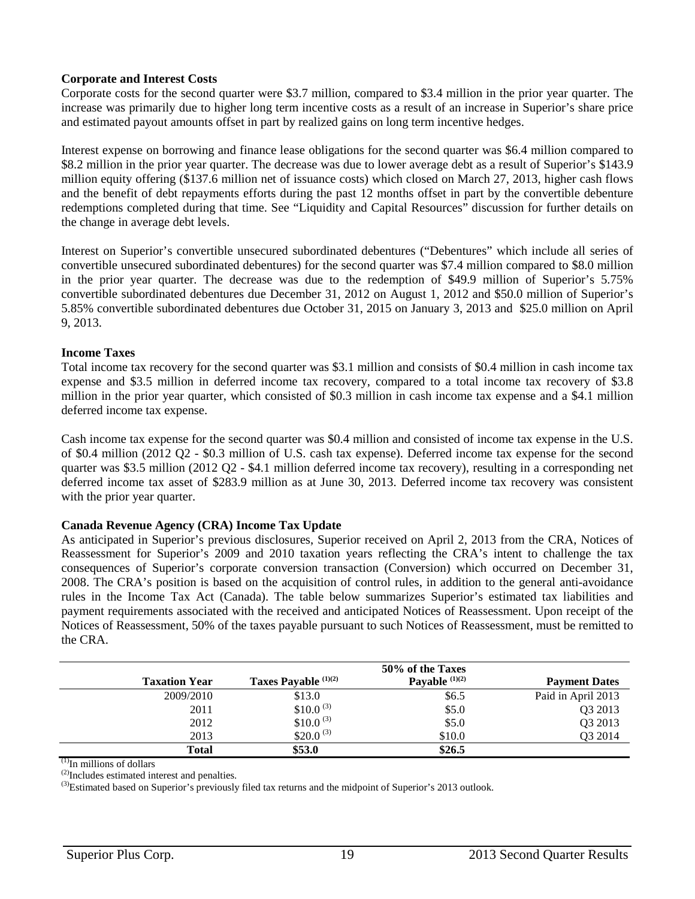**Corporate and Interest Costs**

Corporate costs for the second quarter were \$3.7 million, compared to \$3.4 million in the prior year quarter. The increase was primarily due to higher long term incentive costs as a result of an increase in Superior's share price and estimated payout amounts offset in part by realized gains on long term incentive hedges.

Interest expense on borrowing and finance lease obligations for the second quarter was \$6.4 million compared to \$8.2 million in the prior year quarter. The decrease was due to lower average debt as a result of Superior's \$143.9 million equity offering (\$137.6 million net of issuance costs) which closed on March 27, 2013, higher cash flows and the benefit of debt repayments efforts during the past 12 months offset in part by the convertible debenture redemptions completed during that time. See "Liquidity and Capital Resources" discussion for further details on the change in average debt levels.

Interest on Superior's convertible unsecured subordinated debentures ("Debentures" which include all series of convertible unsecured subordinated debentures) for the second quarter was \$7.4 million compared to \$8.0 million in the prior year quarter. The decrease was due to the redemption of \$49.9 million of Superior's 5.75% convertible subordinated debentures due December 31, 2012 on August 1, 2012 and \$50.0 million of Superior's 5.85% convertible subordinated debentures due October 31, 2015 on January 3, 2013 and \$25.0 million on April 9, 2013.

**Income Taxes**

Total income tax recovery for the second quarter was \$3.1 million and consists of \$0.4 million in cash income tax expense and \$3.5 million in deferred income tax recovery, compared to a total income tax recovery of \$3.8 million in the prior year quarter, which consisted of \$0.3 million in cash income tax expense and a \$4.1 million deferred income tax expense.

Cash income tax expense for the second quarter was \$0.4 million and consisted of income tax expense in the U.S. of \$0.4 million (2012 Q2 - \$0.3 million of U.S. cash tax expense). Deferred income tax expense for the second quarter was \$3.5 million (2012 Q2 - \$4.1 million deferred income tax recovery), resulting in a corresponding net deferred income tax asset of \$283.9 million as at June 30, 2013. Deferred income tax recovery was consistent with the prior year quarter.

**Canada Revenue Agency (CRA) Income Tax Update**

As anticipated in Superior's previous disclosures, Superior received on April 2, 2013 from the CRA, Notices of Reassessment for Superior's 2009 and 2010 taxation years reflecting the CRA's intent to challenge the tax consequences of Superior's corporate conversion transaction (Conversion) which occurred on December 31, 2008. The CRA's position is based on the acquisition of control rules, in addition to the general anti-avoidance rules in the Income Tax Act (Canada). The table below summarizes Superior's estimated tax liabilities and payment requirements associated with the received and anticipated Notices of Reassessment. Upon receipt of the Notices of Reassessment, 50% of the taxes payable pursuant to such Notices of Reassessment, must be remitted to the CRA.

| Taxation Year | Taxes Payable (1)(2) | 50% of the Taxes Payable (1)(2) | Payment Dates |
|---|---|---|---|
| 2009/2010 | \$13.0 | \$6.5 | Paid in April 2013 |
| 2011 | \$10.0 (3) | \$5.0 | Q3 2013 |
| 2012 | \$10.0 (3) | \$5.0 | Q3 2013 |
| 2013 | \$20.0 (3) | \$10.0 | Q3 2014 |
| **Total** | **\$53.0** | **\$26.5** | |

(1) In millions of dollars

(2) Includes estimated interest and penalties.

(3) Estimated based on Superior's previously filed tax returns and the midpoint of Superior's 2013 outlook.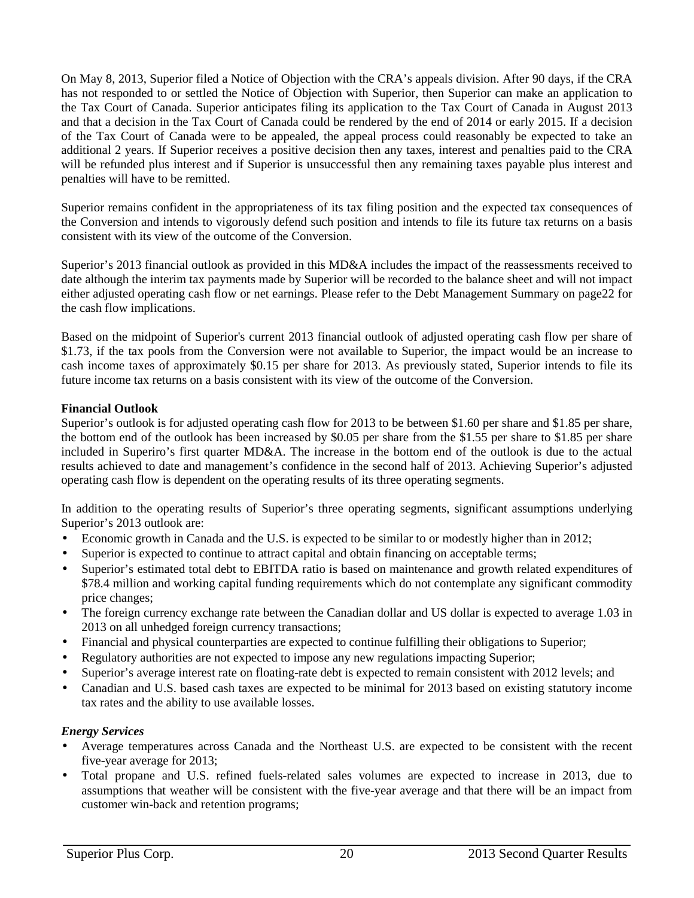On May 8, 2013, Superior filed a Notice of Objection with the CRA's appeals division. After 90 days, if the CRA has not responded to or settled the Notice of Objection with Superior, then Superior can make an application to the Tax Court of Canada. Superior anticipates filing its application to the Tax Court of Canada in August 2013 and that a decision in the Tax Court of Canada could be rendered by the end of 2014 or early 2015. If a decision of the Tax Court of Canada were to be appealed, the appeal process could reasonably be expected to take an additional 2 years. If Superior receives a positive decision then any taxes, interest and penalties paid to the CRA will be refunded plus interest and if Superior is unsuccessful then any remaining taxes payable plus interest and penalties will have to be remitted.

Superior remains confident in the appropriateness of its tax filing position and the expected tax consequences of the Conversion and intends to vigorously defend such position and intends to file its future tax returns on a basis consistent with its view of the outcome of the Conversion.

Superior's 2013 financial outlook as provided in this MD&A includes the impact of the reassessments received to date although the interim tax payments made by Superior will be recorded to the balance sheet and will not impact either adjusted operating cash flow or net earnings. Please refer to the Debt Management Summary on page22 for the cash flow implications.

Based on the midpoint of Superior's current 2013 financial outlook of adjusted operating cash flow per share of $1.73, if the tax pools from the Conversion were not available to Superior, the impact would be an increase to cash income taxes of approximately $0.15 per share for 2013. As previously stated, Superior intends to file its future income tax returns on a basis consistent with its view of the outcome of the Conversion.

**Financial Outlook**

Superior's outlook is for adjusted operating cash flow for 2013 to be between $1.60 per share and $1.85 per share, the bottom end of the outlook has been increased by $0.05 per share from the $1.55 per share to $1.85 per share included in Superiro's first quarter MD&A. The increase in the bottom end of the outlook is due to the actual results achieved to date and management's confidence in the second half of 2013. Achieving Superior's adjusted operating cash flow is dependent on the operating results of its three operating segments.

In addition to the operating results of Superior's three operating segments, significant assumptions underlying Superior's 2013 outlook are:

- Economic growth in Canada and the U.S. is expected to be similar to or modestly higher than in 2012;
- Superior is expected to continue to attract capital and obtain financing on acceptable terms;
- Superior's estimated total debt to EBITDA ratio is based on maintenance and growth related expenditures of $78.4 million and working capital funding requirements which do not contemplate any significant commodity price changes;
- The foreign currency exchange rate between the Canadian dollar and US dollar is expected to average 1.03 in 2013 on all unhedged foreign currency transactions;
- Financial and physical counterparties are expected to continue fulfilling their obligations to Superior;
- Regulatory authorities are not expected to impose any new regulations impacting Superior;
- Superior's average interest rate on floating-rate debt is expected to remain consistent with 2012 levels; and
- Canadian and U.S. based cash taxes are expected to be minimal for 2013 based on existing statutory income tax rates and the ability to use available losses.

***Energy Services***

- Average temperatures across Canada and the Northeast U.S. are expected to be consistent with the recent five-year average for 2013;
- Total propane and U.S. refined fuels-related sales volumes are expected to increase in 2013, due to assumptions that weather will be consistent with the five-year average and that there will be an impact from customer win-back and retention programs;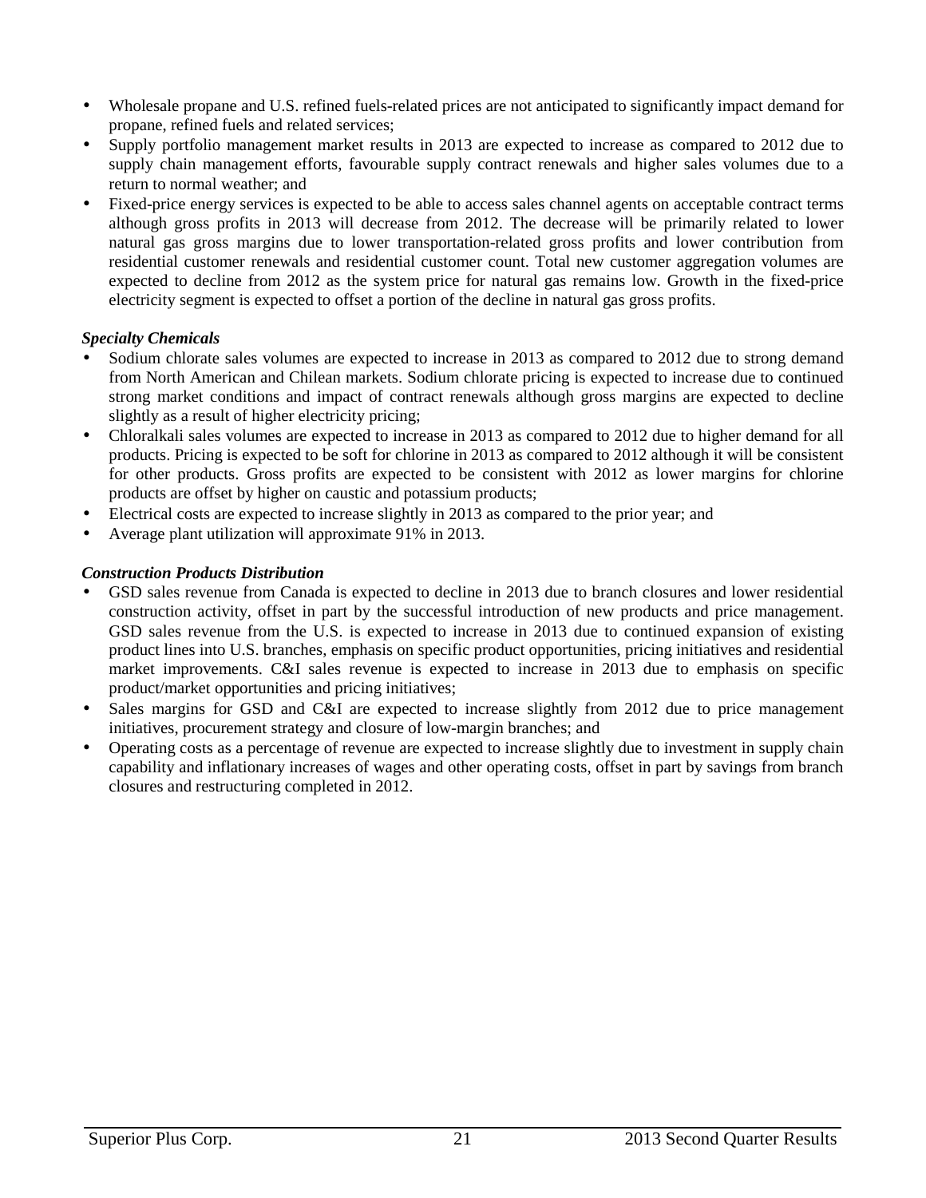- Wholesale propane and U.S. refined fuels-related prices are not anticipated to significantly impact demand for propane, refined fuels and related services;
- Supply portfolio management market results in 2013 are expected to increase as compared to 2012 due to supply chain management efforts, favourable supply contract renewals and higher sales volumes due to a return to normal weather; and
- Fixed-price energy services is expected to be able to access sales channel agents on acceptable contract terms although gross profits in 2013 will decrease from 2012. The decrease will be primarily related to lower natural gas gross margins due to lower transportation-related gross profits and lower contribution from residential customer renewals and residential customer count. Total new customer aggregation volumes are expected to decline from 2012 as the system price for natural gas remains low. Growth in the fixed-price electricity segment is expected to offset a portion of the decline in natural gas gross profits.

***Specialty Chemicals***

- Sodium chlorate sales volumes are expected to increase in 2013 as compared to 2012 due to strong demand from North American and Chilean markets. Sodium chlorate pricing is expected to increase due to continued strong market conditions and impact of contract renewals although gross margins are expected to decline slightly as a result of higher electricity pricing;
- Chloralkali sales volumes are expected to increase in 2013 as compared to 2012 due to higher demand for all products. Pricing is expected to be soft for chlorine in 2013 as compared to 2012 although it will be consistent for other products. Gross profits are expected to be consistent with 2012 as lower margins for chlorine products are offset by higher on caustic and potassium products;
- Electrical costs are expected to increase slightly in 2013 as compared to the prior year; and
- Average plant utilization will approximate 91% in 2013.

***Construction Products Distribution***

- GSD sales revenue from Canada is expected to decline in 2013 due to branch closures and lower residential construction activity, offset in part by the successful introduction of new products and price management. GSD sales revenue from the U.S. is expected to increase in 2013 due to continued expansion of existing product lines into U.S. branches, emphasis on specific product opportunities, pricing initiatives and residential market improvements. C&I sales revenue is expected to increase in 2013 due to emphasis on specific product/market opportunities and pricing initiatives;
- Sales margins for GSD and C&I are expected to increase slightly from 2012 due to price management initiatives, procurement strategy and closure of low-margin branches; and
- Operating costs as a percentage of revenue are expected to increase slightly due to investment in supply chain capability and inflationary increases of wages and other operating costs, offset in part by savings from branch closures and restructuring completed in 2012.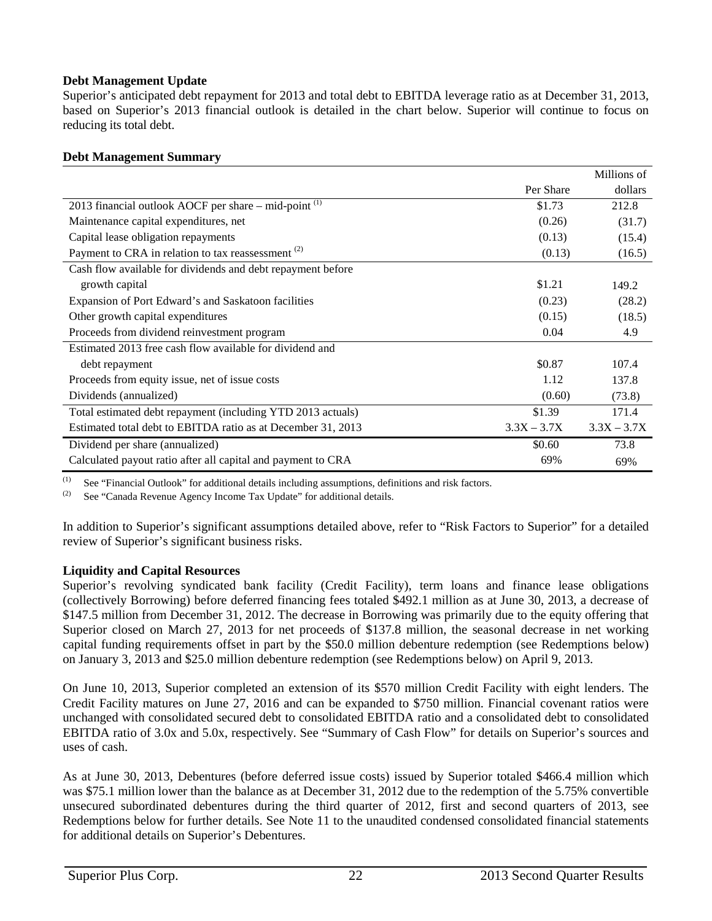**Debt Management Update**

Superior's anticipated debt repayment for 2013 and total debt to EBITDA leverage ratio as at December 31, 2013, based on Superior's 2013 financial outlook is detailed in the chart below. Superior will continue to focus on reducing its total debt.

**Debt Management Summary**

| | Per Share | Millions of dollars |
|---|---|---|
| 2013 financial outlook AOCF per share – mid-point [(1)] | $1.73 | 212.8 |
| Maintenance capital expenditures, net | (0.26) | (31.7) |
| Capital lease obligation repayments | (0.13) | (15.4) |
| Payment to CRA in relation to tax reassessment [(2)] | (0.13) | (16.5) |
| Cash flow available for dividends and debt repayment before growth capital | $1.21 | 149.2 |
| Expansion of Port Edward's and Saskatoon facilities | (0.23) | (28.2) |
| Other growth capital expenditures | (0.15) | (18.5) |
| Proceeds from dividend reinvestment program | 0.04 | 4.9 |
| Estimated 2013 free cash flow available for dividend and debt repayment | $0.87 | 107.4 |
| Proceeds from equity issue, net of issue costs | 1.12 | 137.8 |
| Dividends (annualized) | (0.60) | (73.8) |
| Total estimated debt repayment (including YTD 2013 actuals) | $1.39 | 171.4 |
| Estimated total debt to EBITDA ratio as at December 31, 2013 | 3.3X – 3.7X | 3.3X – 3.7X |
| Dividend per share (annualized) | $0.60 | 73.8 |
| Calculated payout ratio after all capital and payment to CRA | 69% | 69% |

(1) See "Financial Outlook" for additional details including assumptions, definitions and risk factors.
(2) See "Canada Revenue Agency Income Tax Update" for additional details.

In addition to Superior's significant assumptions detailed above, refer to "Risk Factors to Superior" for a detailed review of Superior's significant business risks.

**Liquidity and Capital Resources**

Superior's revolving syndicated bank facility (Credit Facility), term loans and finance lease obligations (collectively Borrowing) before deferred financing fees totaled $492.1 million as at June 30, 2013, a decrease of $147.5 million from December 31, 2012. The decrease in Borrowing was primarily due to the equity offering that Superior closed on March 27, 2013 for net proceeds of $137.8 million, the seasonal decrease in net working capital funding requirements offset in part by the $50.0 million debenture redemption (see Redemptions below) on January 3, 2013 and $25.0 million debenture redemption (see Redemptions below) on April 9, 2013.

On June 10, 2013, Superior completed an extension of its $570 million Credit Facility with eight lenders. The Credit Facility matures on June 27, 2016 and can be expanded to $750 million. Financial covenant ratios were unchanged with consolidated secured debt to consolidated EBITDA ratio and a consolidated debt to consolidated EBITDA ratio of 3.0x and 5.0x, respectively. See "Summary of Cash Flow" for details on Superior's sources and uses of cash.

As at June 30, 2013, Debentures (before deferred issue costs) issued by Superior totaled $466.4 million which was $75.1 million lower than the balance as at December 31, 2012 due to the redemption of the 5.75% convertible unsecured subordinated debentures during the third quarter of 2012, first and second quarters of 2013, see Redemptions below for further details. See Note 11 to the unaudited condensed consolidated financial statements for additional details on Superior's Debentures.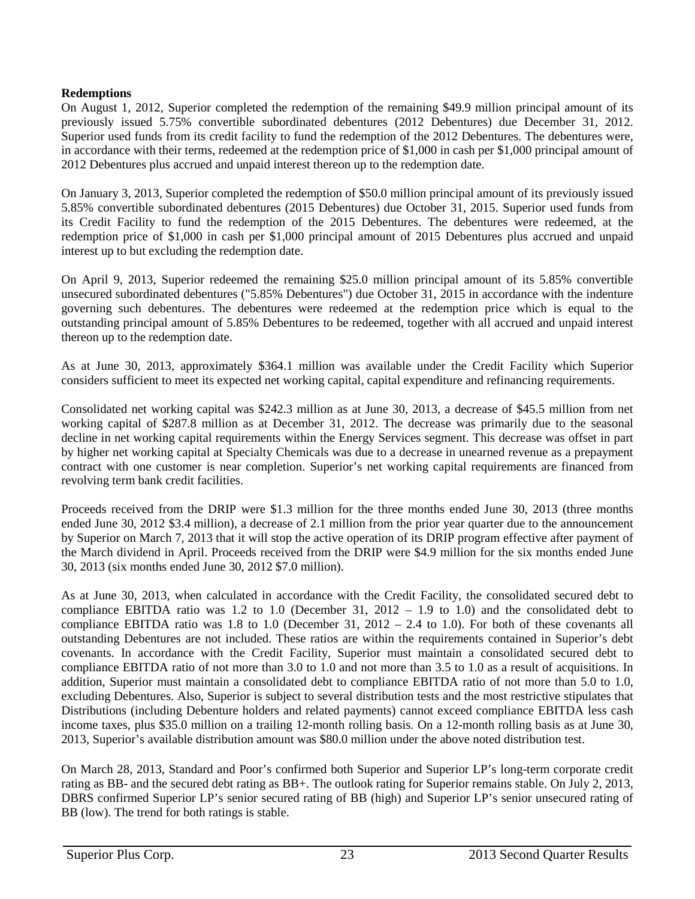**Redemptions**

On August 1, 2012, Superior completed the redemption of the remaining \$49.9 million principal amount of its previously issued 5.75% convertible subordinated debentures (2012 Debentures) due December 31, 2012. Superior used funds from its credit facility to fund the redemption of the 2012 Debentures. The debentures were, in accordance with their terms, redeemed at the redemption price of \$1,000 in cash per \$1,000 principal amount of 2012 Debentures plus accrued and unpaid interest thereon up to the redemption date.

On January 3, 2013, Superior completed the redemption of \$50.0 million principal amount of its previously issued 5.85% convertible subordinated debentures (2015 Debentures) due October 31, 2015. Superior used funds from its Credit Facility to fund the redemption of the 2015 Debentures. The debentures were redeemed, at the redemption price of \$1,000 in cash per \$1,000 principal amount of 2015 Debentures plus accrued and unpaid interest up to but excluding the redemption date.

On April 9, 2013, Superior redeemed the remaining \$25.0 million principal amount of its 5.85% convertible unsecured subordinated debentures ("5.85% Debentures") due October 31, 2015 in accordance with the indenture governing such debentures. The debentures were redeemed at the redemption price which is equal to the outstanding principal amount of 5.85% Debentures to be redeemed, together with all accrued and unpaid interest thereon up to the redemption date.

As at June 30, 2013, approximately \$364.1 million was available under the Credit Facility which Superior considers sufficient to meet its expected net working capital, capital expenditure and refinancing requirements.

Consolidated net working capital was \$242.3 million as at June 30, 2013, a decrease of \$45.5 million from net working capital of \$287.8 million as at December 31, 2012. The decrease was primarily due to the seasonal decline in net working capital requirements within the Energy Services segment. This decrease was offset in part by higher net working capital at Specialty Chemicals was due to a decrease in unearned revenue as a prepayment contract with one customer is near completion. Superior's net working capital requirements are financed from revolving term bank credit facilities.

Proceeds received from the DRIP were \$1.3 million for the three months ended June 30, 2013 (three months ended June 30, 2012 \$3.4 million), a decrease of 2.1 million from the prior year quarter due to the announcement by Superior on March 7, 2013 that it will stop the active operation of its DRIP program effective after payment of the March dividend in April. Proceeds received from the DRIP were \$4.9 million for the six months ended June 30, 2013 (six months ended June 30, 2012 \$7.0 million).

As at June 30, 2013, when calculated in accordance with the Credit Facility, the consolidated secured debt to compliance EBITDA ratio was 1.2 to 1.0 (December 31, 2012 – 1.9 to 1.0) and the consolidated debt to compliance EBITDA ratio was 1.8 to 1.0 (December 31, 2012 – 2.4 to 1.0). For both of these covenants all outstanding Debentures are not included. These ratios are within the requirements contained in Superior's debt covenants. In accordance with the Credit Facility, Superior must maintain a consolidated secured debt to compliance EBITDA ratio of not more than 3.0 to 1.0 and not more than 3.5 to 1.0 as a result of acquisitions. In addition, Superior must maintain a consolidated debt to compliance EBITDA ratio of not more than 5.0 to 1.0, excluding Debentures. Also, Superior is subject to several distribution tests and the most restrictive stipulates that Distributions (including Debenture holders and related payments) cannot exceed compliance EBITDA less cash income taxes, plus \$35.0 million on a trailing 12-month rolling basis. On a 12-month rolling basis as at June 30, 2013, Superior's available distribution amount was \$80.0 million under the above noted distribution test.

On March 28, 2013, Standard and Poor's confirmed both Superior and Superior LP's long-term corporate credit rating as BB- and the secured debt rating as BB+. The outlook rating for Superior remains stable. On July 2, 2013, DBRS confirmed Superior LP's senior secured rating of BB (high) and Superior LP's senior unsecured rating of BB (low). The trend for both ratings is stable.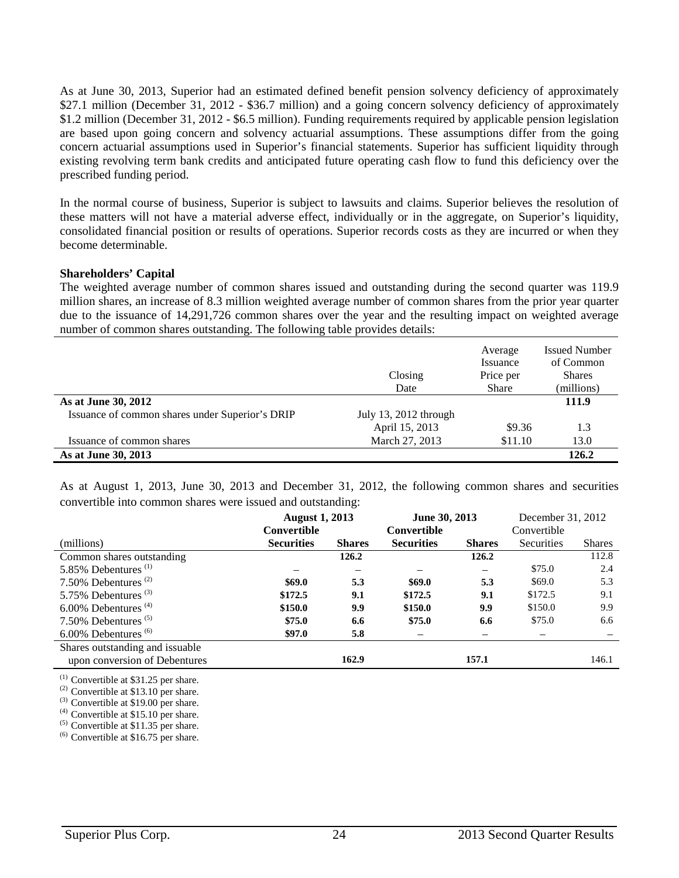As at June 30, 2013, Superior had an estimated defined benefit pension solvency deficiency of approximately \$27.1 million (December 31, 2012 - \$36.7 million) and a going concern solvency deficiency of approximately \$1.2 million (December 31, 2012 - \$6.5 million). Funding requirements required by applicable pension legislation are based upon going concern and solvency actuarial assumptions. These assumptions differ from the going concern actuarial assumptions used in Superior's financial statements. Superior has sufficient liquidity through existing revolving term bank credits and anticipated future operating cash flow to fund this deficiency over the prescribed funding period.

In the normal course of business, Superior is subject to lawsuits and claims. Superior believes the resolution of these matters will not have a material adverse effect, individually or in the aggregate, on Superior's liquidity, consolidated financial position or results of operations. Superior records costs as they are incurred or when they become determinable.

**Shareholders' Capital**

The weighted average number of common shares issued and outstanding during the second quarter was 119.9 million shares, an increase of 8.3 million weighted average number of common shares from the prior year quarter due to the issuance of 14,291,726 common shares over the year and the resulting impact on weighted average number of common shares outstanding. The following table provides details:

| | Closing Date | Average Issuance Price per Share | Issued Number of Common Shares (millions) |
|---|---|---|---|
| **As at June 30, 2012** | | | **111.9** |
| Issuance of common shares under Superior's DRIP | July 13, 2012 through April 15, 2013 | \$9.36 | 1.3 |
| Issuance of common shares | March 27, 2013 | \$11.10 | 13.0 |
| **As at June 30, 2013** | | | **126.2** |

As at August 1, 2013, June 30, 2013 and December 31, 2012, the following common shares and securities convertible into common shares were issued and outstanding:

| | **August 1, 2013** | | **June 30, 2013** | | December 31, 2012 | |
|---|---|---|---|---|---|---|
| (millions) | **Convertible Securities** | **Shares** | **Convertible Securities** | **Shares** | Convertible Securities | Shares |
| Common shares outstanding | | **126.2** | | **126.2** | | 112.8 |
| 5.85% Debentures [(1)] | – | – | – | – | \$75.0 | 2.4 |
| 7.50% Debentures [(2)] | **\$69.0** | **5.3** | **\$69.0** | **5.3** | \$69.0 | 5.3 |
| 5.75% Debentures [(3)] | **\$172.5** | **9.1** | **\$172.5** | **9.1** | \$172.5 | 9.1 |
| 6.00% Debentures [(4)] | **\$150.0** | **9.9** | **\$150.0** | **9.9** | \$150.0 | 9.9 |
| 7.50% Debentures [(5)] | **\$75.0** | **6.6** | **\$75.0** | **6.6** | \$75.0 | 6.6 |
| 6.00% Debentures [(6)] | **\$97.0** | **5.8** | – | – | – | – |
| Shares outstanding and issuable upon conversion of Debentures | | **162.9** | | **157.1** | | 146.1 |

(1) Convertible at \$31.25 per share.
(2) Convertible at \$13.10 per share.
(3) Convertible at \$19.00 per share.
(4) Convertible at \$15.10 per share.
(5) Convertible at \$11.35 per share.
(6) Convertible at \$16.75 per share.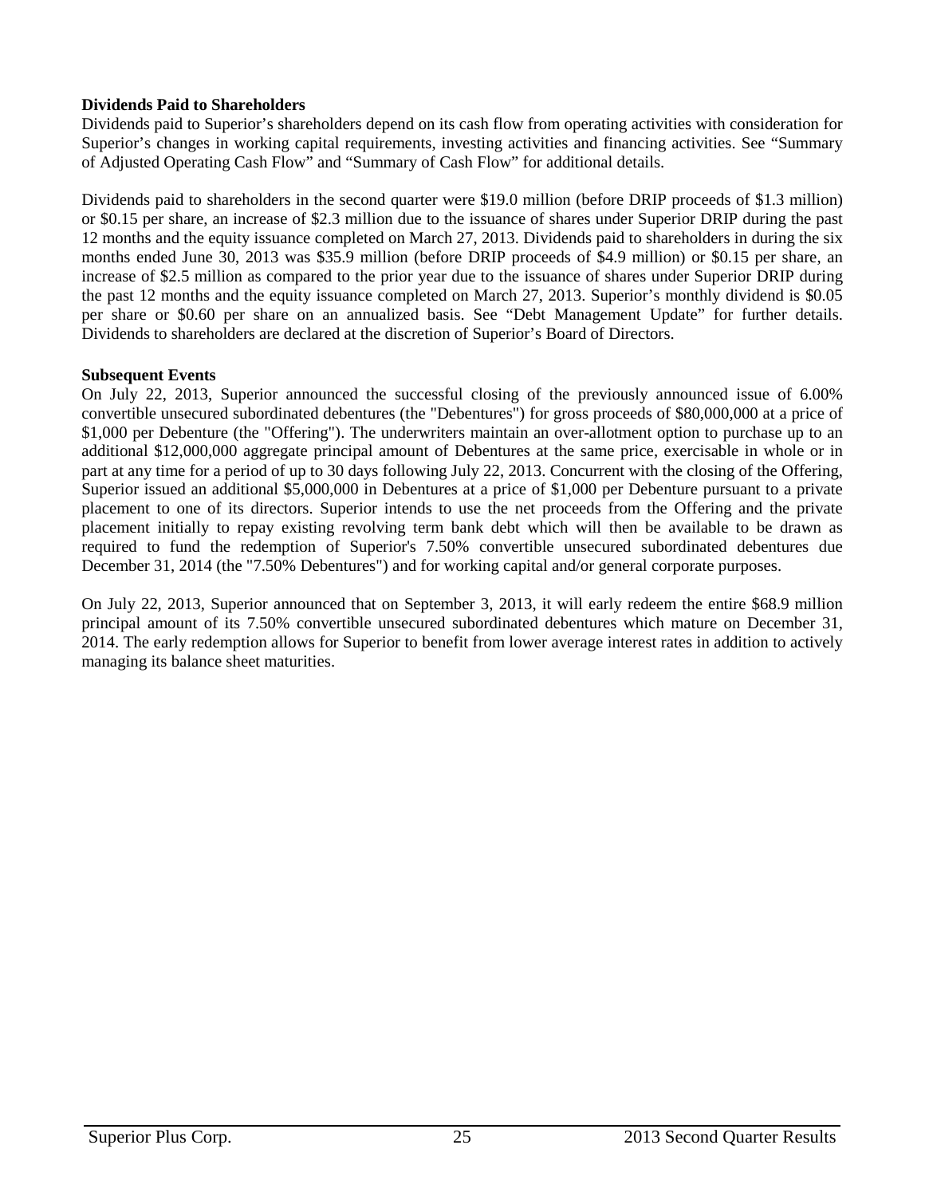**Dividends Paid to Shareholders**

Dividends paid to Superior's shareholders depend on its cash flow from operating activities with consideration for Superior's changes in working capital requirements, investing activities and financing activities. See "Summary of Adjusted Operating Cash Flow" and "Summary of Cash Flow" for additional details.

Dividends paid to shareholders in the second quarter were $19.0 million (before DRIP proceeds of $1.3 million) or $0.15 per share, an increase of $2.3 million due to the issuance of shares under Superior DRIP during the past 12 months and the equity issuance completed on March 27, 2013. Dividends paid to shareholders in during the six months ended June 30, 2013 was $35.9 million (before DRIP proceeds of $4.9 million) or $0.15 per share, an increase of $2.5 million as compared to the prior year due to the issuance of shares under Superior DRIP during the past 12 months and the equity issuance completed on March 27, 2013. Superior's monthly dividend is $0.05 per share or $0.60 per share on an annualized basis. See "Debt Management Update" for further details. Dividends to shareholders are declared at the discretion of Superior's Board of Directors.

**Subsequent Events**

On July 22, 2013, Superior announced the successful closing of the previously announced issue of 6.00% convertible unsecured subordinated debentures (the "Debentures") for gross proceeds of $80,000,000 at a price of $1,000 per Debenture (the "Offering"). The underwriters maintain an over-allotment option to purchase up to an additional $12,000,000 aggregate principal amount of Debentures at the same price, exercisable in whole or in part at any time for a period of up to 30 days following July 22, 2013. Concurrent with the closing of the Offering, Superior issued an additional $5,000,000 in Debentures at a price of $1,000 per Debenture pursuant to a private placement to one of its directors. Superior intends to use the net proceeds from the Offering and the private placement initially to repay existing revolving term bank debt which will then be available to be drawn as required to fund the redemption of Superior's 7.50% convertible unsecured subordinated debentures due December 31, 2014 (the "7.50% Debentures") and for working capital and/or general corporate purposes.

On July 22, 2013, Superior announced that on September 3, 2013, it will early redeem the entire $68.9 million principal amount of its 7.50% convertible unsecured subordinated debentures which mature on December 31, 2014. The early redemption allows for Superior to benefit from lower average interest rates in addition to actively managing its balance sheet maturities.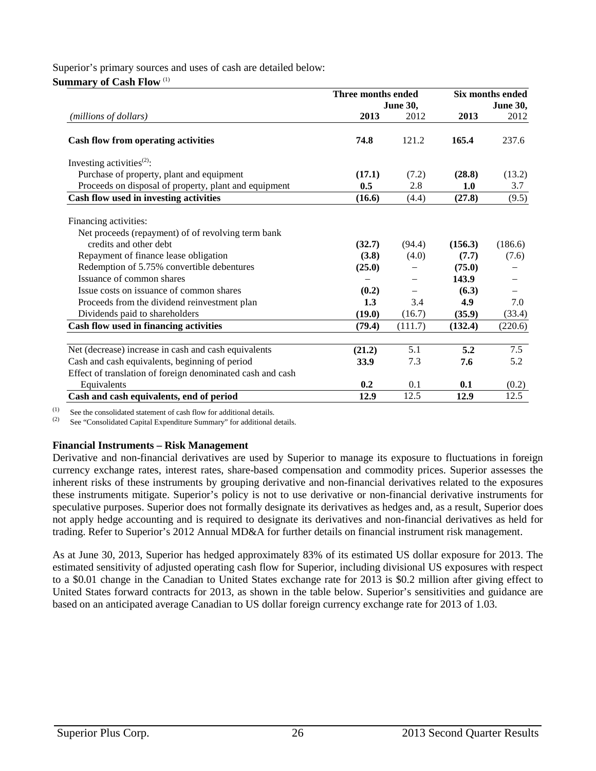Superior's primary sources and uses of cash are detailed below:

**Summary of Cash Flow** [(1)]

| *(millions of dollars)* | Three months ended June 30, 2013 | Three months ended June 30, 2012 | Six months ended June 30, 2013 | Six months ended June 30, 2012 |
|---|---|---|---|---|
| **Cash flow from operating activities** | **74.8** | 121.2 | **165.4** | 237.6 |
| Investing activities[(2)]: | | | | |
| Purchase of property, plant and equipment | **(17.1)** | (7.2) | **(28.8)** | (13.2) |
| Proceeds on disposal of property, plant and equipment | **0.5** | 2.8 | **1.0** | 3.7 |
| **Cash flow used in investing activities** | **(16.6)** | (4.4) | **(27.8)** | (9.5) |
| Financing activities: | | | | |
| Net proceeds (repayment) of revolving term bank credits and other debt | **(32.7)** | (94.4) | **(156.3)** | (186.6) |
| Repayment of finance lease obligation | **(3.8)** | (4.0) | **(7.7)** | (7.6) |
| Redemption of 5.75% convertible debentures | **(25.0)** | – | **(75.0)** | – |
| Issuance of common shares | – | – | **143.9** | – |
| Issue costs on issuance of common shares | **(0.2)** | – | **(6.3)** | – |
| Proceeds from the dividend reinvestment plan | **1.3** | 3.4 | **4.9** | 7.0 |
| Dividends paid to shareholders | **(19.0)** | (16.7) | **(35.9)** | (33.4) |
| **Cash flow used in financing activities** | **(79.4)** | (111.7) | **(132.4)** | (220.6) |
| Net (decrease) increase in cash and cash equivalents | **(21.2)** | 5.1 | **5.2** | 7.5 |
| Cash and cash equivalents, beginning of period | **33.9** | 7.3 | **7.6** | 5.2 |
| Effect of translation of foreign denominated cash and cash Equivalents | **0.2** | 0.1 | **0.1** | (0.2) |
| **Cash and cash equivalents, end of period** | **12.9** | 12.5 | **12.9** | 12.5 |

(1) See the consolidated statement of cash flow for additional details.
(2) See "Consolidated Capital Expenditure Summary" for additional details.

**Financial Instruments – Risk Management**

Derivative and non-financial derivatives are used by Superior to manage its exposure to fluctuations in foreign currency exchange rates, interest rates, share-based compensation and commodity prices. Superior assesses the inherent risks of these instruments by grouping derivative and non-financial derivatives related to the exposures these instruments mitigate. Superior's policy is not to use derivative or non-financial derivative instruments for speculative purposes. Superior does not formally designate its derivatives as hedges and, as a result, Superior does not apply hedge accounting and is required to designate its derivatives and non-financial derivatives as held for trading. Refer to Superior's 2012 Annual MD&A for further details on financial instrument risk management.

As at June 30, 2013, Superior has hedged approximately 83% of its estimated US dollar exposure for 2013. The estimated sensitivity of adjusted operating cash flow for Superior, including divisional US exposures with respect to a \$0.01 change in the Canadian to United States exchange rate for 2013 is \$0.2 million after giving effect to United States forward contracts for 2013, as shown in the table below. Superior's sensitivities and guidance are based on an anticipated average Canadian to US dollar foreign currency exchange rate for 2013 of 1.03.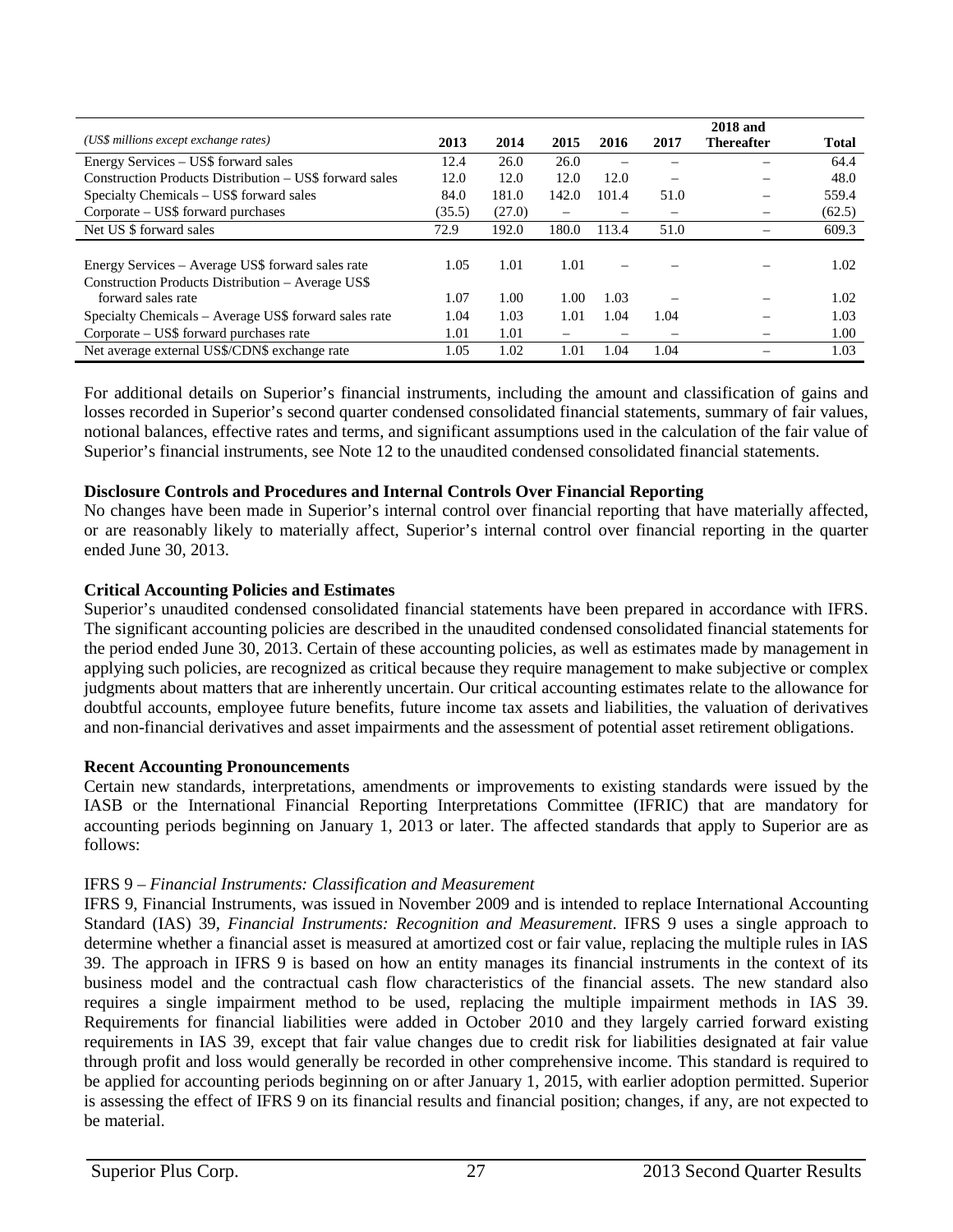| (US$ millions except exchange rates) | 2013 | 2014 | 2015 | 2016 | 2017 | 2018 and Thereafter | Total |
|---|---|---|---|---|---|---|---|
| Energy Services – US$ forward sales | 12.4 | 26.0 | 26.0 | – | – | – | 64.4 |
| Construction Products Distribution – US$ forward sales | 12.0 | 12.0 | 12.0 | 12.0 | – | – | 48.0 |
| Specialty Chemicals – US$ forward sales | 84.0 | 181.0 | 142.0 | 101.4 | 51.0 | – | 559.4 |
| Corporate – US$ forward purchases | (35.5) | (27.0) | – | – | – | – | (62.5) |
| Net US $ forward sales | 72.9 | 192.0 | 180.0 | 113.4 | 51.0 | – | 609.3 |
| | | | | | | | |
| Energy Services – Average US$ forward sales rate | 1.05 | 1.01 | 1.01 | – | – | – | 1.02 |
| Construction Products Distribution – Average US$ forward sales rate | 1.07 | 1.00 | 1.00 | 1.03 | – | – | 1.02 |
| Specialty Chemicals – Average US$ forward sales rate | 1.04 | 1.03 | 1.01 | 1.04 | 1.04 | – | 1.03 |
| Corporate – US$ forward purchases rate | 1.01 | 1.01 | – | – | – | – | 1.00 |
| Net average external US$/CDN$ exchange rate | 1.05 | 1.02 | 1.01 | 1.04 | 1.04 | – | 1.03 |

For additional details on Superior's financial instruments, including the amount and classification of gains and losses recorded in Superior's second quarter condensed consolidated financial statements, summary of fair values, notional balances, effective rates and terms, and significant assumptions used in the calculation of the fair value of Superior's financial instruments, see Note 12 to the unaudited condensed consolidated financial statements.

**Disclosure Controls and Procedures and Internal Controls Over Financial Reporting**

No changes have been made in Superior's internal control over financial reporting that have materially affected, or are reasonably likely to materially affect, Superior's internal control over financial reporting in the quarter ended June 30, 2013.

**Critical Accounting Policies and Estimates**

Superior's unaudited condensed consolidated financial statements have been prepared in accordance with IFRS. The significant accounting policies are described in the unaudited condensed consolidated financial statements for the period ended June 30, 2013. Certain of these accounting policies, as well as estimates made by management in applying such policies, are recognized as critical because they require management to make subjective or complex judgments about matters that are inherently uncertain. Our critical accounting estimates relate to the allowance for doubtful accounts, employee future benefits, future income tax assets and liabilities, the valuation of derivatives and non-financial derivatives and asset impairments and the assessment of potential asset retirement obligations.

**Recent Accounting Pronouncements**

Certain new standards, interpretations, amendments or improvements to existing standards were issued by the IASB or the International Financial Reporting Interpretations Committee (IFRIC) that are mandatory for accounting periods beginning on January 1, 2013 or later. The affected standards that apply to Superior are as follows:

IFRS 9 – *Financial Instruments: Classification and Measurement*

IFRS 9, Financial Instruments, was issued in November 2009 and is intended to replace International Accounting Standard (IAS) 39, *Financial Instruments: Recognition and Measurement*. IFRS 9 uses a single approach to determine whether a financial asset is measured at amortized cost or fair value, replacing the multiple rules in IAS 39. The approach in IFRS 9 is based on how an entity manages its financial instruments in the context of its business model and the contractual cash flow characteristics of the financial assets. The new standard also requires a single impairment method to be used, replacing the multiple impairment methods in IAS 39. Requirements for financial liabilities were added in October 2010 and they largely carried forward existing requirements in IAS 39, except that fair value changes due to credit risk for liabilities designated at fair value through profit and loss would generally be recorded in other comprehensive income. This standard is required to be applied for accounting periods beginning on or after January 1, 2015, with earlier adoption permitted. Superior is assessing the effect of IFRS 9 on its financial results and financial position; changes, if any, are not expected to be material.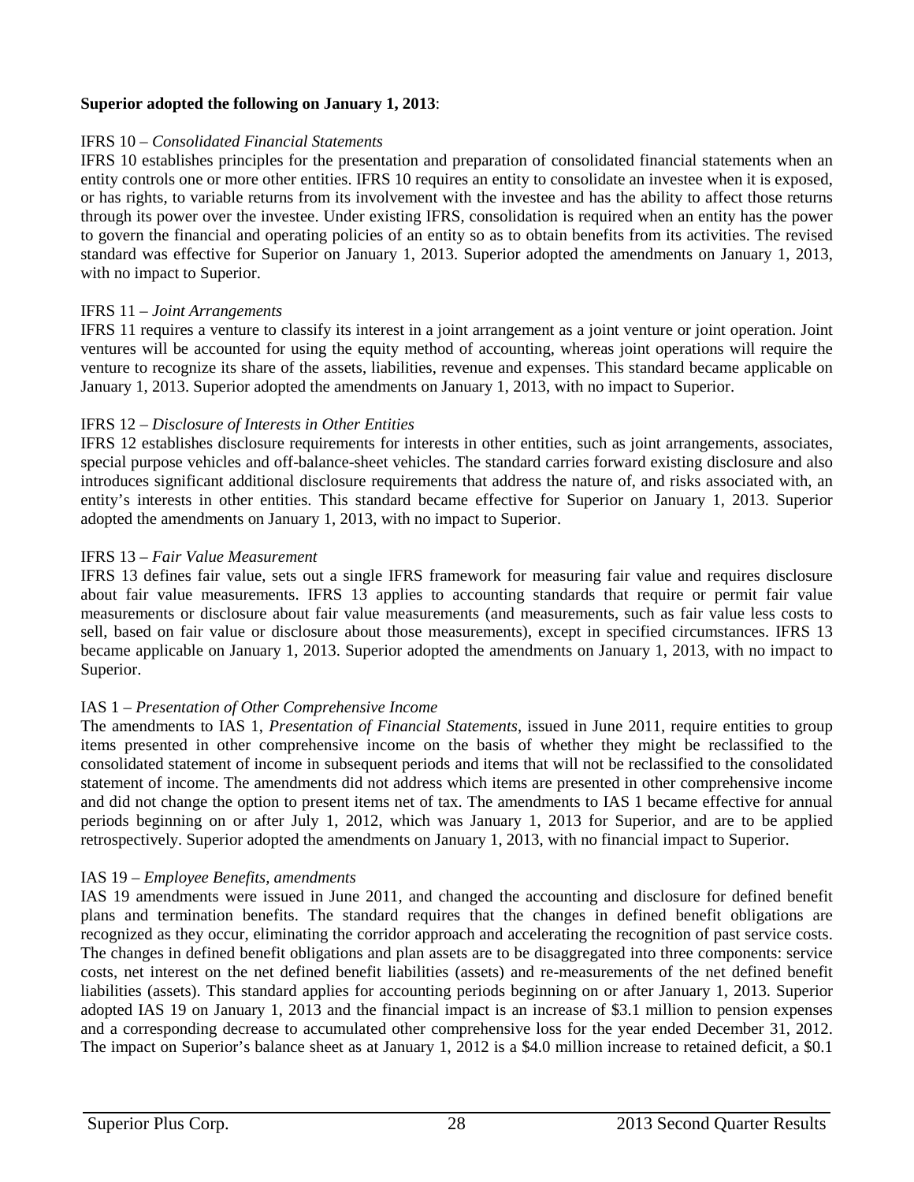**Superior adopted the following on January 1, 2013**:

IFRS 10 – *Consolidated Financial Statements*
IFRS 10 establishes principles for the presentation and preparation of consolidated financial statements when an entity controls one or more other entities. IFRS 10 requires an entity to consolidate an investee when it is exposed, or has rights, to variable returns from its involvement with the investee and has the ability to affect those returns through its power over the investee. Under existing IFRS, consolidation is required when an entity has the power to govern the financial and operating policies of an entity so as to obtain benefits from its activities. The revised standard was effective for Superior on January 1, 2013. Superior adopted the amendments on January 1, 2013, with no impact to Superior.

IFRS 11 – *Joint Arrangements*
IFRS 11 requires a venture to classify its interest in a joint arrangement as a joint venture or joint operation. Joint ventures will be accounted for using the equity method of accounting, whereas joint operations will require the venture to recognize its share of the assets, liabilities, revenue and expenses. This standard became applicable on January 1, 2013. Superior adopted the amendments on January 1, 2013, with no impact to Superior.

IFRS 12 – *Disclosure of Interests in Other Entities*
IFRS 12 establishes disclosure requirements for interests in other entities, such as joint arrangements, associates, special purpose vehicles and off-balance-sheet vehicles. The standard carries forward existing disclosure and also introduces significant additional disclosure requirements that address the nature of, and risks associated with, an entity's interests in other entities. This standard became effective for Superior on January 1, 2013. Superior adopted the amendments on January 1, 2013, with no impact to Superior.

IFRS 13 – *Fair Value Measurement*
IFRS 13 defines fair value, sets out a single IFRS framework for measuring fair value and requires disclosure about fair value measurements. IFRS 13 applies to accounting standards that require or permit fair value measurements or disclosure about fair value measurements (and measurements, such as fair value less costs to sell, based on fair value or disclosure about those measurements), except in specified circumstances. IFRS 13 became applicable on January 1, 2013. Superior adopted the amendments on January 1, 2013, with no impact to Superior.

IAS 1 – *Presentation of Other Comprehensive Income*
The amendments to IAS 1, *Presentation of Financial Statements*, issued in June 2011, require entities to group items presented in other comprehensive income on the basis of whether they might be reclassified to the consolidated statement of income in subsequent periods and items that will not be reclassified to the consolidated statement of income. The amendments did not address which items are presented in other comprehensive income and did not change the option to present items net of tax. The amendments to IAS 1 became effective for annual periods beginning on or after July 1, 2012, which was January 1, 2013 for Superior, and are to be applied retrospectively. Superior adopted the amendments on January 1, 2013, with no financial impact to Superior.

IAS 19 – *Employee Benefits, amendments*
IAS 19 amendments were issued in June 2011, and changed the accounting and disclosure for defined benefit plans and termination benefits. The standard requires that the changes in defined benefit obligations are recognized as they occur, eliminating the corridor approach and accelerating the recognition of past service costs. The changes in defined benefit obligations and plan assets are to be disaggregated into three components: service costs, net interest on the net defined benefit liabilities (assets) and re-measurements of the net defined benefit liabilities (assets). This standard applies for accounting periods beginning on or after January 1, 2013. Superior adopted IAS 19 on January 1, 2013 and the financial impact is an increase of $3.1 million to pension expenses and a corresponding decrease to accumulated other comprehensive loss for the year ended December 31, 2012. The impact on Superior's balance sheet as at January 1, 2012 is a $4.0 million increase to retained deficit, a $0.1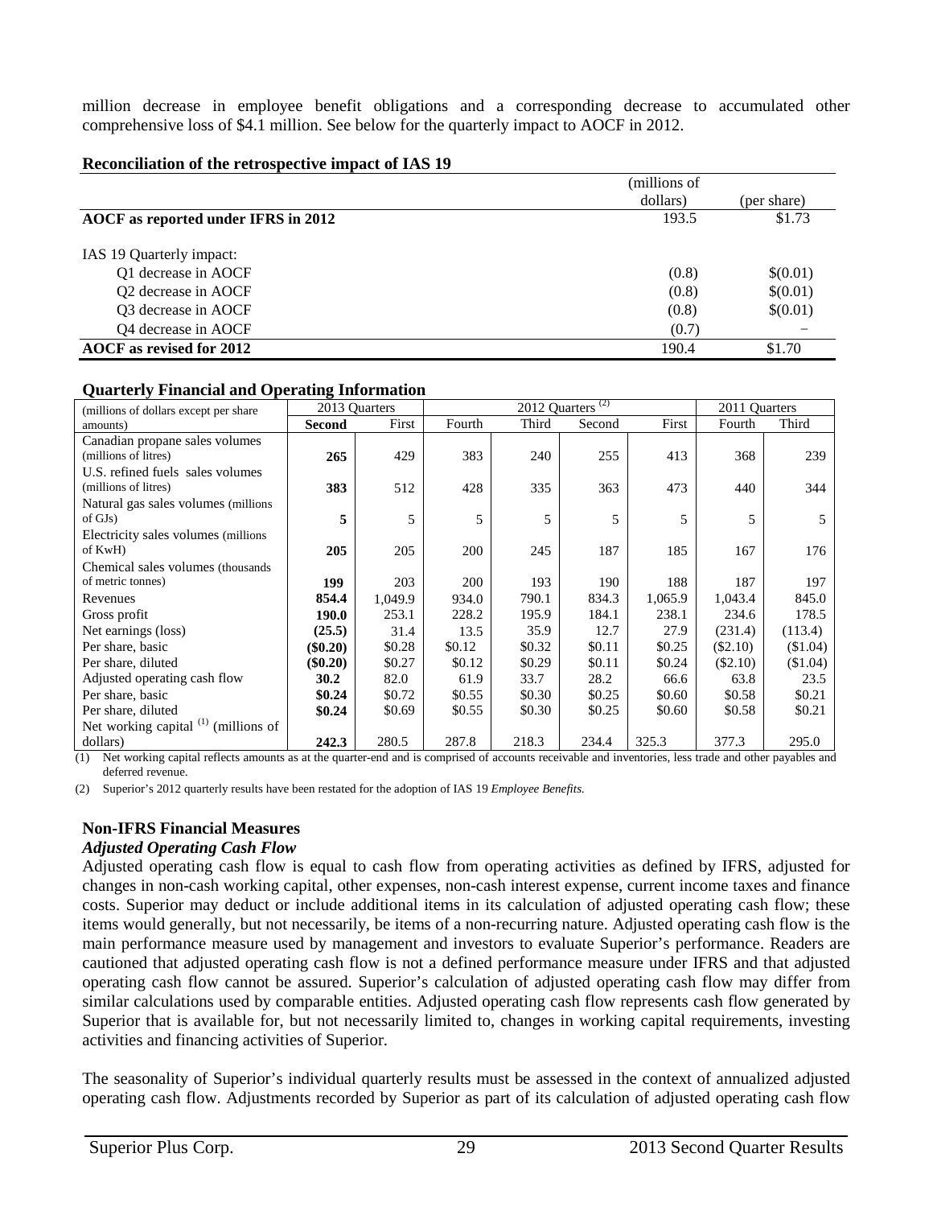million decrease in employee benefit obligations and a corresponding decrease to accumulated other comprehensive loss of $4.1 million. See below for the quarterly impact to AOCF in 2012.

**Reconciliation of the retrospective impact of IAS 19**

| | (millions of dollars) | (per share) |
|---|---|---|
| **AOCF as reported under IFRS in 2012** | 193.5 | $1.73 |
| IAS 19 Quarterly impact: | | |
| Q1 decrease in AOCF | (0.8) | $(0.01) |
| Q2 decrease in AOCF | (0.8) | $(0.01) |
| Q3 decrease in AOCF | (0.8) | $(0.01) |
| Q4 decrease in AOCF | (0.7) | – |
| **AOCF as revised for 2012** | 190.4 | $1.70 |

**Quarterly Financial and Operating Information**

| (millions of dollars except per share amounts) | 2013 Quarters | | 2012 Quarters (2) | | | | 2011 Quarters | |
|---|---|---|---|---|---|---|---|---|
| | **Second** | First | Fourth | Third | Second | First | Fourth | Third |
| Canadian propane sales volumes (millions of litres) | **265** | 429 | 383 | 240 | 255 | 413 | 368 | 239 |
| U.S. refined fuels sales volumes (millions of litres) | **383** | 512 | 428 | 335 | 363 | 473 | 440 | 344 |
| Natural gas sales volumes (millions of GJs) | **5** | 5 | 5 | 5 | 5 | 5 | 5 | 5 |
| Electricity sales volumes (millions of KwH) | **205** | 205 | 200 | 245 | 187 | 185 | 167 | 176 |
| Chemical sales volumes (thousands of metric tonnes) | **199** | 203 | 200 | 193 | 190 | 188 | 187 | 197 |
| Revenues | **854.4** | 1,049.9 | 934.0 | 790.1 | 834.3 | 1,065.9 | 1,043.4 | 845.0 |
| Gross profit | **190.0** | 253.1 | 228.2 | 195.9 | 184.1 | 238.1 | 234.6 | 178.5 |
| Net earnings (loss) | **(25.5)** | 31.4 | 13.5 | 35.9 | 12.7 | 27.9 | (231.4) | (113.4) |
| Per share, basic | **($0.20)** | $0.28 | $0.12 | $0.32 | $0.11 | $0.25 | ($2.10) | ($1.04) |
| Per share, diluted | **($0.20)** | $0.27 | $0.12 | $0.29 | $0.11 | $0.24 | ($2.10) | ($1.04) |
| Adjusted operating cash flow | **30.2** | 82.0 | 61.9 | 33.7 | 28.2 | 66.6 | 63.8 | 23.5 |
| Per share, basic | **$0.24** | $0.72 | $0.55 | $0.30 | $0.25 | $0.60 | $0.58 | $0.21 |
| Per share, diluted | **$0.24** | $0.69 | $0.55 | $0.30 | $0.25 | $0.60 | $0.58 | $0.21 |
| Net working capital (1) (millions of dollars) | **242.3** | 280.5 | 287.8 | 218.3 | 234.4 | 325.3 | 377.3 | 295.0 |

(1) Net working capital reflects amounts as at the quarter-end and is comprised of accounts receivable and inventories, less trade and other payables and deferred revenue.

(2) Superior's 2012 quarterly results have been restated for the adoption of IAS 19 *Employee Benefits.*

## Non-IFRS Financial Measures

### *Adjusted Operating Cash Flow*

Adjusted operating cash flow is equal to cash flow from operating activities as defined by IFRS, adjusted for changes in non-cash working capital, other expenses, non-cash interest expense, current income taxes and finance costs. Superior may deduct or include additional items in its calculation of adjusted operating cash flow; these items would generally, but not necessarily, be items of a non-recurring nature. Adjusted operating cash flow is the main performance measure used by management and investors to evaluate Superior's performance. Readers are cautioned that adjusted operating cash flow is not a defined performance measure under IFRS and that adjusted operating cash flow cannot be assured. Superior's calculation of adjusted operating cash flow may differ from similar calculations used by comparable entities. Adjusted operating cash flow represents cash flow generated by Superior that is available for, but not necessarily limited to, changes in working capital requirements, investing activities and financing activities of Superior.

The seasonality of Superior's individual quarterly results must be assessed in the context of annualized adjusted operating cash flow. Adjustments recorded by Superior as part of its calculation of adjusted operating cash flow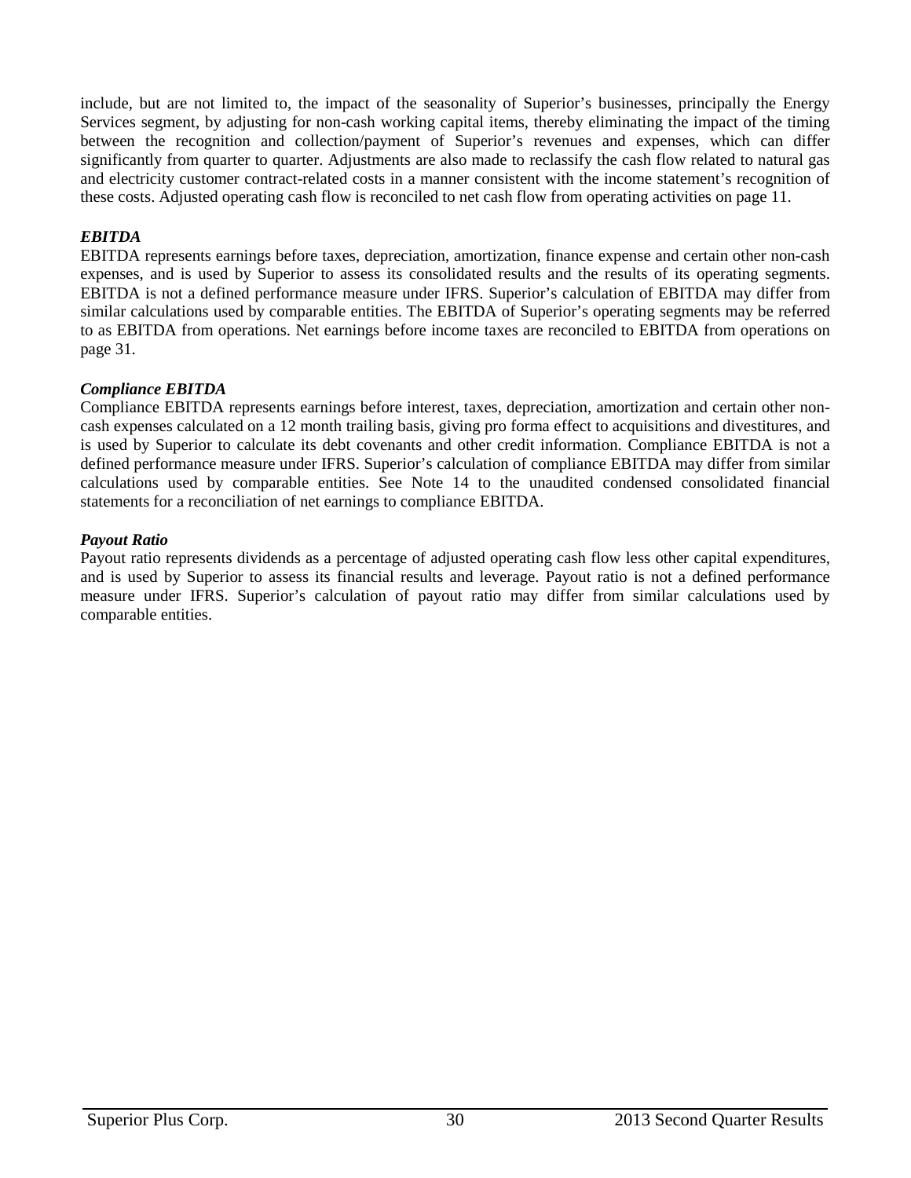include, but are not limited to, the impact of the seasonality of Superior's businesses, principally the Energy Services segment, by adjusting for non-cash working capital items, thereby eliminating the impact of the timing between the recognition and collection/payment of Superior's revenues and expenses, which can differ significantly from quarter to quarter. Adjustments are also made to reclassify the cash flow related to natural gas and electricity customer contract-related costs in a manner consistent with the income statement's recognition of these costs. Adjusted operating cash flow is reconciled to net cash flow from operating activities on page 11.

***EBITDA***

EBITDA represents earnings before taxes, depreciation, amortization, finance expense and certain other non-cash expenses, and is used by Superior to assess its consolidated results and the results of its operating segments. EBITDA is not a defined performance measure under IFRS. Superior's calculation of EBITDA may differ from similar calculations used by comparable entities. The EBITDA of Superior's operating segments may be referred to as EBITDA from operations. Net earnings before income taxes are reconciled to EBITDA from operations on page 31.

***Compliance EBITDA***

Compliance EBITDA represents earnings before interest, taxes, depreciation, amortization and certain other non-cash expenses calculated on a 12 month trailing basis, giving pro forma effect to acquisitions and divestitures, and is used by Superior to calculate its debt covenants and other credit information. Compliance EBITDA is not a defined performance measure under IFRS. Superior's calculation of compliance EBITDA may differ from similar calculations used by comparable entities. See Note 14 to the unaudited condensed consolidated financial statements for a reconciliation of net earnings to compliance EBITDA.

***Payout Ratio***

Payout ratio represents dividends as a percentage of adjusted operating cash flow less other capital expenditures, and is used by Superior to assess its financial results and leverage. Payout ratio is not a defined performance measure under IFRS. Superior's calculation of payout ratio may differ from similar calculations used by comparable entities.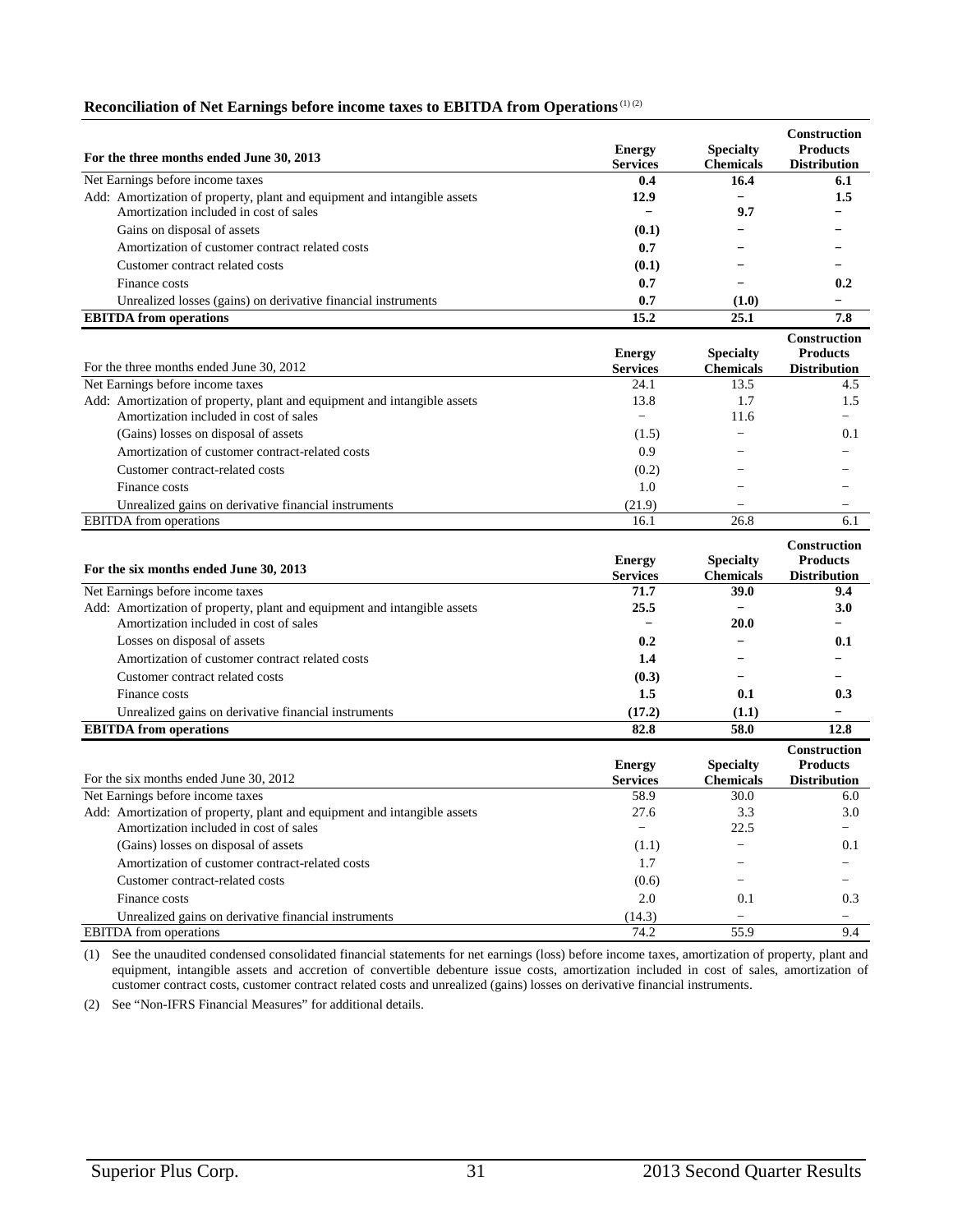### Reconciliation of Net Earnings before income taxes to EBITDA from Operations [(1) (2)]

| **For the three months ended June 30, 2013** | **Energy Services** | **Specialty Chemicals** | **Construction Products Distribution** |
|---|---|---|---|
| Net Earnings before income taxes | **0.4** | **16.4** | **6.1** |
| Add: Amortization of property, plant and equipment and intangible assets | **12.9** | **–** | **1.5** |
| Amortization included in cost of sales | **–** | **9.7** | **–** |
| Gains on disposal of assets | **(0.1)** | **–** | **–** |
| Amortization of customer contract related costs | **0.7** | **–** | **–** |
| Customer contract related costs | **(0.1)** | **–** | **–** |
| Finance costs | **0.7** | **–** | **0.2** |
| Unrealized losses (gains) on derivative financial instruments | **0.7** | **(1.0)** | **–** |
| **EBITDA from operations** | **15.2** | **25.1** | **7.8** |

| For the three months ended June 30, 2012 | **Energy Services** | **Specialty Chemicals** | **Construction Products Distribution** |
|---|---|---|---|
| Net Earnings before income taxes | 24.1 | 13.5 | 4.5 |
| Add: Amortization of property, plant and equipment and intangible assets | 13.8 | 1.7 | 1.5 |
| Amortization included in cost of sales | – | 11.6 | – |
| (Gains) losses on disposal of assets | (1.5) | – | 0.1 |
| Amortization of customer contract-related costs | 0.9 | – | – |
| Customer contract-related costs | (0.2) | – | – |
| Finance costs | 1.0 | – | – |
| Unrealized gains on derivative financial instruments | (21.9) | – | – |
| EBITDA from operations | 16.1 | 26.8 | 6.1 |

| **For the six months ended June 30, 2013** | **Energy Services** | **Specialty Chemicals** | **Construction Products Distribution** |
|---|---|---|---|
| Net Earnings before income taxes | **71.7** | **39.0** | **9.4** |
| Add: Amortization of property, plant and equipment and intangible assets | **25.5** | **–** | **3.0** |
| Amortization included in cost of sales | **–** | **20.0** | **–** |
| Losses on disposal of assets | **0.2** | **–** | **0.1** |
| Amortization of customer contract related costs | **1.4** | **–** | **–** |
| Customer contract related costs | **(0.3)** | **–** | **–** |
| Finance costs | **1.5** | **0.1** | **0.3** |
| Unrealized gains on derivative financial instruments | **(17.2)** | **(1.1)** | **–** |
| **EBITDA from operations** | **82.8** | **58.0** | **12.8** |

| For the six months ended June 30, 2012 | **Energy Services** | **Specialty Chemicals** | **Construction Products Distribution** |
|---|---|---|---|
| Net Earnings before income taxes | 58.9 | 30.0 | 6.0 |
| Add: Amortization of property, plant and equipment and intangible assets | 27.6 | 3.3 | 3.0 |
| Amortization included in cost of sales | – | 22.5 | – |
| (Gains) losses on disposal of assets | (1.1) | – | 0.1 |
| Amortization of customer contract-related costs | 1.7 | – | – |
| Customer contract-related costs | (0.6) | – | – |
| Finance costs | 2.0 | 0.1 | 0.3 |
| Unrealized gains on derivative financial instruments | (14.3) | – | – |
| EBITDA from operations | 74.2 | 55.9 | 9.4 |

(1) See the unaudited condensed consolidated financial statements for net earnings (loss) before income taxes, amortization of property, plant and equipment, intangible assets and accretion of convertible debenture issue costs, amortization included in cost of sales, amortization of customer contract costs, customer contract related costs and unrealized (gains) losses on derivative financial instruments.

(2) See "Non-IFRS Financial Measures" for additional details.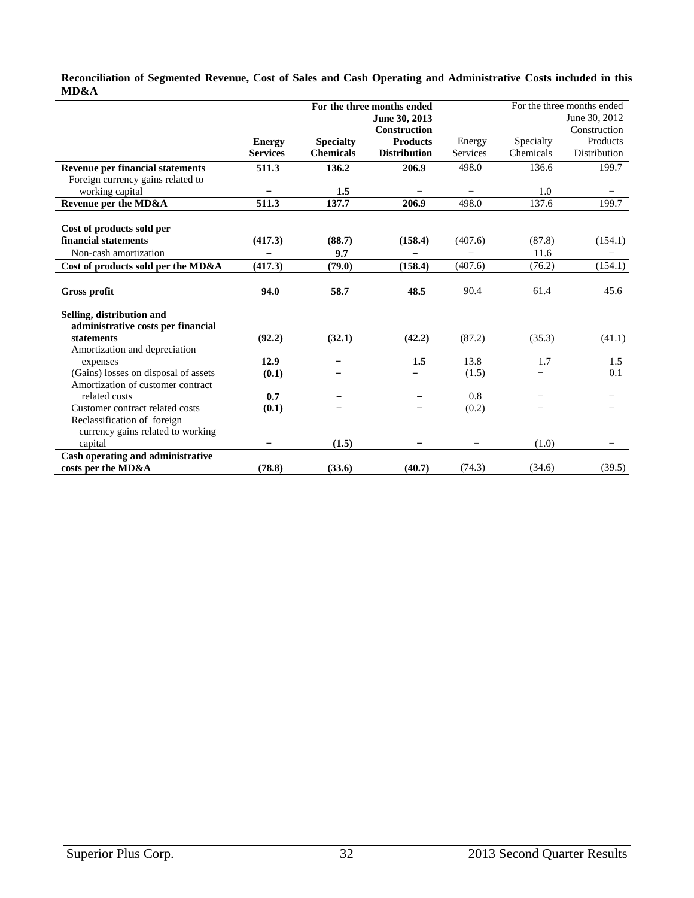**Reconciliation of Segmented Revenue, Cost of Sales and Cash Operating and Administrative Costs included in this MD&A**

| | For the three months ended June 30, 2013 | | | For the three months ended June 30, 2012 | | |
|---|---|---|---|---|---|---|
| | **Energy Services** | **Specialty Chemicals** | **Construction Products Distribution** | Energy Services | Specialty Chemicals | Construction Products Distribution |
| **Revenue per financial statements** | **511.3** | **136.2** | **206.9** | 498.0 | 136.6 | 199.7 |
| Foreign currency gains related to working capital | – | **1.5** | – | – | 1.0 | – |
| **Revenue per the MD&A** | **511.3** | **137.7** | **206.9** | 498.0 | 137.6 | 199.7 |
| **Cost of products sold per financial statements** | **(417.3)** | **(88.7)** | **(158.4)** | (407.6) | (87.8) | (154.1) |
| Non-cash amortization | – | **9.7** | – | – | 11.6 | – |
| **Cost of products sold per the MD&A** | **(417.3)** | **(79.0)** | **(158.4)** | (407.6) | (76.2) | (154.1) |
| **Gross profit** | **94.0** | **58.7** | **48.5** | 90.4 | 61.4 | 45.6 |
| **Selling, distribution and administrative costs per financial statements** | **(92.2)** | **(32.1)** | **(42.2)** | (87.2) | (35.3) | (41.1) |
| Amortization and depreciation expenses | **12.9** | – | **1.5** | 13.8 | 1.7 | 1.5 |
| (Gains) losses on disposal of assets | **(0.1)** | – | – | (1.5) | – | 0.1 |
| Amortization of customer contract related costs | **0.7** | – | – | 0.8 | – | – |
| Customer contract related costs | **(0.1)** | – | – | (0.2) | – | – |
| Reclassification of foreign currency gains related to working capital | – | **(1.5)** | – | – | (1.0) | – |
| **Cash operating and administrative costs per the MD&A** | **(78.8)** | **(33.6)** | **(40.7)** | (74.3) | (34.6) | (39.5) |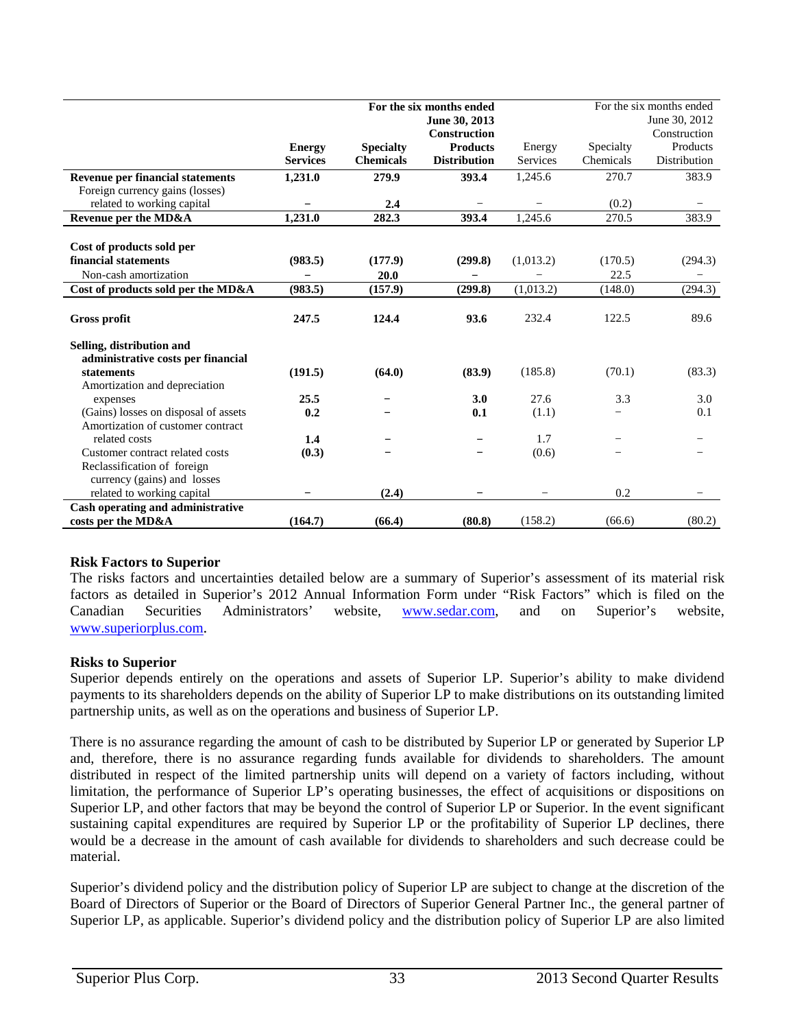| | For the six months ended June 30, 2013 | | | For the six months ended June 30, 2012 | | |
|---|---|---|---|---|---|---|
| | **Energy Services** | **Specialty Chemicals** | **Construction Products Distribution** | Energy Services | Specialty Chemicals | Construction Products Distribution |
| **Revenue per financial statements** | **1,231.0** | **279.9** | **393.4** | 1,245.6 | 270.7 | 383.9 |
| Foreign currency gains (losses) related to working capital | **–** | **2.4** | – | – | (0.2) | – |
| **Revenue per the MD&A** | **1,231.0** | **282.3** | **393.4** | 1,245.6 | 270.5 | 383.9 |
| **Cost of products sold per financial statements** | **(983.5)** | **(177.9)** | **(299.8)** | (1,013.2) | (170.5) | (294.3) |
| Non-cash amortization | **–** | **20.0** | **–** | – | 22.5 | – |
| **Cost of products sold per the MD&A** | **(983.5)** | **(157.9)** | **(299.8)** | (1,013.2) | (148.0) | (294.3) |
| **Gross profit** | **247.5** | **124.4** | **93.6** | 232.4 | 122.5 | 89.6 |
| **Selling, distribution and administrative costs per financial statements** | **(191.5)** | **(64.0)** | **(83.9)** | (185.8) | (70.1) | (83.3) |
| Amortization and depreciation expenses | **25.5** | **–** | **3.0** | 27.6 | 3.3 | 3.0 |
| (Gains) losses on disposal of assets | **0.2** | **–** | **0.1** | (1.1) | – | 0.1 |
| Amortization of customer contract related costs | **1.4** | **–** | **–** | 1.7 | – | – |
| Customer contract related costs | **(0.3)** | **–** | **–** | (0.6) | – | – |
| Reclassification of foreign currency (gains) and losses related to working capital | **–** | **(2.4)** | **–** | – | 0.2 | – |
| **Cash operating and administrative costs per the MD&A** | **(164.7)** | **(66.4)** | **(80.8)** | (158.2) | (66.6) | (80.2) |

## Risk Factors to Superior

The risks factors and uncertainties detailed below are a summary of Superior's assessment of its material risk factors as detailed in Superior's 2012 Annual Information Form under "Risk Factors" which is filed on the Canadian Securities Administrators' website, www.sedar.com, and on Superior's website, www.superiorplus.com.

## Risks to Superior

Superior depends entirely on the operations and assets of Superior LP. Superior's ability to make dividend payments to its shareholders depends on the ability of Superior LP to make distributions on its outstanding limited partnership units, as well as on the operations and business of Superior LP.

There is no assurance regarding the amount of cash to be distributed by Superior LP or generated by Superior LP and, therefore, there is no assurance regarding funds available for dividends to shareholders. The amount distributed in respect of the limited partnership units will depend on a variety of factors including, without limitation, the performance of Superior LP's operating businesses, the effect of acquisitions or dispositions on Superior LP, and other factors that may be beyond the control of Superior LP or Superior. In the event significant sustaining capital expenditures are required by Superior LP or the profitability of Superior LP declines, there would be a decrease in the amount of cash available for dividends to shareholders and such decrease could be material.

Superior's dividend policy and the distribution policy of Superior LP are subject to change at the discretion of the Board of Directors of Superior or the Board of Directors of Superior General Partner Inc., the general partner of Superior LP, as applicable. Superior's dividend policy and the distribution policy of Superior LP are also limited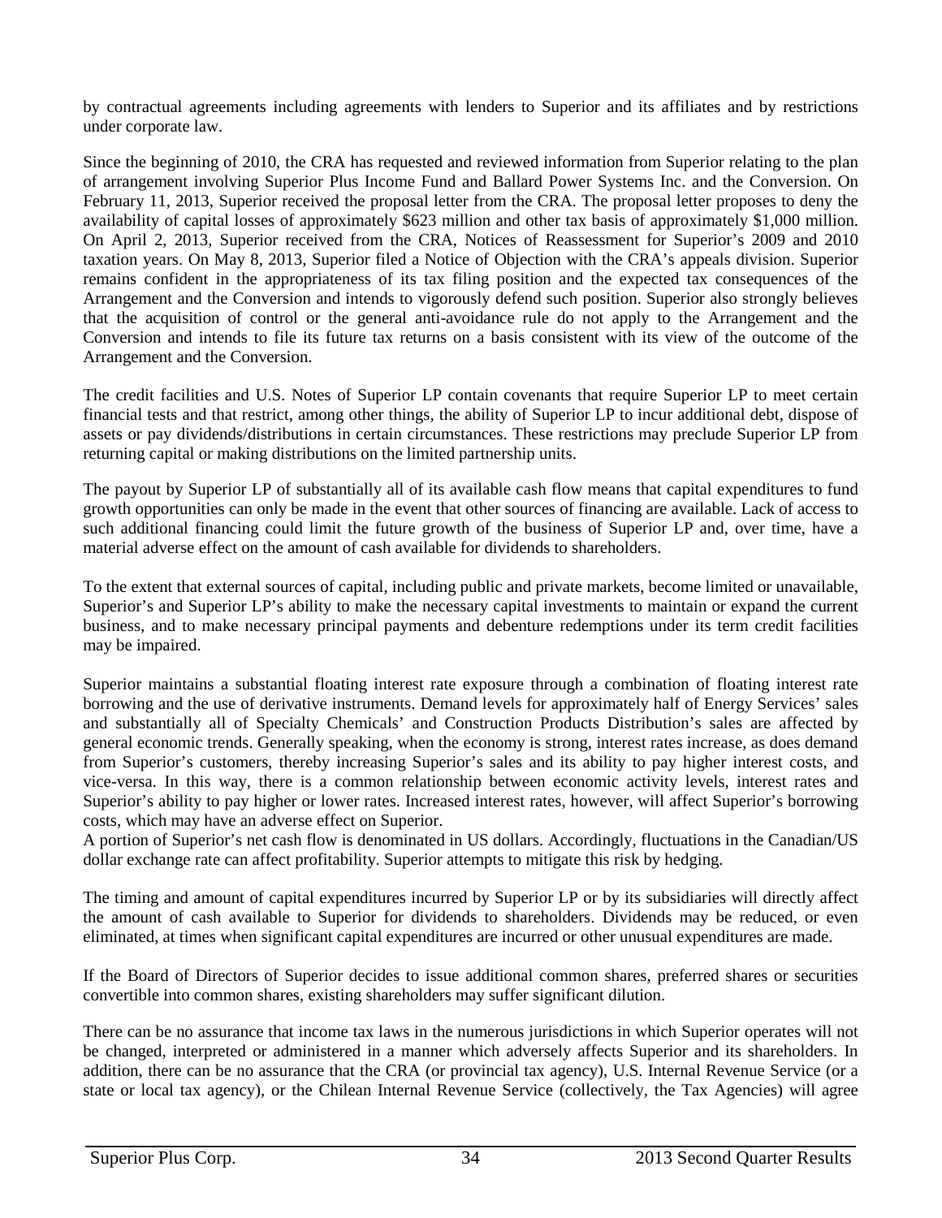by contractual agreements including agreements with lenders to Superior and its affiliates and by restrictions under corporate law.

Since the beginning of 2010, the CRA has requested and reviewed information from Superior relating to the plan of arrangement involving Superior Plus Income Fund and Ballard Power Systems Inc. and the Conversion. On February 11, 2013, Superior received the proposal letter from the CRA. The proposal letter proposes to deny the availability of capital losses of approximately $623 million and other tax basis of approximately $1,000 million. On April 2, 2013, Superior received from the CRA, Notices of Reassessment for Superior's 2009 and 2010 taxation years. On May 8, 2013, Superior filed a Notice of Objection with the CRA's appeals division. Superior remains confident in the appropriateness of its tax filing position and the expected tax consequences of the Arrangement and the Conversion and intends to vigorously defend such position. Superior also strongly believes that the acquisition of control or the general anti-avoidance rule do not apply to the Arrangement and the Conversion and intends to file its future tax returns on a basis consistent with its view of the outcome of the Arrangement and the Conversion.

The credit facilities and U.S. Notes of Superior LP contain covenants that require Superior LP to meet certain financial tests and that restrict, among other things, the ability of Superior LP to incur additional debt, dispose of assets or pay dividends/distributions in certain circumstances. These restrictions may preclude Superior LP from returning capital or making distributions on the limited partnership units.

The payout by Superior LP of substantially all of its available cash flow means that capital expenditures to fund growth opportunities can only be made in the event that other sources of financing are available. Lack of access to such additional financing could limit the future growth of the business of Superior LP and, over time, have a material adverse effect on the amount of cash available for dividends to shareholders.

To the extent that external sources of capital, including public and private markets, become limited or unavailable, Superior's and Superior LP's ability to make the necessary capital investments to maintain or expand the current business, and to make necessary principal payments and debenture redemptions under its term credit facilities may be impaired.

Superior maintains a substantial floating interest rate exposure through a combination of floating interest rate borrowing and the use of derivative instruments. Demand levels for approximately half of Energy Services' sales and substantially all of Specialty Chemicals' and Construction Products Distribution's sales are affected by general economic trends. Generally speaking, when the economy is strong, interest rates increase, as does demand from Superior's customers, thereby increasing Superior's sales and its ability to pay higher interest costs, and vice-versa. In this way, there is a common relationship between economic activity levels, interest rates and Superior's ability to pay higher or lower rates. Increased interest rates, however, will affect Superior's borrowing costs, which may have an adverse effect on Superior.

A portion of Superior's net cash flow is denominated in US dollars. Accordingly, fluctuations in the Canadian/US dollar exchange rate can affect profitability. Superior attempts to mitigate this risk by hedging.

The timing and amount of capital expenditures incurred by Superior LP or by its subsidiaries will directly affect the amount of cash available to Superior for dividends to shareholders. Dividends may be reduced, or even eliminated, at times when significant capital expenditures are incurred or other unusual expenditures are made.

If the Board of Directors of Superior decides to issue additional common shares, preferred shares or securities convertible into common shares, existing shareholders may suffer significant dilution.

There can be no assurance that income tax laws in the numerous jurisdictions in which Superior operates will not be changed, interpreted or administered in a manner which adversely affects Superior and its shareholders. In addition, there can be no assurance that the CRA (or provincial tax agency), U.S. Internal Revenue Service (or a state or local tax agency), or the Chilean Internal Revenue Service (collectively, the Tax Agencies) will agree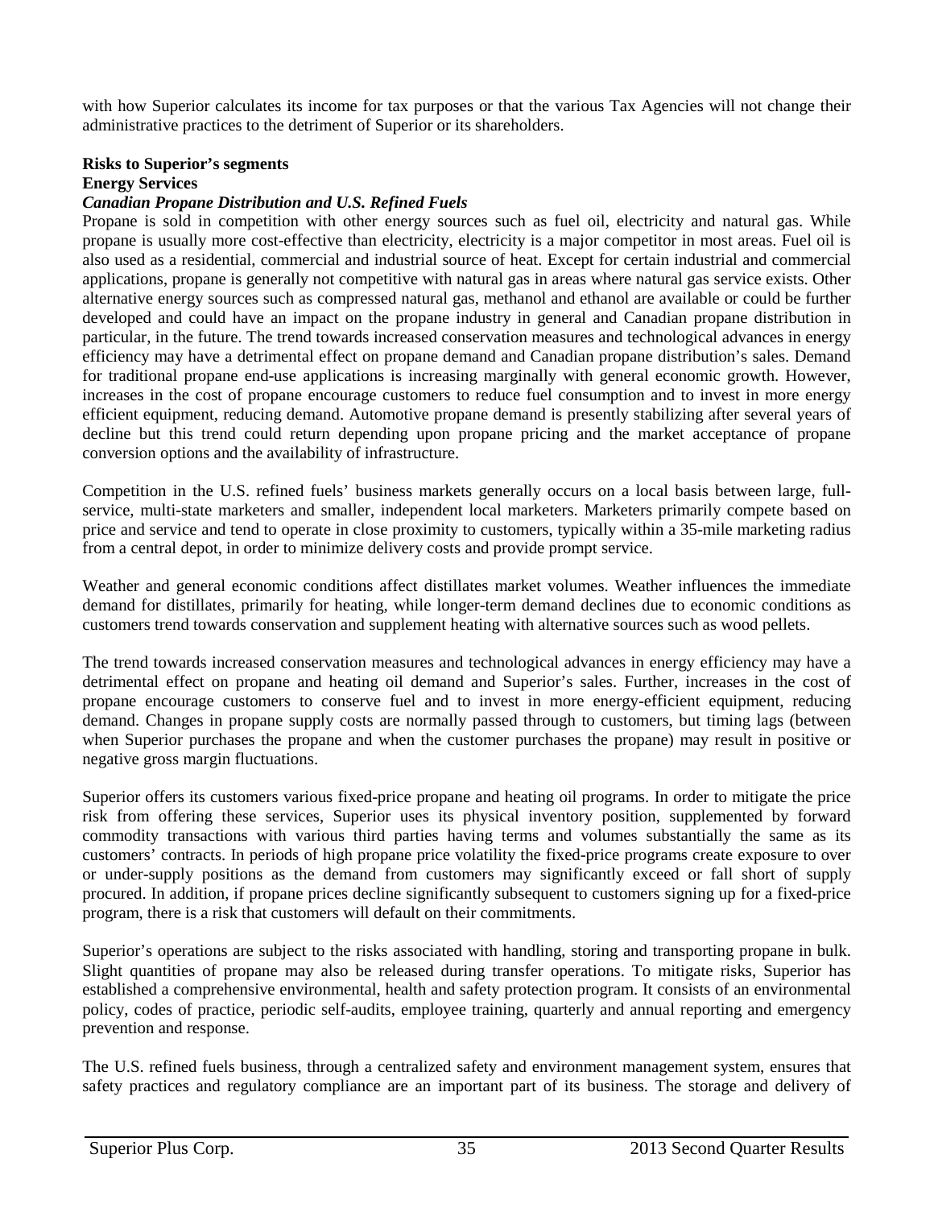with how Superior calculates its income for tax purposes or that the various Tax Agencies will not change their administrative practices to the detriment of Superior or its shareholders.

**Risks to Superior's segments**

**Energy Services**

***Canadian Propane Distribution and U.S. Refined Fuels***

Propane is sold in competition with other energy sources such as fuel oil, electricity and natural gas. While propane is usually more cost-effective than electricity, electricity is a major competitor in most areas. Fuel oil is also used as a residential, commercial and industrial source of heat. Except for certain industrial and commercial applications, propane is generally not competitive with natural gas in areas where natural gas service exists. Other alternative energy sources such as compressed natural gas, methanol and ethanol are available or could be further developed and could have an impact on the propane industry in general and Canadian propane distribution in particular, in the future. The trend towards increased conservation measures and technological advances in energy efficiency may have a detrimental effect on propane demand and Canadian propane distribution's sales. Demand for traditional propane end-use applications is increasing marginally with general economic growth. However, increases in the cost of propane encourage customers to reduce fuel consumption and to invest in more energy efficient equipment, reducing demand. Automotive propane demand is presently stabilizing after several years of decline but this trend could return depending upon propane pricing and the market acceptance of propane conversion options and the availability of infrastructure.

Competition in the U.S. refined fuels' business markets generally occurs on a local basis between large, full-service, multi-state marketers and smaller, independent local marketers. Marketers primarily compete based on price and service and tend to operate in close proximity to customers, typically within a 35-mile marketing radius from a central depot, in order to minimize delivery costs and provide prompt service.

Weather and general economic conditions affect distillates market volumes. Weather influences the immediate demand for distillates, primarily for heating, while longer-term demand declines due to economic conditions as customers trend towards conservation and supplement heating with alternative sources such as wood pellets.

The trend towards increased conservation measures and technological advances in energy efficiency may have a detrimental effect on propane and heating oil demand and Superior's sales. Further, increases in the cost of propane encourage customers to conserve fuel and to invest in more energy-efficient equipment, reducing demand. Changes in propane supply costs are normally passed through to customers, but timing lags (between when Superior purchases the propane and when the customer purchases the propane) may result in positive or negative gross margin fluctuations.

Superior offers its customers various fixed-price propane and heating oil programs. In order to mitigate the price risk from offering these services, Superior uses its physical inventory position, supplemented by forward commodity transactions with various third parties having terms and volumes substantially the same as its customers' contracts. In periods of high propane price volatility the fixed-price programs create exposure to over or under-supply positions as the demand from customers may significantly exceed or fall short of supply procured. In addition, if propane prices decline significantly subsequent to customers signing up for a fixed-price program, there is a risk that customers will default on their commitments.

Superior's operations are subject to the risks associated with handling, storing and transporting propane in bulk. Slight quantities of propane may also be released during transfer operations. To mitigate risks, Superior has established a comprehensive environmental, health and safety protection program. It consists of an environmental policy, codes of practice, periodic self-audits, employee training, quarterly and annual reporting and emergency prevention and response.

The U.S. refined fuels business, through a centralized safety and environment management system, ensures that safety practices and regulatory compliance are an important part of its business. The storage and delivery of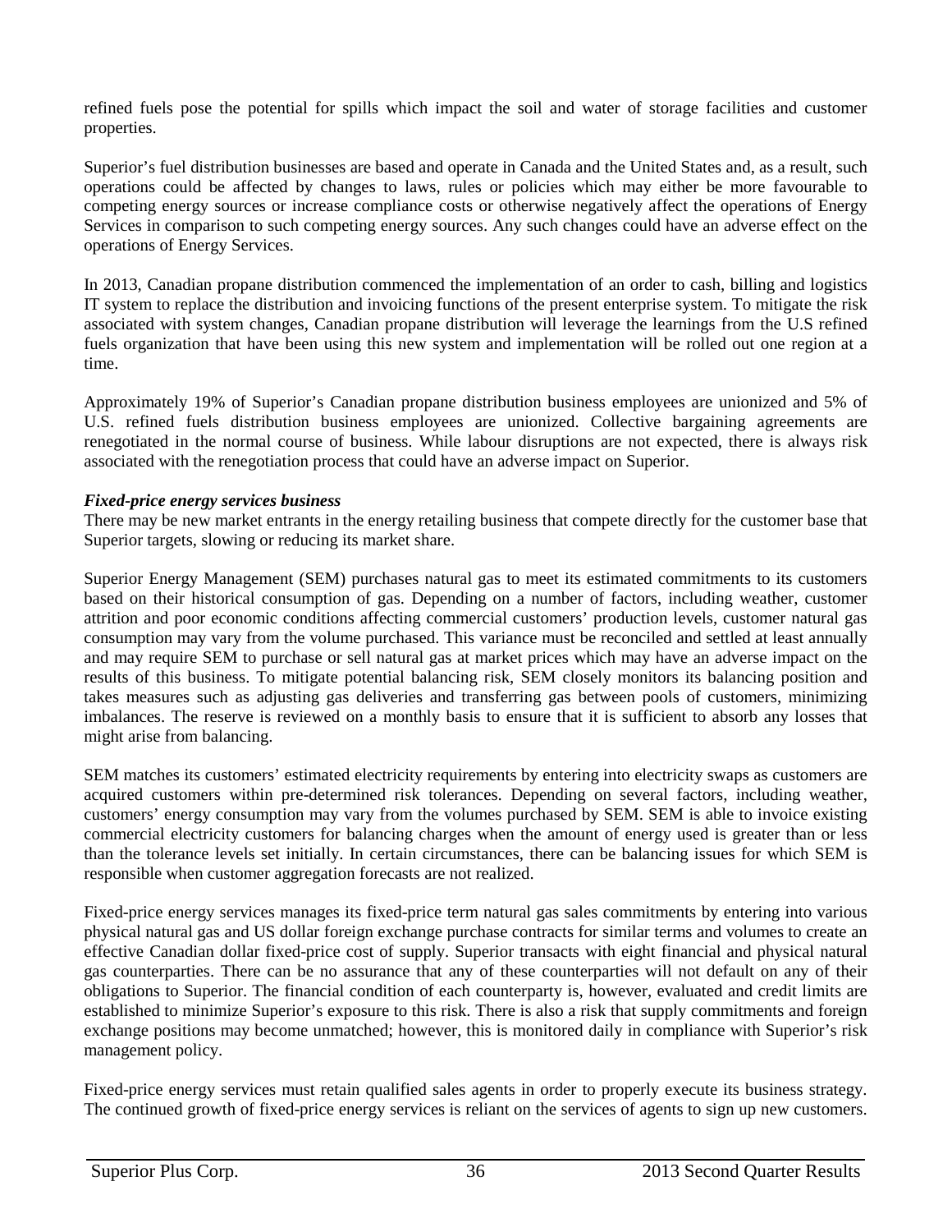refined fuels pose the potential for spills which impact the soil and water of storage facilities and customer properties.

Superior's fuel distribution businesses are based and operate in Canada and the United States and, as a result, such operations could be affected by changes to laws, rules or policies which may either be more favourable to competing energy sources or increase compliance costs or otherwise negatively affect the operations of Energy Services in comparison to such competing energy sources. Any such changes could have an adverse effect on the operations of Energy Services.

In 2013, Canadian propane distribution commenced the implementation of an order to cash, billing and logistics IT system to replace the distribution and invoicing functions of the present enterprise system. To mitigate the risk associated with system changes, Canadian propane distribution will leverage the learnings from the U.S refined fuels organization that have been using this new system and implementation will be rolled out one region at a time.

Approximately 19% of Superior's Canadian propane distribution business employees are unionized and 5% of U.S. refined fuels distribution business employees are unionized. Collective bargaining agreements are renegotiated in the normal course of business. While labour disruptions are not expected, there is always risk associated with the renegotiation process that could have an adverse impact on Superior.

***Fixed-price energy services business***

There may be new market entrants in the energy retailing business that compete directly for the customer base that Superior targets, slowing or reducing its market share.

Superior Energy Management (SEM) purchases natural gas to meet its estimated commitments to its customers based on their historical consumption of gas. Depending on a number of factors, including weather, customer attrition and poor economic conditions affecting commercial customers' production levels, customer natural gas consumption may vary from the volume purchased. This variance must be reconciled and settled at least annually and may require SEM to purchase or sell natural gas at market prices which may have an adverse impact on the results of this business. To mitigate potential balancing risk, SEM closely monitors its balancing position and takes measures such as adjusting gas deliveries and transferring gas between pools of customers, minimizing imbalances. The reserve is reviewed on a monthly basis to ensure that it is sufficient to absorb any losses that might arise from balancing.

SEM matches its customers' estimated electricity requirements by entering into electricity swaps as customers are acquired customers within pre-determined risk tolerances. Depending on several factors, including weather, customers' energy consumption may vary from the volumes purchased by SEM. SEM is able to invoice existing commercial electricity customers for balancing charges when the amount of energy used is greater than or less than the tolerance levels set initially. In certain circumstances, there can be balancing issues for which SEM is responsible when customer aggregation forecasts are not realized.

Fixed-price energy services manages its fixed-price term natural gas sales commitments by entering into various physical natural gas and US dollar foreign exchange purchase contracts for similar terms and volumes to create an effective Canadian dollar fixed-price cost of supply. Superior transacts with eight financial and physical natural gas counterparties. There can be no assurance that any of these counterparties will not default on any of their obligations to Superior. The financial condition of each counterparty is, however, evaluated and credit limits are established to minimize Superior's exposure to this risk. There is also a risk that supply commitments and foreign exchange positions may become unmatched; however, this is monitored daily in compliance with Superior's risk management policy.

Fixed-price energy services must retain qualified sales agents in order to properly execute its business strategy. The continued growth of fixed-price energy services is reliant on the services of agents to sign up new customers.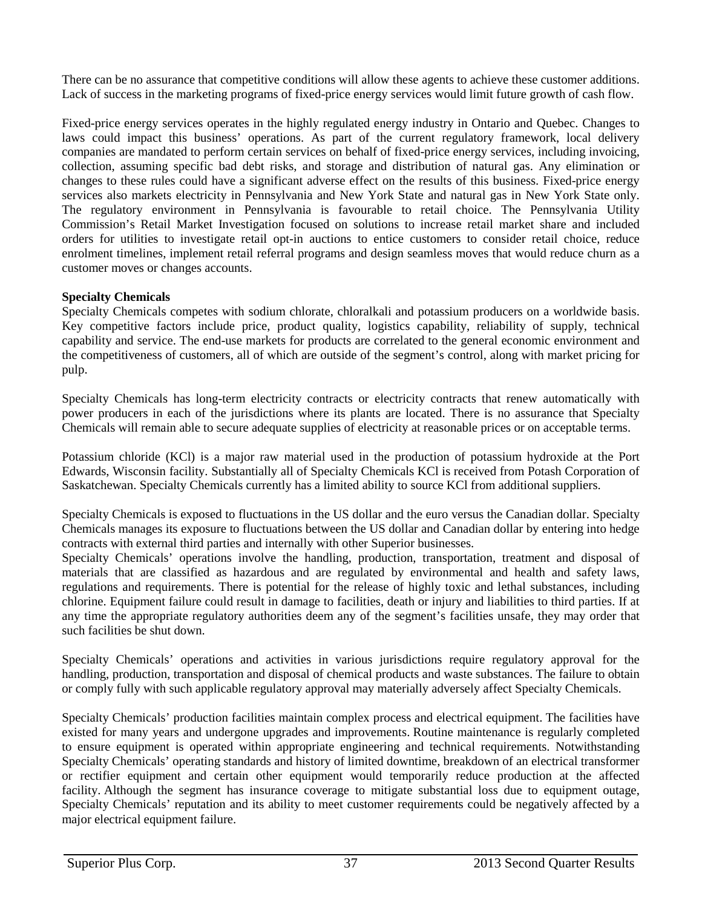There can be no assurance that competitive conditions will allow these agents to achieve these customer additions. Lack of success in the marketing programs of fixed-price energy services would limit future growth of cash flow.

Fixed-price energy services operates in the highly regulated energy industry in Ontario and Quebec. Changes to laws could impact this business' operations. As part of the current regulatory framework, local delivery companies are mandated to perform certain services on behalf of fixed-price energy services, including invoicing, collection, assuming specific bad debt risks, and storage and distribution of natural gas. Any elimination or changes to these rules could have a significant adverse effect on the results of this business. Fixed-price energy services also markets electricity in Pennsylvania and New York State and natural gas in New York State only. The regulatory environment in Pennsylvania is favourable to retail choice. The Pennsylvania Utility Commission's Retail Market Investigation focused on solutions to increase retail market share and included orders for utilities to investigate retail opt-in auctions to entice customers to consider retail choice, reduce enrolment timelines, implement retail referral programs and design seamless moves that would reduce churn as a customer moves or changes accounts.

**Specialty Chemicals**

Specialty Chemicals competes with sodium chlorate, chloralkali and potassium producers on a worldwide basis. Key competitive factors include price, product quality, logistics capability, reliability of supply, technical capability and service. The end-use markets for products are correlated to the general economic environment and the competitiveness of customers, all of which are outside of the segment's control, along with market pricing for pulp.

Specialty Chemicals has long-term electricity contracts or electricity contracts that renew automatically with power producers in each of the jurisdictions where its plants are located. There is no assurance that Specialty Chemicals will remain able to secure adequate supplies of electricity at reasonable prices or on acceptable terms.

Potassium chloride (KCl) is a major raw material used in the production of potassium hydroxide at the Port Edwards, Wisconsin facility. Substantially all of Specialty Chemicals KCl is received from Potash Corporation of Saskatchewan. Specialty Chemicals currently has a limited ability to source KCl from additional suppliers.

Specialty Chemicals is exposed to fluctuations in the US dollar and the euro versus the Canadian dollar. Specialty Chemicals manages its exposure to fluctuations between the US dollar and Canadian dollar by entering into hedge contracts with external third parties and internally with other Superior businesses.

Specialty Chemicals' operations involve the handling, production, transportation, treatment and disposal of materials that are classified as hazardous and are regulated by environmental and health and safety laws, regulations and requirements. There is potential for the release of highly toxic and lethal substances, including chlorine. Equipment failure could result in damage to facilities, death or injury and liabilities to third parties. If at any time the appropriate regulatory authorities deem any of the segment's facilities unsafe, they may order that such facilities be shut down.

Specialty Chemicals' operations and activities in various jurisdictions require regulatory approval for the handling, production, transportation and disposal of chemical products and waste substances. The failure to obtain or comply fully with such applicable regulatory approval may materially adversely affect Specialty Chemicals.

Specialty Chemicals' production facilities maintain complex process and electrical equipment. The facilities have existed for many years and undergone upgrades and improvements. Routine maintenance is regularly completed to ensure equipment is operated within appropriate engineering and technical requirements. Notwithstanding Specialty Chemicals' operating standards and history of limited downtime, breakdown of an electrical transformer or rectifier equipment and certain other equipment would temporarily reduce production at the affected facility. Although the segment has insurance coverage to mitigate substantial loss due to equipment outage, Specialty Chemicals' reputation and its ability to meet customer requirements could be negatively affected by a major electrical equipment failure.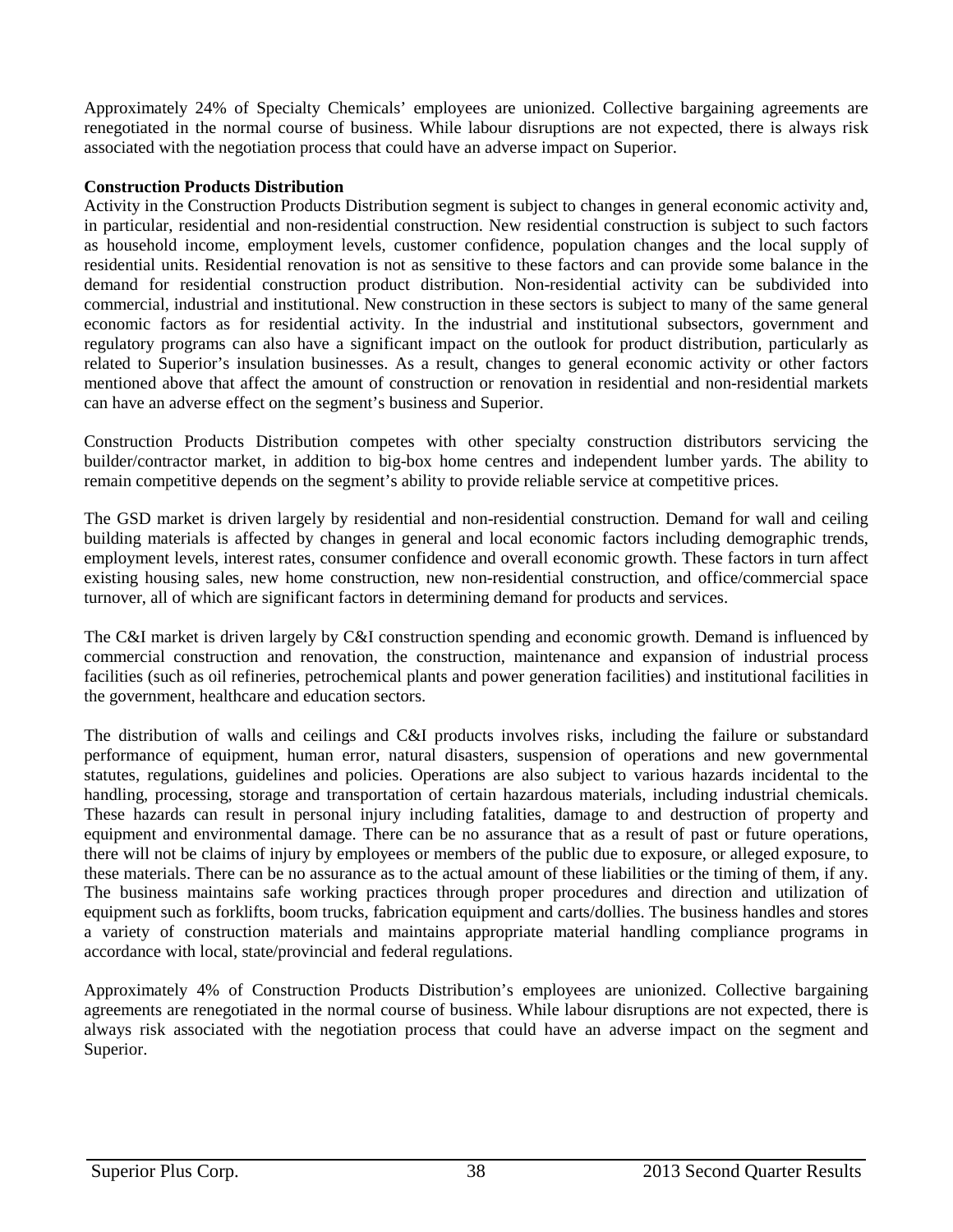Approximately 24% of Specialty Chemicals' employees are unionized. Collective bargaining agreements are renegotiated in the normal course of business. While labour disruptions are not expected, there is always risk associated with the negotiation process that could have an adverse impact on Superior.

**Construction Products Distribution**

Activity in the Construction Products Distribution segment is subject to changes in general economic activity and, in particular, residential and non-residential construction. New residential construction is subject to such factors as household income, employment levels, customer confidence, population changes and the local supply of residential units. Residential renovation is not as sensitive to these factors and can provide some balance in the demand for residential construction product distribution. Non-residential activity can be subdivided into commercial, industrial and institutional. New construction in these sectors is subject to many of the same general economic factors as for residential activity. In the industrial and institutional subsectors, government and regulatory programs can also have a significant impact on the outlook for product distribution, particularly as related to Superior's insulation businesses. As a result, changes to general economic activity or other factors mentioned above that affect the amount of construction or renovation in residential and non-residential markets can have an adverse effect on the segment's business and Superior.

Construction Products Distribution competes with other specialty construction distributors servicing the builder/contractor market, in addition to big-box home centres and independent lumber yards. The ability to remain competitive depends on the segment's ability to provide reliable service at competitive prices.

The GSD market is driven largely by residential and non-residential construction. Demand for wall and ceiling building materials is affected by changes in general and local economic factors including demographic trends, employment levels, interest rates, consumer confidence and overall economic growth. These factors in turn affect existing housing sales, new home construction, new non-residential construction, and office/commercial space turnover, all of which are significant factors in determining demand for products and services.

The C&I market is driven largely by C&I construction spending and economic growth. Demand is influenced by commercial construction and renovation, the construction, maintenance and expansion of industrial process facilities (such as oil refineries, petrochemical plants and power generation facilities) and institutional facilities in the government, healthcare and education sectors.

The distribution of walls and ceilings and C&I products involves risks, including the failure or substandard performance of equipment, human error, natural disasters, suspension of operations and new governmental statutes, regulations, guidelines and policies. Operations are also subject to various hazards incidental to the handling, processing, storage and transportation of certain hazardous materials, including industrial chemicals. These hazards can result in personal injury including fatalities, damage to and destruction of property and equipment and environmental damage. There can be no assurance that as a result of past or future operations, there will not be claims of injury by employees or members of the public due to exposure, or alleged exposure, to these materials. There can be no assurance as to the actual amount of these liabilities or the timing of them, if any. The business maintains safe working practices through proper procedures and direction and utilization of equipment such as forklifts, boom trucks, fabrication equipment and carts/dollies. The business handles and stores a variety of construction materials and maintains appropriate material handling compliance programs in accordance with local, state/provincial and federal regulations.

Approximately 4% of Construction Products Distribution's employees are unionized. Collective bargaining agreements are renegotiated in the normal course of business. While labour disruptions are not expected, there is always risk associated with the negotiation process that could have an adverse impact on the segment and Superior.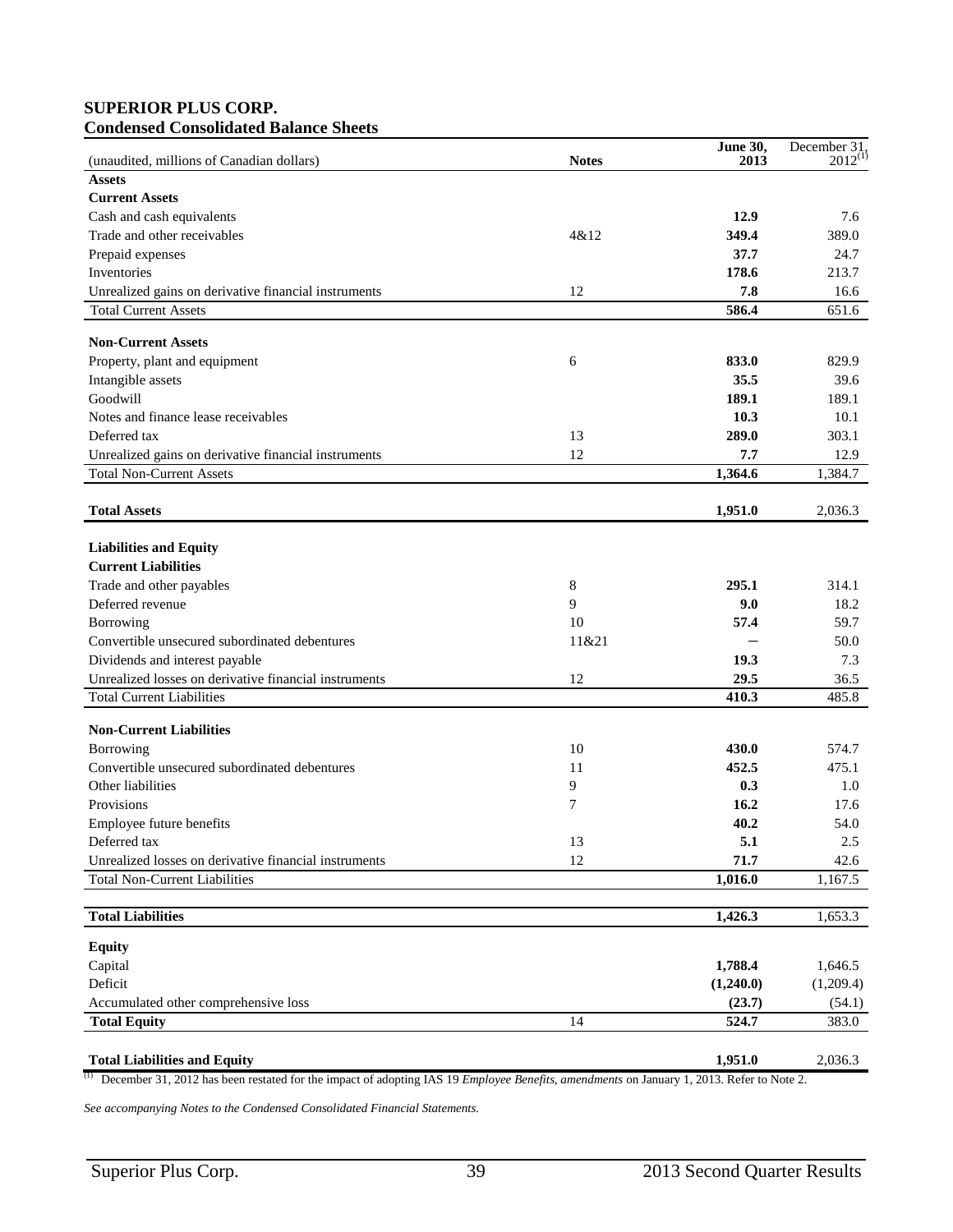**SUPERIOR PLUS CORP.**
**Condensed Consolidated Balance Sheets**

| (unaudited, millions of Canadian dollars) | Notes | June 30, 2013 | December 31, 2012[(1)] |
|---|---|---|---|
| **Assets** | | | |
| **Current Assets** | | | |
| Cash and cash equivalents | | **12.9** | 7.6 |
| Trade and other receivables | 4&12 | **349.4** | 389.0 |
| Prepaid expenses | | **37.7** | 24.7 |
| Inventories | | **178.6** | 213.7 |
| Unrealized gains on derivative financial instruments | 12 | **7.8** | 16.6 |
| Total Current Assets | | **586.4** | 651.6 |
| **Non-Current Assets** | | | |
| Property, plant and equipment | 6 | **833.0** | 829.9 |
| Intangible assets | | **35.5** | 39.6 |
| Goodwill | | **189.1** | 189.1 |
| Notes and finance lease receivables | | **10.3** | 10.1 |
| Deferred tax | 13 | **289.0** | 303.1 |
| Unrealized gains on derivative financial instruments | 12 | **7.7** | 12.9 |
| Total Non-Current Assets | | **1,364.6** | 1,384.7 |
| **Total Assets** | | **1,951.0** | 2,036.3 |
| **Liabilities and Equity** | | | |
| **Current Liabilities** | | | |
| Trade and other payables | 8 | **295.1** | 314.1 |
| Deferred revenue | 9 | **9.0** | 18.2 |
| Borrowing | 10 | **57.4** | 59.7 |
| Convertible unsecured subordinated debentures | 11&21 | **–** | 50.0 |
| Dividends and interest payable | | **19.3** | 7.3 |
| Unrealized losses on derivative financial instruments | 12 | **29.5** | 36.5 |
| Total Current Liabilities | | **410.3** | 485.8 |
| **Non-Current Liabilities** | | | |
| Borrowing | 10 | **430.0** | 574.7 |
| Convertible unsecured subordinated debentures | 11 | **452.5** | 475.1 |
| Other liabilities | 9 | **0.3** | 1.0 |
| Provisions | 7 | **16.2** | 17.6 |
| Employee future benefits | | **40.2** | 54.0 |
| Deferred tax | 13 | **5.1** | 2.5 |
| Unrealized losses on derivative financial instruments | 12 | **71.7** | 42.6 |
| Total Non-Current Liabilities | | **1,016.0** | 1,167.5 |
| **Total Liabilities** | | **1,426.3** | 1,653.3 |
| **Equity** | | | |
| Capital | | **1,788.4** | 1,646.5 |
| Deficit | | **(1,240.0)** | (1,209.4) |
| Accumulated other comprehensive loss | | **(23.7)** | (54.1) |
| **Total Equity** | 14 | **524.7** | 383.0 |
| **Total Liabilities and Equity** | | **1,951.0** | 2,036.3 |

(1) December 31, 2012 has been restated for the impact of adopting IAS 19 *Employee Benefits, amendments* on January 1, 2013. Refer to Note 2.

*See accompanying Notes to the Condensed Consolidated Financial Statements.*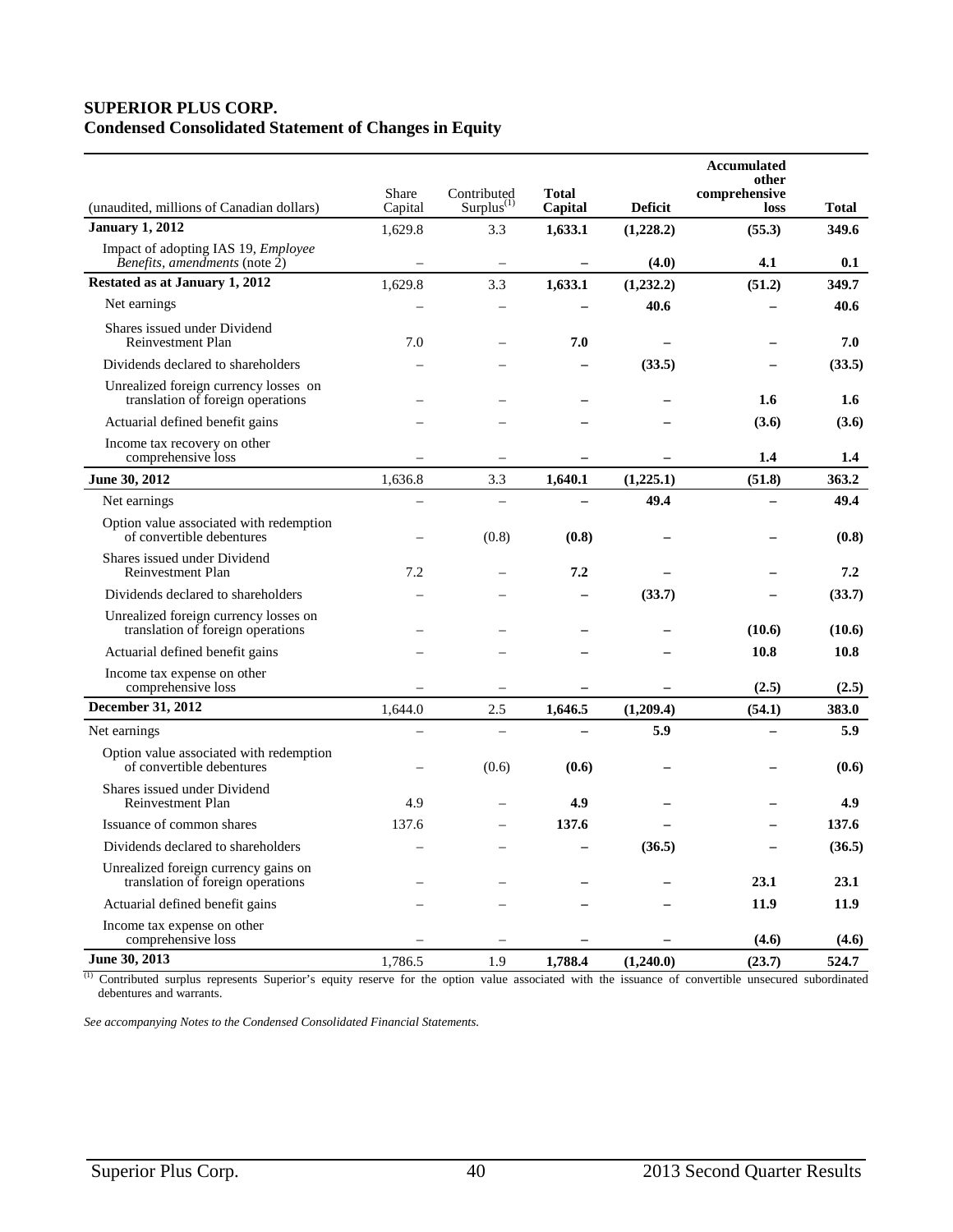**SUPERIOR PLUS CORP.**
**Condensed Consolidated Statement of Changes in Equity**

| (unaudited, millions of Canadian dollars) | Share Capital | Contributed Surplus[(1)] | **Total Capital** | **Deficit** | **Accumulated other comprehensive loss** | **Total** |
|---|---|---|---|---|---|---|
| **January 1, 2012** | 1,629.8 | 3.3 | **1,633.1** | **(1,228.2)** | **(55.3)** | **349.6** |
| Impact of adopting IAS 19, *Employee Benefits, amendments* (note 2) | – | – | **–** | **(4.0)** | **4.1** | **0.1** |
| **Restated as at January 1, 2012** | 1,629.8 | 3.3 | **1,633.1** | **(1,232.2)** | **(51.2)** | **349.7** |
| Net earnings | – | – | **–** | **40.6** | **–** | **40.6** |
| Shares issued under Dividend Reinvestment Plan | 7.0 | – | **7.0** | **–** | **–** | **7.0** |
| Dividends declared to shareholders | – | – | **–** | **(33.5)** | **–** | **(33.5)** |
| Unrealized foreign currency losses on translation of foreign operations | – | – | **–** | **–** | **1.6** | **1.6** |
| Actuarial defined benefit gains | – | – | **–** | **–** | **(3.6)** | **(3.6)** |
| Income tax recovery on other comprehensive loss | – | – | **–** | **–** | **1.4** | **1.4** |
| **June 30, 2012** | 1,636.8 | 3.3 | **1,640.1** | **(1,225.1)** | **(51.8)** | **363.2** |
| Net earnings | – | – | **–** | **49.4** | **–** | **49.4** |
| Option value associated with redemption of convertible debentures | – | (0.8) | **(0.8)** | **–** | **–** | **(0.8)** |
| Shares issued under Dividend Reinvestment Plan | 7.2 | – | **7.2** | **–** | **–** | **7.2** |
| Dividends declared to shareholders | – | – | **–** | **(33.7)** | **–** | **(33.7)** |
| Unrealized foreign currency losses on translation of foreign operations | – | – | **–** | **–** | **(10.6)** | **(10.6)** |
| Actuarial defined benefit gains | – | – | **–** | **–** | **10.8** | **10.8** |
| Income tax expense on other comprehensive loss | – | – | **–** | **–** | **(2.5)** | **(2.5)** |
| **December 31, 2012** | 1,644.0 | 2.5 | **1,646.5** | **(1,209.4)** | **(54.1)** | **383.0** |
| Net earnings | – | – | **–** | **5.9** | **–** | **5.9** |
| Option value associated with redemption of convertible debentures | – | (0.6) | **(0.6)** | **–** | **–** | **(0.6)** |
| Shares issued under Dividend Reinvestment Plan | 4.9 | – | **4.9** | **–** | **–** | **4.9** |
| Issuance of common shares | 137.6 | – | **137.6** | **–** | **–** | **137.6** |
| Dividends declared to shareholders | – | – | **–** | **(36.5)** | **–** | **(36.5)** |
| Unrealized foreign currency gains on translation of foreign operations | – | – | **–** | **–** | **23.1** | **23.1** |
| Actuarial defined benefit gains | – | – | **–** | **–** | **11.9** | **11.9** |
| Income tax expense on other comprehensive loss | – | – | **–** | **–** | **(4.6)** | **(4.6)** |
| **June 30, 2013** | 1,786.5 | 1.9 | **1,788.4** | **(1,240.0)** | **(23.7)** | **524.7** |

(1) Contributed surplus represents Superior's equity reserve for the option value associated with the issuance of convertible unsecured subordinated debentures and warrants.

*See accompanying Notes to the Condensed Consolidated Financial Statements.*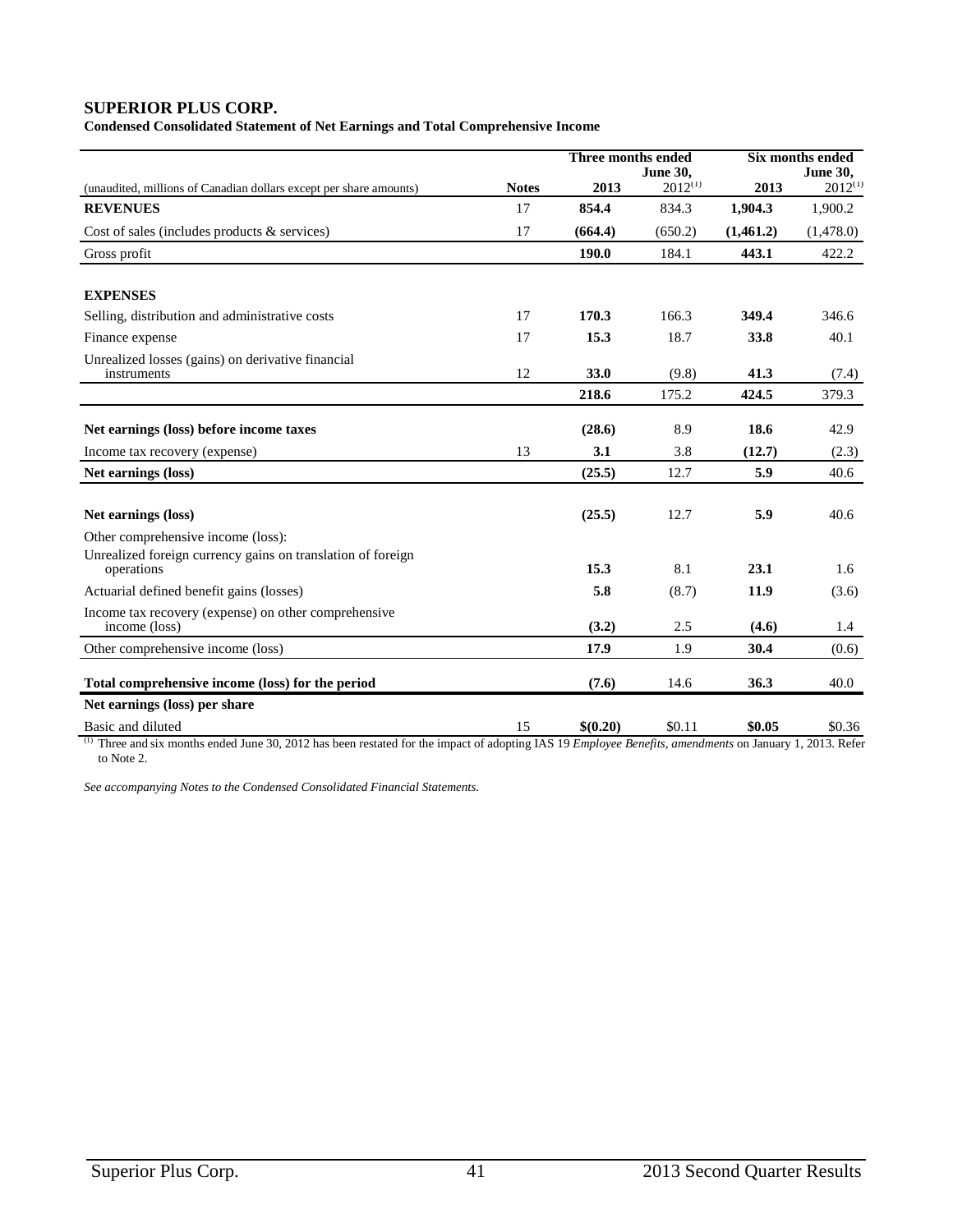# SUPERIOR PLUS CORP.

**Condensed Consolidated Statement of Net Earnings and Total Comprehensive Income**

| (unaudited, millions of Canadian dollars except per share amounts) | Notes | Three months ended June 30, 2013 | Three months ended June 30, 2012[(1)] | Six months ended June 30, 2013 | Six months ended June 30, 2012[(1)] |
|---|---|---|---|---|---|
| **REVENUES** | 17 | **854.4** | 834.3 | **1,904.3** | 1,900.2 |
| Cost of sales (includes products & services) | 17 | **(664.4)** | (650.2) | **(1,461.2)** | (1,478.0) |
| Gross profit | | **190.0** | 184.1 | **443.1** | 422.2 |
| **EXPENSES** | | | | | |
| Selling, distribution and administrative costs | 17 | **170.3** | 166.3 | **349.4** | 346.6 |
| Finance expense | 17 | **15.3** | 18.7 | **33.8** | 40.1 |
| Unrealized losses (gains) on derivative financial instruments | 12 | **33.0** | (9.8) | **41.3** | (7.4) |
| | | **218.6** | 175.2 | **424.5** | 379.3 |
| **Net earnings (loss) before income taxes** | | **(28.6)** | 8.9 | **18.6** | 42.9 |
| Income tax recovery (expense) | 13 | **3.1** | 3.8 | **(12.7)** | (2.3) |
| **Net earnings (loss)** | | **(25.5)** | 12.7 | **5.9** | 40.6 |
| **Net earnings (loss)** | | **(25.5)** | 12.7 | **5.9** | 40.6 |
| Other comprehensive income (loss): | | | | | |
| Unrealized foreign currency gains on translation of foreign operations | | **15.3** | 8.1 | **23.1** | 1.6 |
| Actuarial defined benefit gains (losses) | | **5.8** | (8.7) | **11.9** | (3.6) |
| Income tax recovery (expense) on other comprehensive income (loss) | | **(3.2)** | 2.5 | **(4.6)** | 1.4 |
| Other comprehensive income (loss) | | **17.9** | 1.9 | **30.4** | (0.6) |
| **Total comprehensive income (loss) for the period** | | **(7.6)** | 14.6 | **36.3** | 40.0 |
| **Net earnings (loss) per share** | | | | | |
| Basic and diluted | 15 | **$(0.20)** | $0.11 | **$0.05** | $0.36 |

(1) Three and six months ended June 30, 2012 has been restated for the impact of adopting IAS 19 *Employee Benefits, amendments* on January 1, 2013. Refer to Note 2.

*See accompanying Notes to the Condensed Consolidated Financial Statements.*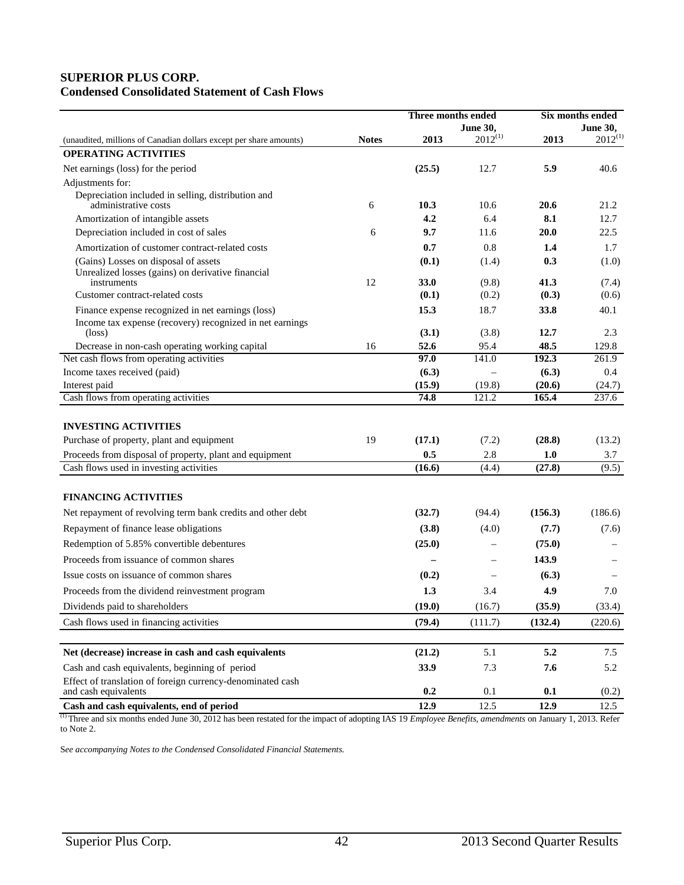**SUPERIOR PLUS CORP.**
**Condensed Consolidated Statement of Cash Flows**

| (unaudited, millions of Canadian dollars except per share amounts) | Notes | Three months ended June 30, 2013 | Three months ended June 30, 2012[1] | Six months ended June 30, 2013 | Six months ended June 30, 2012[1] |
|---|---|---|---|---|---|
| **OPERATING ACTIVITIES** | | | | | |
| Net earnings (loss) for the period | | **(25.5)** | 12.7 | **5.9** | 40.6 |
| Adjustments for: | | | | | |
| Depreciation included in selling, distribution and administrative costs | 6 | **10.3** | 10.6 | **20.6** | 21.2 |
| Amortization of intangible assets | | **4.2** | 6.4 | **8.1** | 12.7 |
| Depreciation included in cost of sales | 6 | **9.7** | 11.6 | **20.0** | 22.5 |
| Amortization of customer contract-related costs | | **0.7** | 0.8 | **1.4** | 1.7 |
| (Gains) Losses on disposal of assets | | **(0.1)** | (1.4) | **0.3** | (1.0) |
| Unrealized losses (gains) on derivative financial instruments | 12 | **33.0** | (9.8) | **41.3** | (7.4) |
| Customer contract-related costs | | **(0.1)** | (0.2) | **(0.3)** | (0.6) |
| Finance expense recognized in net earnings (loss) | | **15.3** | 18.7 | **33.8** | 40.1 |
| Income tax expense (recovery) recognized in net earnings (loss) | | **(3.1)** | (3.8) | **12.7** | 2.3 |
| Decrease in non-cash operating working capital | 16 | **52.6** | 95.4 | **48.5** | 129.8 |
| Net cash flows from operating activities | | **97.0** | 141.0 | **192.3** | 261.9 |
| Income taxes received (paid) | | **(6.3)** | – | **(6.3)** | 0.4 |
| Interest paid | | **(15.9)** | (19.8) | **(20.6)** | (24.7) |
| Cash flows from operating activities | | **74.8** | 121.2 | **165.4** | 237.6 |
| **INVESTING ACTIVITIES** | | | | | |
| Purchase of property, plant and equipment | 19 | **(17.1)** | (7.2) | **(28.8)** | (13.2) |
| Proceeds from disposal of property, plant and equipment | | **0.5** | 2.8 | **1.0** | 3.7 |
| Cash flows used in investing activities | | **(16.6)** | (4.4) | **(27.8)** | (9.5) |
| **FINANCING ACTIVITIES** | | | | | |
| Net repayment of revolving term bank credits and other debt | | **(32.7)** | (94.4) | **(156.3)** | (186.6) |
| Repayment of finance lease obligations | | **(3.8)** | (4.0) | **(7.7)** | (7.6) |
| Redemption of 5.85% convertible debentures | | **(25.0)** | – | **(75.0)** | – |
| Proceeds from issuance of common shares | | **–** | – | **143.9** | – |
| Issue costs on issuance of common shares | | **(0.2)** | – | **(6.3)** | – |
| Proceeds from the dividend reinvestment program | | **1.3** | 3.4 | **4.9** | 7.0 |
| Dividends paid to shareholders | | **(19.0)** | (16.7) | **(35.9)** | (33.4) |
| Cash flows used in financing activities | | **(79.4)** | (111.7) | **(132.4)** | (220.6) |
| **Net (decrease) increase in cash and cash equivalents** | | **(21.2)** | 5.1 | **5.2** | 7.5 |
| Cash and cash equivalents, beginning of period | | **33.9** | 7.3 | **7.6** | 5.2 |
| Effect of translation of foreign currency-denominated cash and cash equivalents | | **0.2** | 0.1 | **0.1** | (0.2) |
| **Cash and cash equivalents, end of period** | | **12.9** | 12.5 | **12.9** | 12.5 |

[1] Three and six months ended June 30, 2012 has been restated for the impact of adopting IAS 19 *Employee Benefits, amendments* on January 1, 2013. Refer to Note 2.

*See accompanying Notes to the Condensed Consolidated Financial Statements.*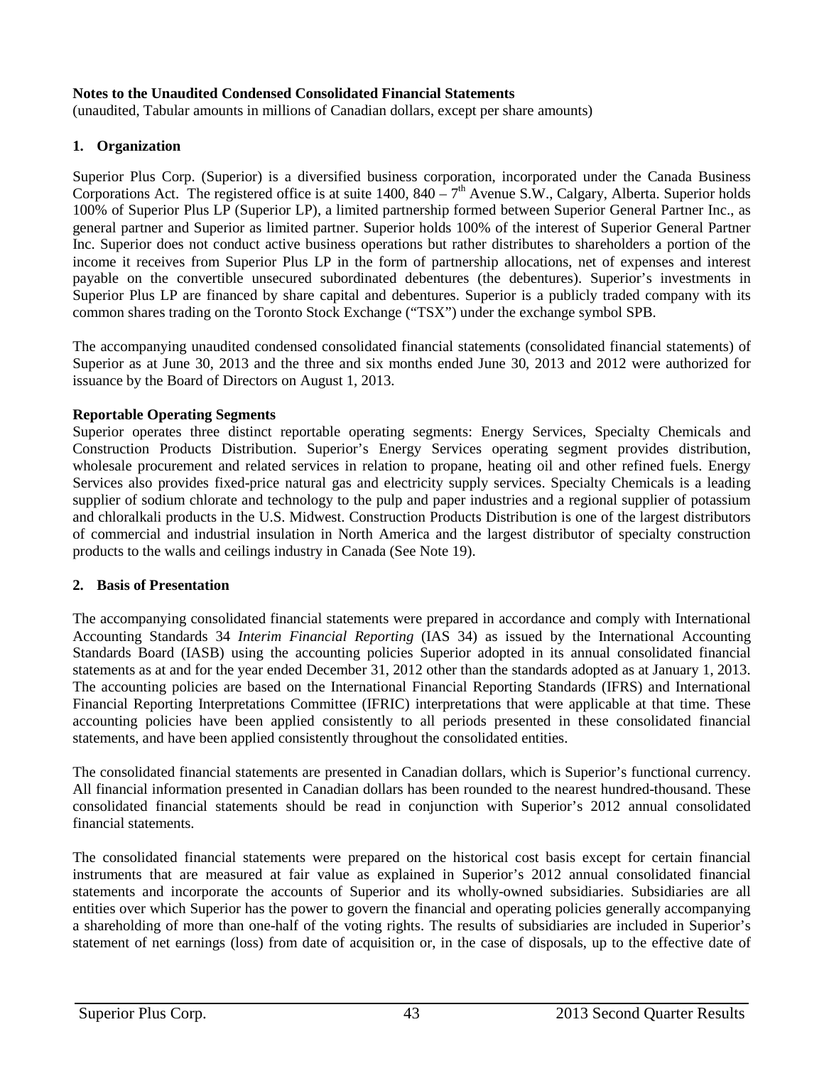**Notes to the Unaudited Condensed Consolidated Financial Statements**
(unaudited, Tabular amounts in millions of Canadian dollars, except per share amounts)

## 1. Organization

Superior Plus Corp. (Superior) is a diversified business corporation, incorporated under the Canada Business Corporations Act. The registered office is at suite 1400, 840 – 7th Avenue S.W., Calgary, Alberta. Superior holds 100% of Superior Plus LP (Superior LP), a limited partnership formed between Superior General Partner Inc., as general partner and Superior as limited partner. Superior holds 100% of the interest of Superior General Partner Inc. Superior does not conduct active business operations but rather distributes to shareholders a portion of the income it receives from Superior Plus LP in the form of partnership allocations, net of expenses and interest payable on the convertible unsecured subordinated debentures (the debentures). Superior's investments in Superior Plus LP are financed by share capital and debentures. Superior is a publicly traded company with its common shares trading on the Toronto Stock Exchange ("TSX") under the exchange symbol SPB.

The accompanying unaudited condensed consolidated financial statements (consolidated financial statements) of Superior as at June 30, 2013 and the three and six months ended June 30, 2013 and 2012 were authorized for issuance by the Board of Directors on August 1, 2013.

**Reportable Operating Segments**

Superior operates three distinct reportable operating segments: Energy Services, Specialty Chemicals and Construction Products Distribution. Superior's Energy Services operating segment provides distribution, wholesale procurement and related services in relation to propane, heating oil and other refined fuels. Energy Services also provides fixed-price natural gas and electricity supply services. Specialty Chemicals is a leading supplier of sodium chlorate and technology to the pulp and paper industries and a regional supplier of potassium and chloralkali products in the U.S. Midwest. Construction Products Distribution is one of the largest distributors of commercial and industrial insulation in North America and the largest distributor of specialty construction products to the walls and ceilings industry in Canada (See Note 19).

## 2. Basis of Presentation

The accompanying consolidated financial statements were prepared in accordance and comply with International Accounting Standards 34 *Interim Financial Reporting* (IAS 34) as issued by the International Accounting Standards Board (IASB) using the accounting policies Superior adopted in its annual consolidated financial statements as at and for the year ended December 31, 2012 other than the standards adopted as at January 1, 2013. The accounting policies are based on the International Financial Reporting Standards (IFRS) and International Financial Reporting Interpretations Committee (IFRIC) interpretations that were applicable at that time. These accounting policies have been applied consistently to all periods presented in these consolidated financial statements, and have been applied consistently throughout the consolidated entities.

The consolidated financial statements are presented in Canadian dollars, which is Superior's functional currency. All financial information presented in Canadian dollars has been rounded to the nearest hundred-thousand. These consolidated financial statements should be read in conjunction with Superior's 2012 annual consolidated financial statements.

The consolidated financial statements were prepared on the historical cost basis except for certain financial instruments that are measured at fair value as explained in Superior's 2012 annual consolidated financial statements and incorporate the accounts of Superior and its wholly-owned subsidiaries. Subsidiaries are all entities over which Superior has the power to govern the financial and operating policies generally accompanying a shareholding of more than one-half of the voting rights. The results of subsidiaries are included in Superior's statement of net earnings (loss) from date of acquisition or, in the case of disposals, up to the effective date of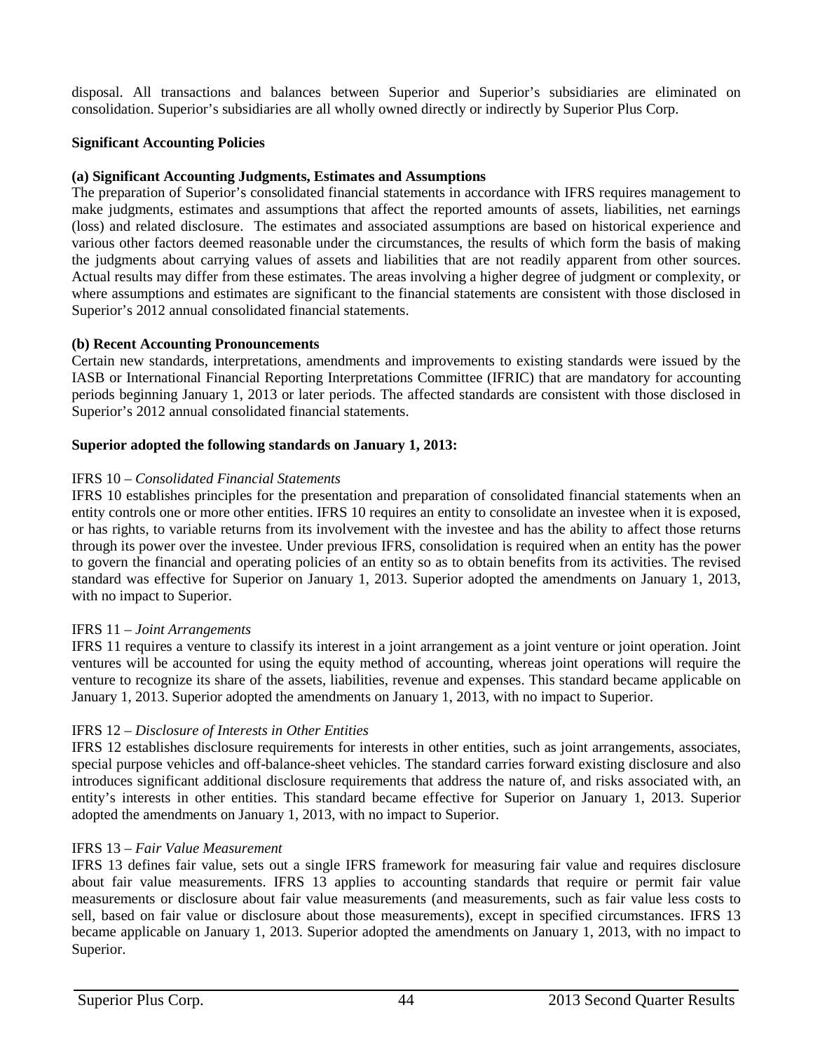disposal. All transactions and balances between Superior and Superior's subsidiaries are eliminated on consolidation. Superior's subsidiaries are all wholly owned directly or indirectly by Superior Plus Corp.

**Significant Accounting Policies**

**(a) Significant Accounting Judgments, Estimates and Assumptions**

The preparation of Superior's consolidated financial statements in accordance with IFRS requires management to make judgments, estimates and assumptions that affect the reported amounts of assets, liabilities, net earnings (loss) and related disclosure. The estimates and associated assumptions are based on historical experience and various other factors deemed reasonable under the circumstances, the results of which form the basis of making the judgments about carrying values of assets and liabilities that are not readily apparent from other sources. Actual results may differ from these estimates. The areas involving a higher degree of judgment or complexity, or where assumptions and estimates are significant to the financial statements are consistent with those disclosed in Superior's 2012 annual consolidated financial statements.

**(b) Recent Accounting Pronouncements**

Certain new standards, interpretations, amendments and improvements to existing standards were issued by the IASB or International Financial Reporting Interpretations Committee (IFRIC) that are mandatory for accounting periods beginning January 1, 2013 or later periods. The affected standards are consistent with those disclosed in Superior's 2012 annual consolidated financial statements.

**Superior adopted the following standards on January 1, 2013:**

IFRS 10 – *Consolidated Financial Statements*

IFRS 10 establishes principles for the presentation and preparation of consolidated financial statements when an entity controls one or more other entities. IFRS 10 requires an entity to consolidate an investee when it is exposed, or has rights, to variable returns from its involvement with the investee and has the ability to affect those returns through its power over the investee. Under previous IFRS, consolidation is required when an entity has the power to govern the financial and operating policies of an entity so as to obtain benefits from its activities. The revised standard was effective for Superior on January 1, 2013. Superior adopted the amendments on January 1, 2013, with no impact to Superior.

IFRS 11 – *Joint Arrangements*

IFRS 11 requires a venture to classify its interest in a joint arrangement as a joint venture or joint operation. Joint ventures will be accounted for using the equity method of accounting, whereas joint operations will require the venture to recognize its share of the assets, liabilities, revenue and expenses. This standard became applicable on January 1, 2013. Superior adopted the amendments on January 1, 2013, with no impact to Superior.

IFRS 12 – *Disclosure of Interests in Other Entities*

IFRS 12 establishes disclosure requirements for interests in other entities, such as joint arrangements, associates, special purpose vehicles and off-balance-sheet vehicles. The standard carries forward existing disclosure and also introduces significant additional disclosure requirements that address the nature of, and risks associated with, an entity's interests in other entities. This standard became effective for Superior on January 1, 2013. Superior adopted the amendments on January 1, 2013, with no impact to Superior.

IFRS 13 – *Fair Value Measurement*

IFRS 13 defines fair value, sets out a single IFRS framework for measuring fair value and requires disclosure about fair value measurements. IFRS 13 applies to accounting standards that require or permit fair value measurements or disclosure about fair value measurements (and measurements, such as fair value less costs to sell, based on fair value or disclosure about those measurements), except in specified circumstances. IFRS 13 became applicable on January 1, 2013. Superior adopted the amendments on January 1, 2013, with no impact to Superior.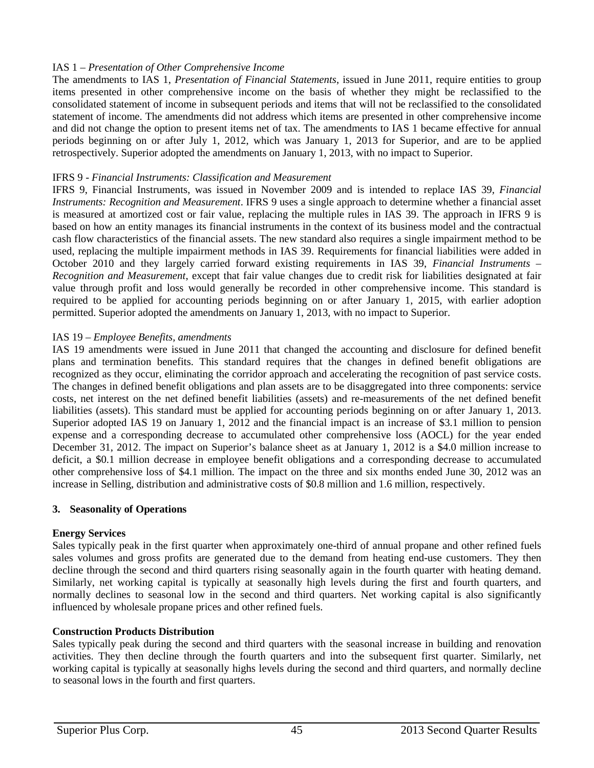IAS 1 – *Presentation of Other Comprehensive Income*

The amendments to IAS 1, *Presentation of Financial Statements*, issued in June 2011, require entities to group items presented in other comprehensive income on the basis of whether they might be reclassified to the consolidated statement of income in subsequent periods and items that will not be reclassified to the consolidated statement of income. The amendments did not address which items are presented in other comprehensive income and did not change the option to present items net of tax. The amendments to IAS 1 became effective for annual periods beginning on or after July 1, 2012, which was January 1, 2013 for Superior, and are to be applied retrospectively. Superior adopted the amendments on January 1, 2013, with no impact to Superior.

IFRS 9 - *Financial Instruments: Classification and Measurement*

IFRS 9, Financial Instruments, was issued in November 2009 and is intended to replace IAS 39, *Financial Instruments: Recognition and Measurement*. IFRS 9 uses a single approach to determine whether a financial asset is measured at amortized cost or fair value, replacing the multiple rules in IAS 39. The approach in IFRS 9 is based on how an entity manages its financial instruments in the context of its business model and the contractual cash flow characteristics of the financial assets. The new standard also requires a single impairment method to be used, replacing the multiple impairment methods in IAS 39. Requirements for financial liabilities were added in October 2010 and they largely carried forward existing requirements in IAS 39, *Financial Instruments – Recognition and Measurement*, except that fair value changes due to credit risk for liabilities designated at fair value through profit and loss would generally be recorded in other comprehensive income. This standard is required to be applied for accounting periods beginning on or after January 1, 2015, with earlier adoption permitted. Superior adopted the amendments on January 1, 2013, with no impact to Superior.

IAS 19 – *Employee Benefits, amendments*

IAS 19 amendments were issued in June 2011 that changed the accounting and disclosure for defined benefit plans and termination benefits. This standard requires that the changes in defined benefit obligations are recognized as they occur, eliminating the corridor approach and accelerating the recognition of past service costs. The changes in defined benefit obligations and plan assets are to be disaggregated into three components: service costs, net interest on the net defined benefit liabilities (assets) and re-measurements of the net defined benefit liabilities (assets). This standard must be applied for accounting periods beginning on or after January 1, 2013. Superior adopted IAS 19 on January 1, 2012 and the financial impact is an increase of \$3.1 million to pension expense and a corresponding decrease to accumulated other comprehensive loss (AOCL) for the year ended December 31, 2012. The impact on Superior's balance sheet as at January 1, 2012 is a \$4.0 million increase to deficit, a \$0.1 million decrease in employee benefit obligations and a corresponding decrease to accumulated other comprehensive loss of \$4.1 million. The impact on the three and six months ended June 30, 2012 was an increase in Selling, distribution and administrative costs of \$0.8 million and 1.6 million, respectively.

## 3. Seasonality of Operations

**Energy Services**

Sales typically peak in the first quarter when approximately one-third of annual propane and other refined fuels sales volumes and gross profits are generated due to the demand from heating end-use customers. They then decline through the second and third quarters rising seasonally again in the fourth quarter with heating demand. Similarly, net working capital is typically at seasonally high levels during the first and fourth quarters, and normally declines to seasonal low in the second and third quarters. Net working capital is also significantly influenced by wholesale propane prices and other refined fuels.

**Construction Products Distribution**

Sales typically peak during the second and third quarters with the seasonal increase in building and renovation activities. They then decline through the fourth quarters and into the subsequent first quarter. Similarly, net working capital is typically at seasonally highs levels during the second and third quarters, and normally decline to seasonal lows in the fourth and first quarters.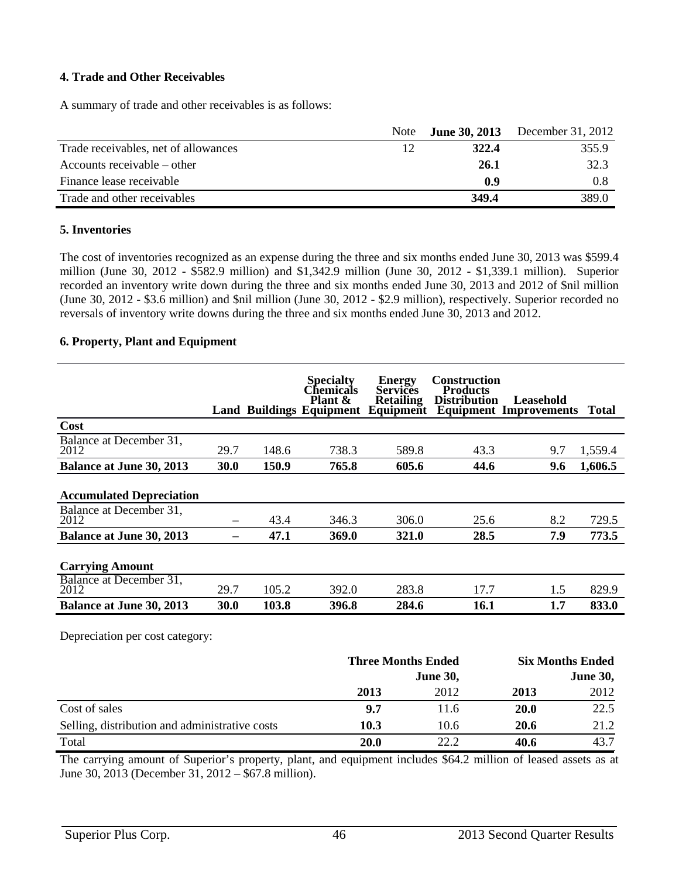**4. Trade and Other Receivables**

A summary of trade and other receivables is as follows:

| | Note | **June 30, 2013** | December 31, 2012 |
|---|---|---|---|
| Trade receivables, net of allowances | 12 | **322.4** | 355.9 |
| Accounts receivable – other | | **26.1** | 32.3 |
| Finance lease receivable | | **0.9** | 0.8 |
| Trade and other receivables | | **349.4** | 389.0 |

**5. Inventories**

The cost of inventories recognized as an expense during the three and six months ended June 30, 2013 was $599.4 million (June 30, 2012 - $582.9 million) and $1,342.9 million (June 30, 2012 - $1,339.1 million). Superior recorded an inventory write down during the three and six months ended June 30, 2013 and 2012 of $nil million (June 30, 2012 - $3.6 million) and $nil million (June 30, 2012 - $2.9 million), respectively. Superior recorded no reversals of inventory write downs during the three and six months ended June 30, 2013 and 2012.

**6. Property, Plant and Equipment**

| | Land | Buildings | Specialty Chemicals Plant & Equipment | Energy Services Retailing Equipment | Construction Products Distribution Equipment | Leasehold Improvements | Total |
|---|---|---|---|---|---|---|---|
| **Cost** | | | | | | | |
| Balance at December 31, 2012 | 29.7 | 148.6 | 738.3 | 589.8 | 43.3 | 9.7 | 1,559.4 |
| **Balance at June 30, 2013** | **30.0** | **150.9** | **765.8** | **605.6** | **44.6** | **9.6** | **1,606.5** |
| **Accumulated Depreciation** | | | | | | | |
| Balance at December 31, 2012 | – | 43.4 | 346.3 | 306.0 | 25.6 | 8.2 | 729.5 |
| **Balance at June 30, 2013** | **–** | **47.1** | **369.0** | **321.0** | **28.5** | **7.9** | **773.5** |
| **Carrying Amount** | | | | | | | |
| Balance at December 31, 2012 | 29.7 | 105.2 | 392.0 | 283.8 | 17.7 | 1.5 | 829.9 |
| **Balance at June 30, 2013** | **30.0** | **103.8** | **396.8** | **284.6** | **16.1** | **1.7** | **833.0** |

Depreciation per cost category:

| | Three Months Ended June 30, | | Six Months Ended June 30, | |
|---|---|---|---|---|
| | **2013** | 2012 | **2013** | 2012 |
| Cost of sales | **9.7** | 11.6 | **20.0** | 22.5 |
| Selling, distribution and administrative costs | **10.3** | 10.6 | **20.6** | 21.2 |
| Total | **20.0** | 22.2 | **40.6** | 43.7 |

The carrying amount of Superior's property, plant, and equipment includes $64.2 million of leased assets as at June 30, 2013 (December 31, 2012 – $67.8 million).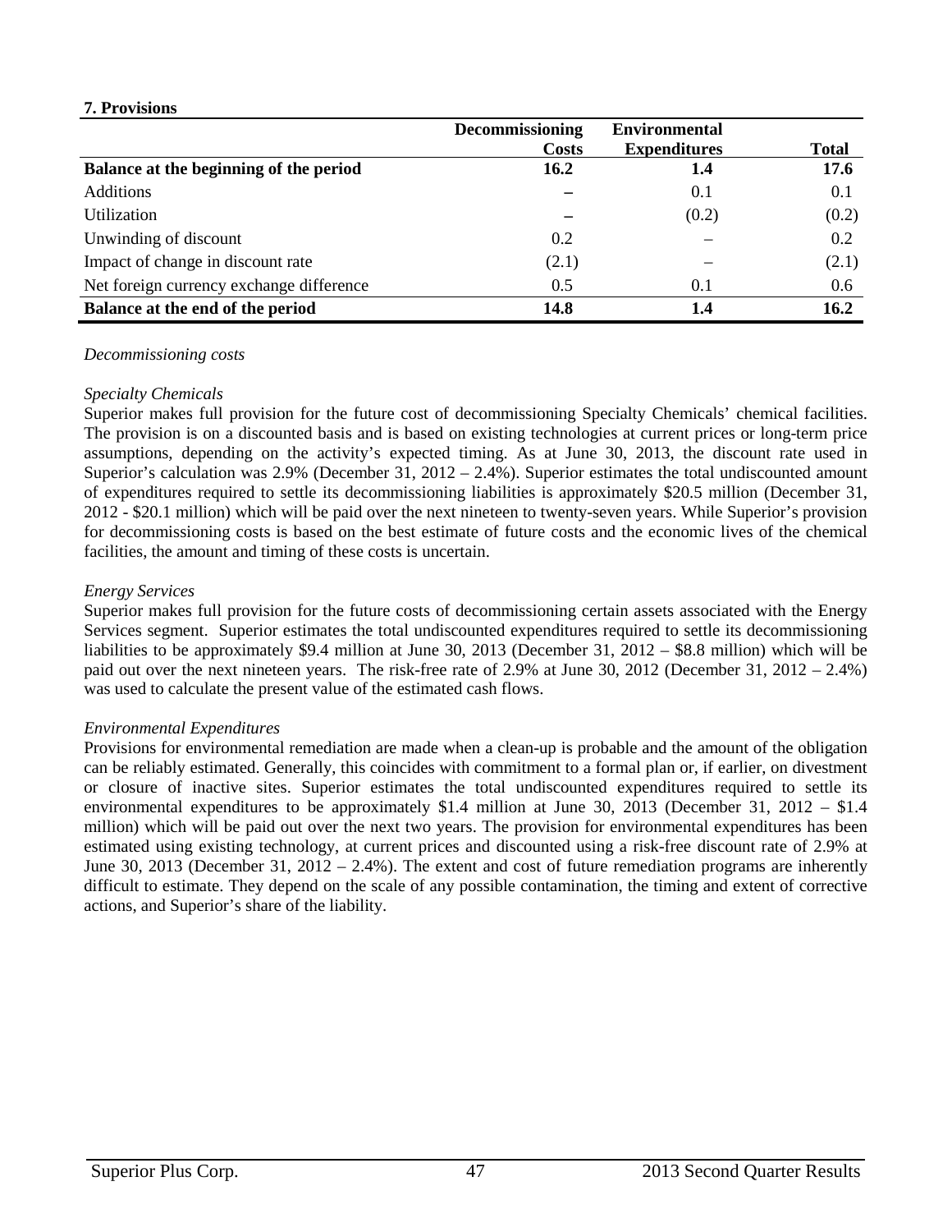**7. Provisions**

| | Decommissioning Costs | Environmental Expenditures | Total |
|---|---|---|---|
| **Balance at the beginning of the period** | **16.2** | **1.4** | **17.6** |
| Additions | – | 0.1 | 0.1 |
| Utilization | – | (0.2) | (0.2) |
| Unwinding of discount | 0.2 | – | 0.2 |
| Impact of change in discount rate | (2.1) | – | (2.1) |
| Net foreign currency exchange difference | 0.5 | 0.1 | 0.6 |
| **Balance at the end of the period** | **14.8** | **1.4** | **16.2** |

*Decommissioning costs*

*Specialty Chemicals*

Superior makes full provision for the future cost of decommissioning Specialty Chemicals' chemical facilities. The provision is on a discounted basis and is based on existing technologies at current prices or long-term price assumptions, depending on the activity's expected timing. As at June 30, 2013, the discount rate used in Superior's calculation was 2.9% (December 31, 2012 – 2.4%). Superior estimates the total undiscounted amount of expenditures required to settle its decommissioning liabilities is approximately \$20.5 million (December 31, 2012 - \$20.1 million) which will be paid over the next nineteen to twenty-seven years. While Superior's provision for decommissioning costs is based on the best estimate of future costs and the economic lives of the chemical facilities, the amount and timing of these costs is uncertain.

*Energy Services*

Superior makes full provision for the future costs of decommissioning certain assets associated with the Energy Services segment. Superior estimates the total undiscounted expenditures required to settle its decommissioning liabilities to be approximately \$9.4 million at June 30, 2013 (December 31, 2012 – \$8.8 million) which will be paid out over the next nineteen years. The risk-free rate of 2.9% at June 30, 2012 (December 31, 2012 – 2.4%) was used to calculate the present value of the estimated cash flows.

*Environmental Expenditures*

Provisions for environmental remediation are made when a clean-up is probable and the amount of the obligation can be reliably estimated. Generally, this coincides with commitment to a formal plan or, if earlier, on divestment or closure of inactive sites. Superior estimates the total undiscounted expenditures required to settle its environmental expenditures to be approximately \$1.4 million at June 30, 2013 (December 31, 2012 – \$1.4 million) which will be paid out over the next two years. The provision for environmental expenditures has been estimated using existing technology, at current prices and discounted using a risk-free discount rate of 2.9% at June 30, 2013 (December 31, 2012 – 2.4%). The extent and cost of future remediation programs are inherently difficult to estimate. They depend on the scale of any possible contamination, the timing and extent of corrective actions, and Superior's share of the liability.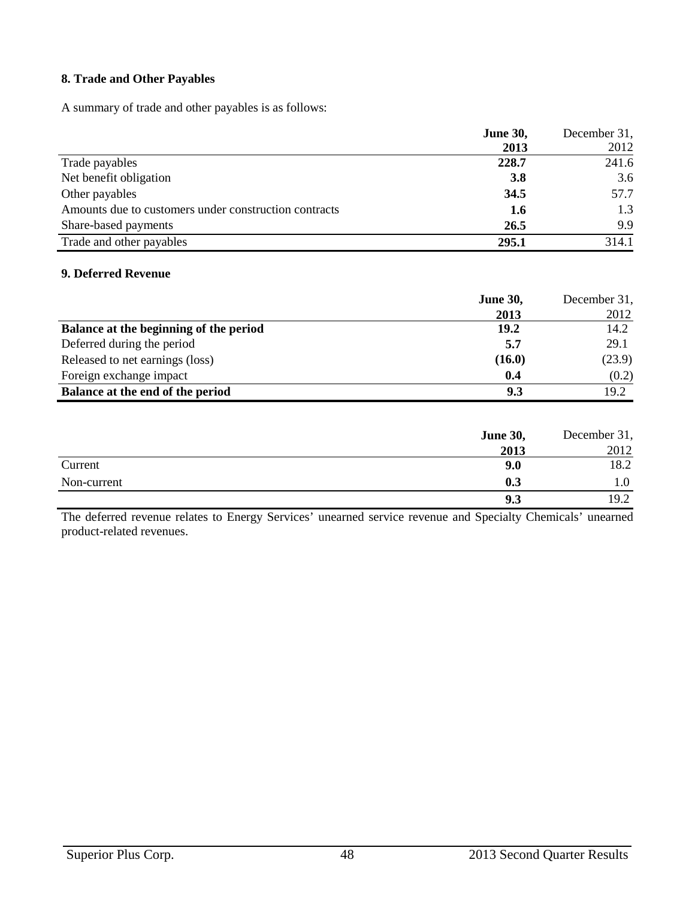## 8. Trade and Other Payables

A summary of trade and other payables is as follows:

| | **June 30, 2013** | December 31, 2012 |
|---|---|---|
| Trade payables | **228.7** | 241.6 |
| Net benefit obligation | **3.8** | 3.6 |
| Other payables | **34.5** | 57.7 |
| Amounts due to customers under construction contracts | **1.6** | 1.3 |
| Share-based payments | **26.5** | 9.9 |
| Trade and other payables | **295.1** | 314.1 |

## 9. Deferred Revenue

| | **June 30, 2013** | December 31, 2012 |
|---|---|---|
| **Balance at the beginning of the period** | **19.2** | 14.2 |
| Deferred during the period | **5.7** | 29.1 |
| Released to net earnings (loss) | **(16.0)** | (23.9) |
| Foreign exchange impact | **0.4** | (0.2) |
| **Balance at the end of the period** | **9.3** | 19.2 |

| | **June 30, 2013** | December 31, 2012 |
|---|---|---|
| Current | **9.0** | 18.2 |
| Non-current | **0.3** | 1.0 |
| | **9.3** | 19.2 |

The deferred revenue relates to Energy Services' unearned service revenue and Specialty Chemicals' unearned product-related revenues.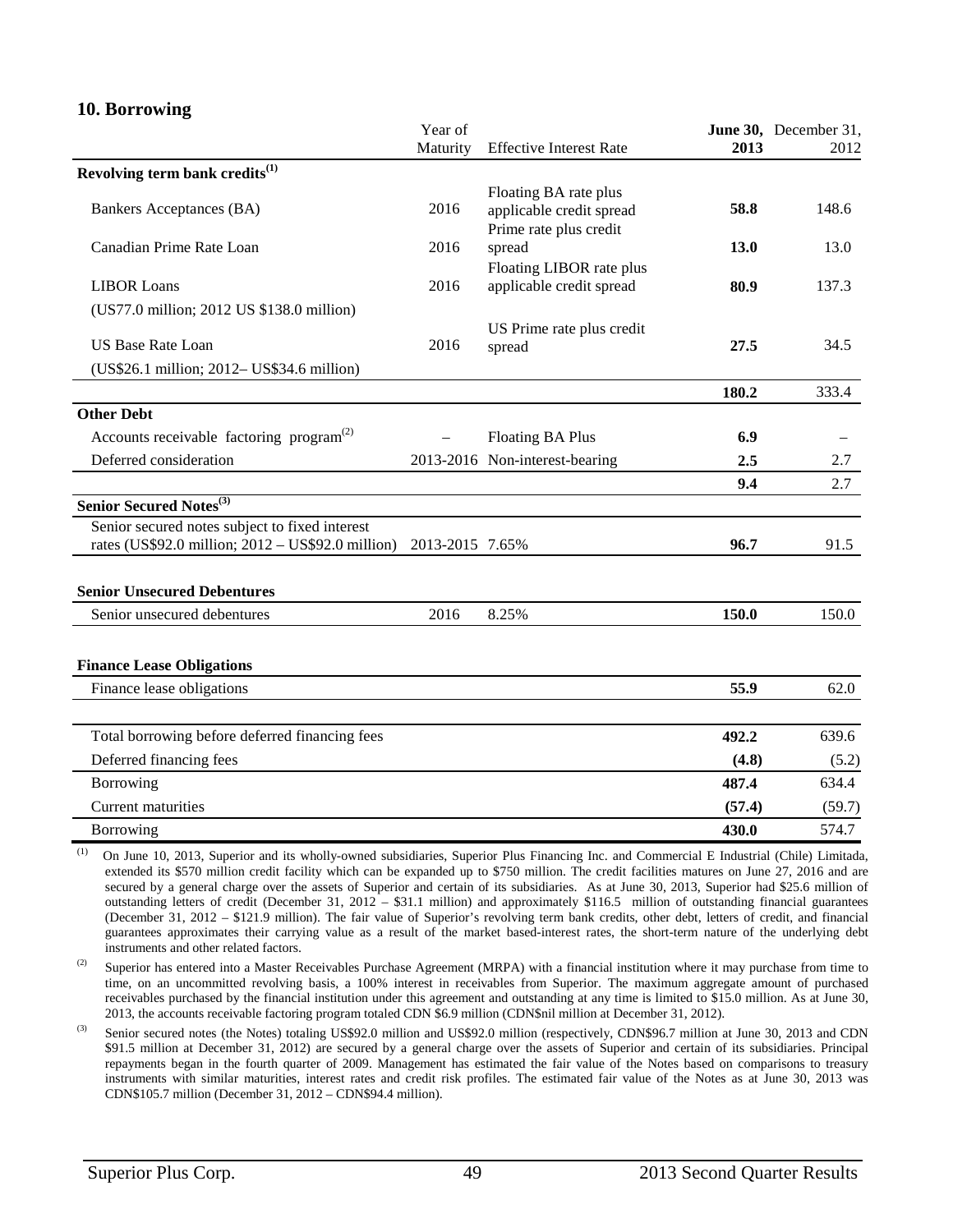## 10. Borrowing

| | Year of Maturity | Effective Interest Rate | **June 30, 2013** | December 31, 2012 |
|---|---|---|---|---|
| **Revolving term bank credits[(1)]** | | | | |
| Bankers Acceptances (BA) | 2016 | Floating BA rate plus applicable credit spread | **58.8** | 148.6 |
| Canadian Prime Rate Loan | 2016 | Prime rate plus credit spread | **13.0** | 13.0 |
| LIBOR Loans | 2016 | Floating LIBOR rate plus applicable credit spread | **80.9** | 137.3 |
| (US77.0 million; 2012 US \$138.0 million) | | | | |
| US Base Rate Loan | 2016 | US Prime rate plus credit spread | **27.5** | 34.5 |
| (US\$26.1 million; 2012– US\$34.6 million) | | | | |
| | | | **180.2** | 333.4 |
| **Other Debt** | | | | |
| Accounts receivable factoring program[(2)] | – | Floating BA Plus | **6.9** | – |
| Deferred consideration | 2013-2016 | Non-interest-bearing | **2.5** | 2.7 |
| | | | **9.4** | 2.7 |
| **Senior Secured Notes[(3)]** | | | | |
| Senior secured notes subject to fixed interest rates (US\$92.0 million; 2012 – US\$92.0 million) | 2013-2015 | 7.65% | **96.7** | 91.5 |
| **Senior Unsecured Debentures** | | | | |
| Senior unsecured debentures | 2016 | 8.25% | **150.0** | 150.0 |
| **Finance Lease Obligations** | | | | |
| Finance lease obligations | | | **55.9** | 62.0 |
| Total borrowing before deferred financing fees | | | **492.2** | 639.6 |
| Deferred financing fees | | | **(4.8)** | (5.2) |
| Borrowing | | | **487.4** | 634.4 |
| Current maturities | | | **(57.4)** | (59.7) |
| Borrowing | | | **430.0** | 574.7 |

(1) On June 10, 2013, Superior and its wholly-owned subsidiaries, Superior Plus Financing Inc. and Commercial E Industrial (Chile) Limitada, extended its \$570 million credit facility which can be expanded up to \$750 million. The credit facilities matures on June 27, 2016 and are secured by a general charge over the assets of Superior and certain of its subsidiaries. As at June 30, 2013, Superior had \$25.6 million of outstanding letters of credit (December 31, 2012 – \$31.1 million) and approximately \$116.5 million of outstanding financial guarantees (December 31, 2012 – \$121.9 million). The fair value of Superior's revolving term bank credits, other debt, letters of credit, and financial guarantees approximates their carrying value as a result of the market based-interest rates, the short-term nature of the underlying debt instruments and other related factors.

(2) Superior has entered into a Master Receivables Purchase Agreement (MRPA) with a financial institution where it may purchase from time to time, on an uncommitted revolving basis, a 100% interest in receivables from Superior. The maximum aggregate amount of purchased receivables purchased by the financial institution under this agreement and outstanding at any time is limited to \$15.0 million. As at June 30, 2013, the accounts receivable factoring program totaled CDN \$6.9 million (CDN\$nil million at December 31, 2012).

(3) Senior secured notes (the Notes) totaling US\$92.0 million and US\$92.0 million (respectively, CDN\$96.7 million at June 30, 2013 and CDN \$91.5 million at December 31, 2012) are secured by a general charge over the assets of Superior and certain of its subsidiaries. Principal repayments began in the fourth quarter of 2009. Management has estimated the fair value of the Notes based on comparisons to treasury instruments with similar maturities, interest rates and credit risk profiles. The estimated fair value of the Notes as at June 30, 2013 was CDN\$105.7 million (December 31, 2012 – CDN\$94.4 million).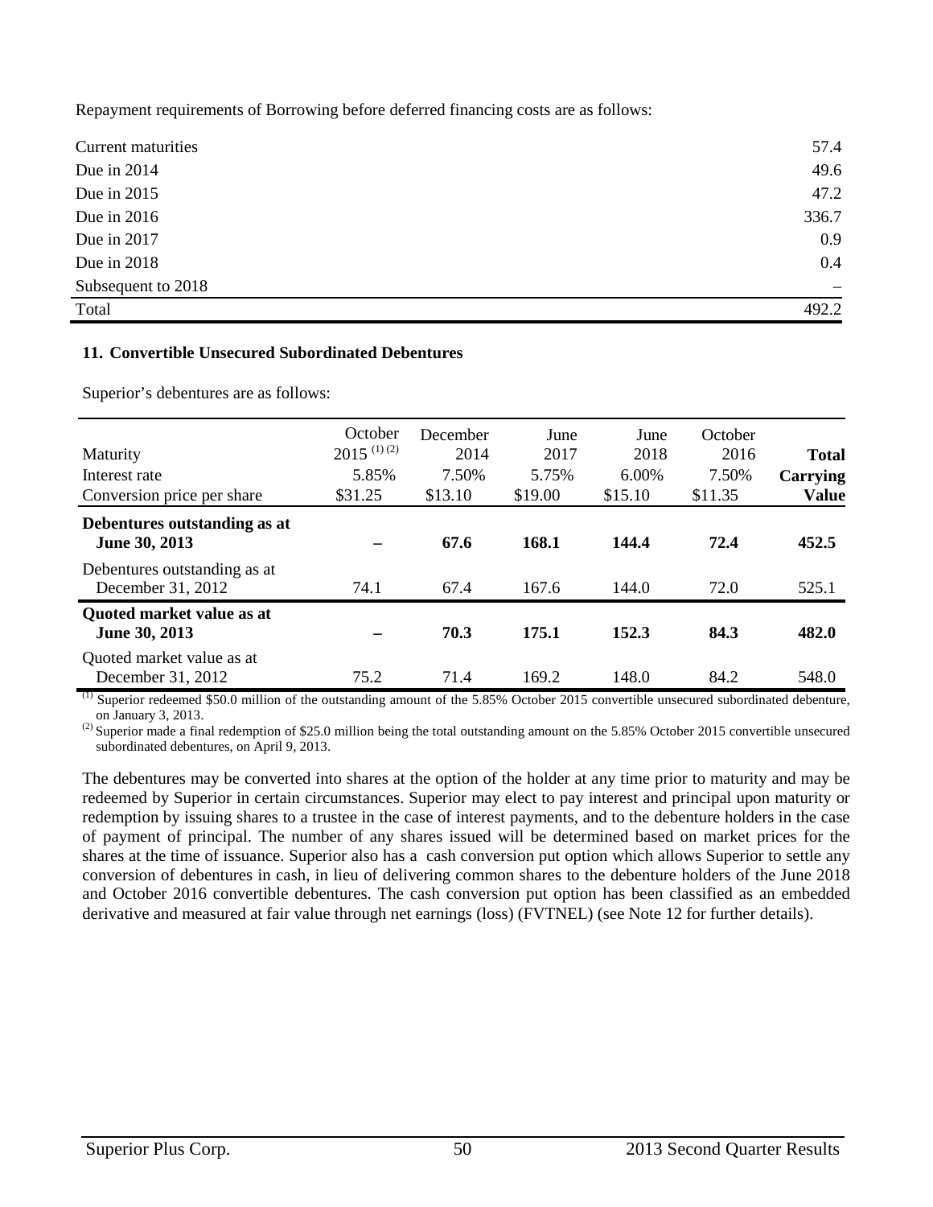Repayment requirements of Borrowing before deferred financing costs are as follows:

| | |
|---|---|
| Current maturities | 57.4 |
| Due in 2014 | 49.6 |
| Due in 2015 | 47.2 |
| Due in 2016 | 336.7 |
| Due in 2017 | 0.9 |
| Due in 2018 | 0.4 |
| Subsequent to 2018 | – |
| Total | 492.2 |

### 11. Convertible Unsecured Subordinated Debentures

Superior's debentures are as follows:

| Maturity<br>Interest rate<br>Conversion price per share | October 2015 [(1)(2)]<br>5.85%<br>$31.25 | December 2014<br>7.50%<br>$13.10 | June 2017<br>5.75%<br>$19.00 | June 2018<br>6.00%<br>$15.10 | October 2016<br>7.50%<br>$11.35 | **Total Carrying Value** |
|---|---|---|---|---|---|---|
| **Debentures outstanding as at June 30, 2013** | **–** | **67.6** | **168.1** | **144.4** | **72.4** | **452.5** |
| Debentures outstanding as at December 31, 2012 | 74.1 | 67.4 | 167.6 | 144.0 | 72.0 | 525.1 |
| **Quoted market value as at June 30, 2013** | **–** | **70.3** | **175.1** | **152.3** | **84.3** | **482.0** |
| Quoted market value as at December 31, 2012 | 75.2 | 71.4 | 169.2 | 148.0 | 84.2 | 548.0 |

(1) Superior redeemed $50.0 million of the outstanding amount of the 5.85% October 2015 convertible unsecured subordinated debenture, on January 3, 2013.

(2) Superior made a final redemption of $25.0 million being the total outstanding amount on the 5.85% October 2015 convertible unsecured subordinated debentures, on April 9, 2013.

The debentures may be converted into shares at the option of the holder at any time prior to maturity and may be redeemed by Superior in certain circumstances. Superior may elect to pay interest and principal upon maturity or redemption by issuing shares to a trustee in the case of interest payments, and to the debenture holders in the case of payment of principal. The number of any shares issued will be determined based on market prices for the shares at the time of issuance. Superior also has a cash conversion put option which allows Superior to settle any conversion of debentures in cash, in lieu of delivering common shares to the debenture holders of the June 2018 and October 2016 convertible debentures. The cash conversion put option has been classified as an embedded derivative and measured at fair value through net earnings (loss) (FVTNEL) (see Note 12 for further details).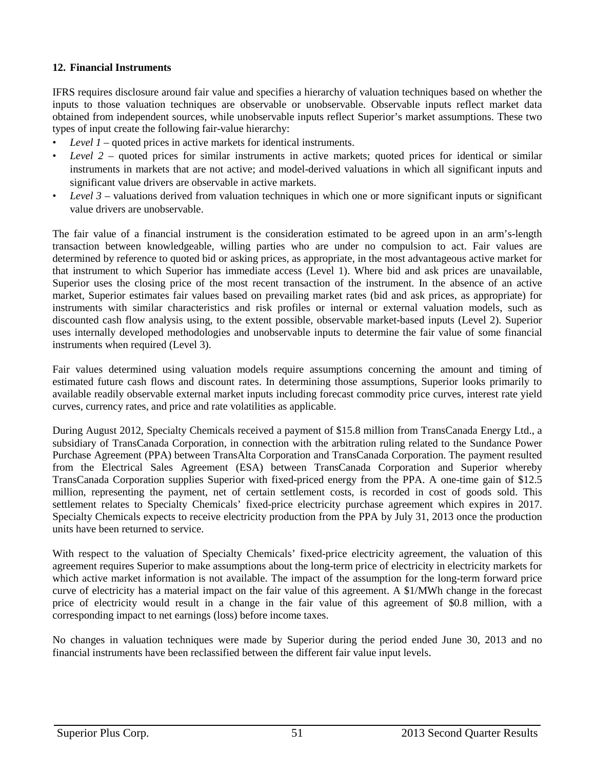**12. Financial Instruments**

IFRS requires disclosure around fair value and specifies a hierarchy of valuation techniques based on whether the inputs to those valuation techniques are observable or unobservable. Observable inputs reflect market data obtained from independent sources, while unobservable inputs reflect Superior's market assumptions. These two types of input create the following fair-value hierarchy:

- *Level 1* – quoted prices in active markets for identical instruments.
- *Level 2* – quoted prices for similar instruments in active markets; quoted prices for identical or similar instruments in markets that are not active; and model-derived valuations in which all significant inputs and significant value drivers are observable in active markets.
- *Level 3* – valuations derived from valuation techniques in which one or more significant inputs or significant value drivers are unobservable.

The fair value of a financial instrument is the consideration estimated to be agreed upon in an arm's-length transaction between knowledgeable, willing parties who are under no compulsion to act. Fair values are determined by reference to quoted bid or asking prices, as appropriate, in the most advantageous active market for that instrument to which Superior has immediate access (Level 1). Where bid and ask prices are unavailable, Superior uses the closing price of the most recent transaction of the instrument. In the absence of an active market, Superior estimates fair values based on prevailing market rates (bid and ask prices, as appropriate) for instruments with similar characteristics and risk profiles or internal or external valuation models, such as discounted cash flow analysis using, to the extent possible, observable market-based inputs (Level 2). Superior uses internally developed methodologies and unobservable inputs to determine the fair value of some financial instruments when required (Level 3).

Fair values determined using valuation models require assumptions concerning the amount and timing of estimated future cash flows and discount rates. In determining those assumptions, Superior looks primarily to available readily observable external market inputs including forecast commodity price curves, interest rate yield curves, currency rates, and price and rate volatilities as applicable.

During August 2012, Specialty Chemicals received a payment of $15.8 million from TransCanada Energy Ltd., a subsidiary of TransCanada Corporation, in connection with the arbitration ruling related to the Sundance Power Purchase Agreement (PPA) between TransAlta Corporation and TransCanada Corporation. The payment resulted from the Electrical Sales Agreement (ESA) between TransCanada Corporation and Superior whereby TransCanada Corporation supplies Superior with fixed-priced energy from the PPA. A one-time gain of $12.5 million, representing the payment, net of certain settlement costs, is recorded in cost of goods sold. This settlement relates to Specialty Chemicals' fixed-price electricity purchase agreement which expires in 2017. Specialty Chemicals expects to receive electricity production from the PPA by July 31, 2013 once the production units have been returned to service.

With respect to the valuation of Specialty Chemicals' fixed-price electricity agreement, the valuation of this agreement requires Superior to make assumptions about the long-term price of electricity in electricity markets for which active market information is not available. The impact of the assumption for the long-term forward price curve of electricity has a material impact on the fair value of this agreement. A $1/MWh change in the forecast price of electricity would result in a change in the fair value of this agreement of $0.8 million, with a corresponding impact to net earnings (loss) before income taxes.

No changes in valuation techniques were made by Superior during the period ended June 30, 2013 and no financial instruments have been reclassified between the different fair value input levels.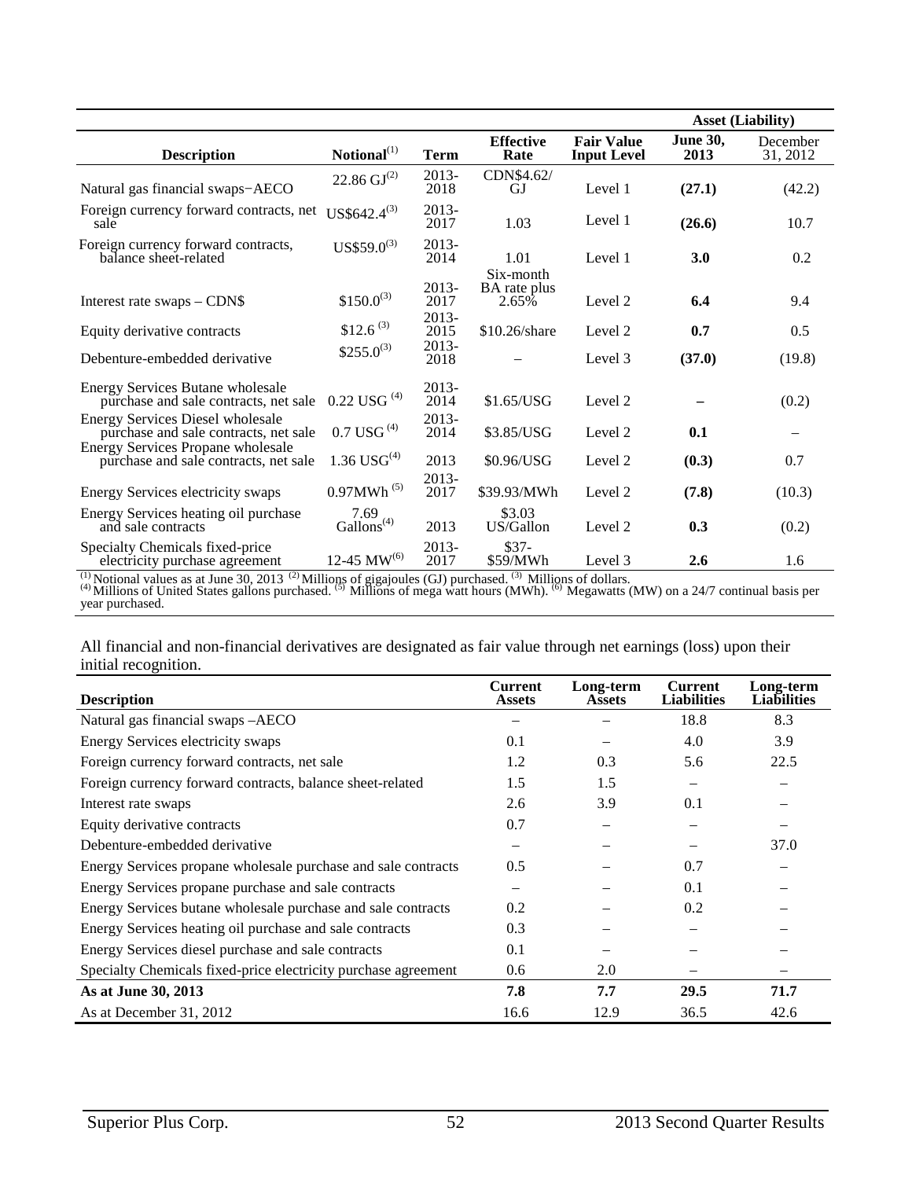| | | | | | Asset (Liability) | |
|---|---|---|---|---|---|---|
| **Description** | **Notional**[1] | **Term** | **Effective Rate** | **Fair Value Input Level** | **June 30, 2013** | December 31, 2012 |
| Natural gas financial swaps−AECO | 22.86 GJ[2] | 2013-2018 | CDN$4.62/GJ | Level 1 | **(27.1)** | (42.2) |
| Foreign currency forward contracts, net sale | US$642.4[3] | 2013-2017 | 1.03 | Level 1 | **(26.6)** | 10.7 |
| Foreign currency forward contracts, balance sheet-related | US$59.0[3] | 2013-2014 | 1.01 | Level 1 | **3.0** | 0.2 |
| Interest rate swaps – CDN$ | $150.0[3] | 2013-2017 | Six-month BA rate plus 2.65% | Level 2 | **6.4** | 9.4 |
| Equity derivative contracts | $12.6[3] | 2013-2015 | $10.26/share | Level 2 | **0.7** | 0.5 |
| Debenture-embedded derivative | $255.0[3] | 2013-2018 | – | Level 3 | **(37.0)** | (19.8) |
| Energy Services Butane wholesale purchase and sale contracts, net sale | 0.22 USG[4] | 2013-2014 | $1.65/USG | Level 2 | **–** | (0.2) |
| Energy Services Diesel wholesale purchase and sale contracts, net sale | 0.7 USG[4] | 2013-2014 | $3.85/USG | Level 2 | **0.1** | – |
| Energy Services Propane wholesale purchase and sale contracts, net sale | 1.36 USG[4] | 2013 | $0.96/USG | Level 2 | **(0.3)** | 0.7 |
| Energy Services electricity swaps | 0.97MWh[5] | 2013-2017 | $39.93/MWh | Level 2 | **(7.8)** | (10.3) |
| Energy Services heating oil purchase and sale contracts | 7.69 Gallons[4] | 2013 | $3.03 US/Gallon | Level 2 | **0.3** | (0.2) |
| Specialty Chemicals fixed-price electricity purchase agreement | 12-45 MW[6] | 2013-2017 | $37-$59/MWh | Level 3 | **2.6** | 1.6 |

[1] Notional values as at June 30, 2013 [2] Millions of gigajoules (GJ) purchased. [3] Millions of dollars. [4] Millions of United States gallons purchased. [5] Millions of mega watt hours (MWh). [6] Megawatts (MW) on a 24/7 continual basis per year purchased.

All financial and non-financial derivatives are designated as fair value through net earnings (loss) upon their initial recognition.

| **Description** | **Current Assets** | **Long-term Assets** | **Current Liabilities** | **Long-term Liabilities** |
|---|---|---|---|---|
| Natural gas financial swaps –AECO | – | – | 18.8 | 8.3 |
| Energy Services electricity swaps | 0.1 | – | 4.0 | 3.9 |
| Foreign currency forward contracts, net sale | 1.2 | 0.3 | 5.6 | 22.5 |
| Foreign currency forward contracts, balance sheet-related | 1.5 | 1.5 | – | – |
| Interest rate swaps | 2.6 | 3.9 | 0.1 | – |
| Equity derivative contracts | 0.7 | – | – | – |
| Debenture-embedded derivative | – | – | – | 37.0 |
| Energy Services propane wholesale purchase and sale contracts | 0.5 | – | 0.7 | – |
| Energy Services propane purchase and sale contracts | – | – | 0.1 | – |
| Energy Services butane wholesale purchase and sale contracts | 0.2 | – | 0.2 | – |
| Energy Services heating oil purchase and sale contracts | 0.3 | – | – | – |
| Energy Services diesel purchase and sale contracts | 0.1 | – | – | – |
| Specialty Chemicals fixed-price electricity purchase agreement | 0.6 | 2.0 | – | – |
| **As at June 30, 2013** | **7.8** | **7.7** | **29.5** | **71.7** |
| As at December 31, 2012 | 16.6 | 12.9 | 36.5 | 42.6 |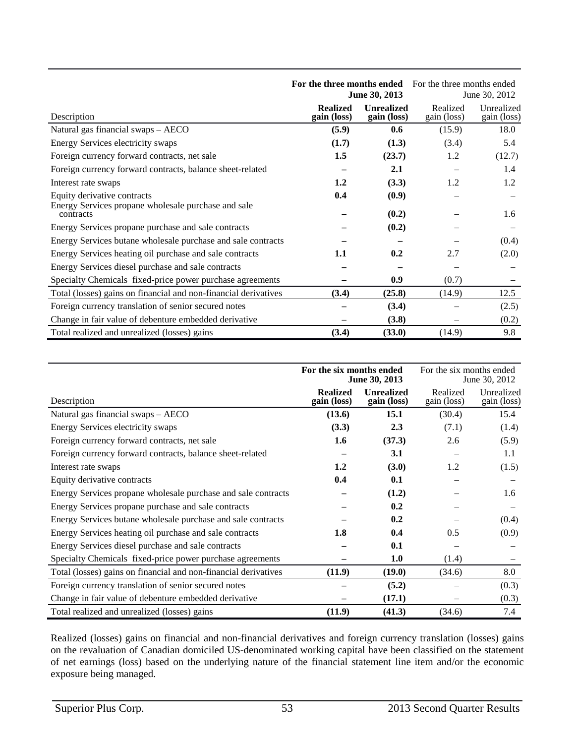| Description | For the three months ended June 30, 2013 | | For the three months ended June 30, 2012 | |
|---|---|---|---|---|
| | **Realized gain (loss)** | **Unrealized gain (loss)** | Realized gain (loss) | Unrealized gain (loss) |
| Natural gas financial swaps – AECO | **(5.9)** | **0.6** | (15.9) | 18.0 |
| Energy Services electricity swaps | **(1.7)** | **(1.3)** | (3.4) | 5.4 |
| Foreign currency forward contracts, net sale | **1.5** | **(23.7)** | 1.2 | (12.7) |
| Foreign currency forward contracts, balance sheet-related | **–** | **2.1** | – | 1.4 |
| Interest rate swaps | **1.2** | **(3.3)** | 1.2 | 1.2 |
| Equity derivative contracts | **0.4** | **(0.9)** | – | – |
| Energy Services propane wholesale purchase and sale contracts | **–** | **(0.2)** | – | 1.6 |
| Energy Services propane purchase and sale contracts | **–** | **(0.2)** | – | – |
| Energy Services butane wholesale purchase and sale contracts | **–** | **–** | – | (0.4) |
| Energy Services heating oil purchase and sale contracts | **1.1** | **0.2** | 2.7 | (2.0) |
| Energy Services diesel purchase and sale contracts | **–** | **–** | – | – |
| Specialty Chemicals fixed-price power purchase agreements | **–** | **0.9** | (0.7) | – |
| Total (losses) gains on financial and non-financial derivatives | **(3.4)** | **(25.8)** | (14.9) | 12.5 |
| Foreign currency translation of senior secured notes | **–** | **(3.4)** | – | (2.5) |
| Change in fair value of debenture embedded derivative | **–** | **(3.8)** | – | (0.2) |
| Total realized and unrealized (losses) gains | **(3.4)** | **(33.0)** | (14.9) | 9.8 |

| Description | For the six months ended June 30, 2013 | | For the six months ended June 30, 2012 | |
|---|---|---|---|---|
| | **Realized gain (loss)** | **Unrealized gain (loss)** | Realized gain (loss) | Unrealized gain (loss) |
| Natural gas financial swaps – AECO | **(13.6)** | **15.1** | (30.4) | 15.4 |
| Energy Services electricity swaps | **(3.3)** | **2.3** | (7.1) | (1.4) |
| Foreign currency forward contracts, net sale | **1.6** | **(37.3)** | 2.6 | (5.9) |
| Foreign currency forward contracts, balance sheet-related | **–** | **3.1** | – | 1.1 |
| Interest rate swaps | **1.2** | **(3.0)** | 1.2 | (1.5) |
| Equity derivative contracts | **0.4** | **0.1** | – | – |
| Energy Services propane wholesale purchase and sale contracts | **–** | **(1.2)** | – | 1.6 |
| Energy Services propane purchase and sale contracts | **–** | **0.2** | – | – |
| Energy Services butane wholesale purchase and sale contracts | **–** | **0.2** | – | (0.4) |
| Energy Services heating oil purchase and sale contracts | **1.8** | **0.4** | 0.5 | (0.9) |
| Energy Services diesel purchase and sale contracts | **–** | **0.1** | – | – |
| Specialty Chemicals fixed-price power purchase agreements | **–** | **1.0** | (1.4) | – |
| Total (losses) gains on financial and non-financial derivatives | **(11.9)** | **(19.0)** | (34.6) | 8.0 |
| Foreign currency translation of senior secured notes | **–** | **(5.2)** | – | (0.3) |
| Change in fair value of debenture embedded derivative | **–** | **(17.1)** | – | (0.3) |
| Total realized and unrealized (losses) gains | **(11.9)** | **(41.3)** | (34.6) | 7.4 |

Realized (losses) gains on financial and non-financial derivatives and foreign currency translation (losses) gains on the revaluation of Canadian domiciled US-denominated working capital have been classified on the statement of net earnings (loss) based on the underlying nature of the financial statement line item and/or the economic exposure being managed.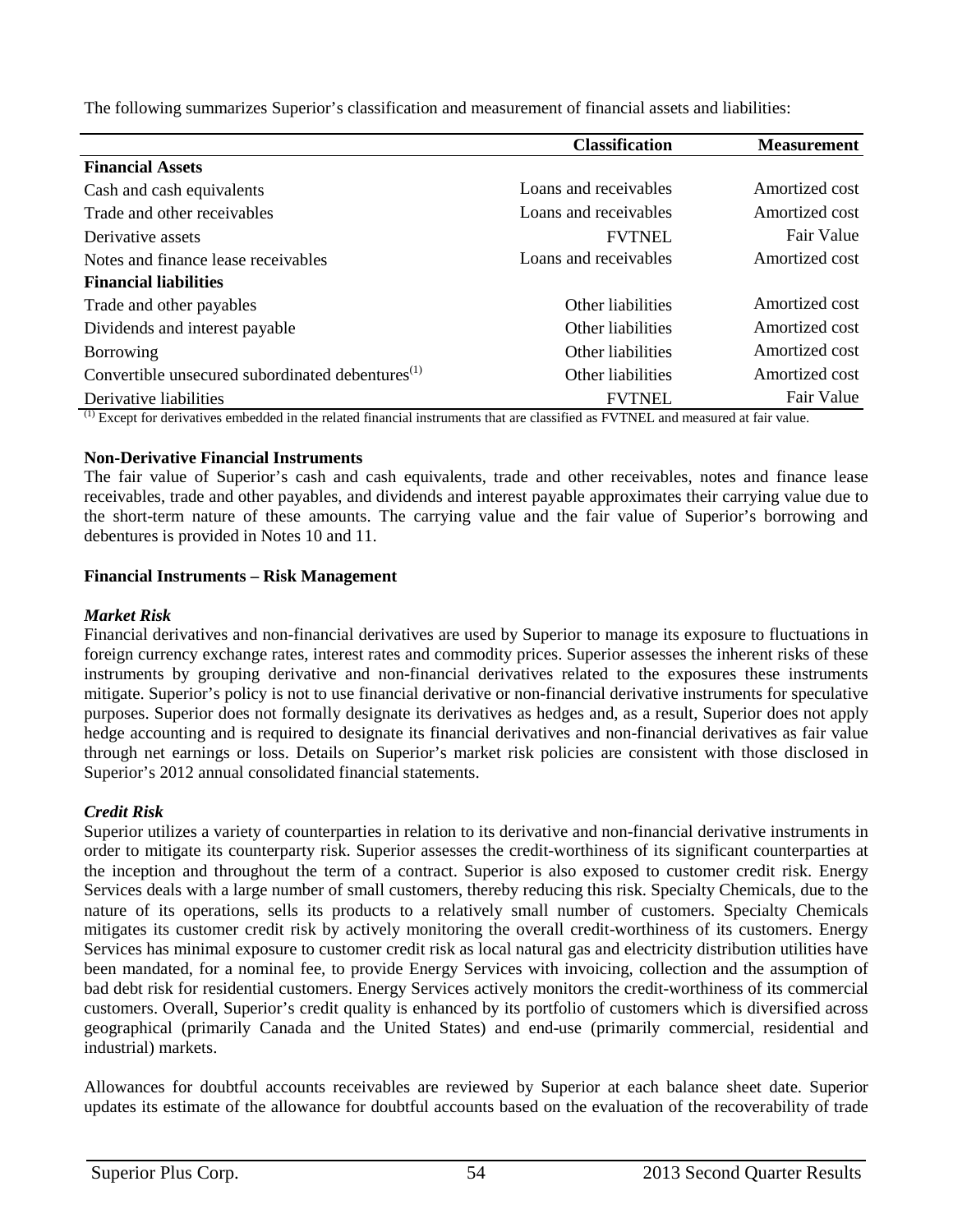The following summarizes Superior's classification and measurement of financial assets and liabilities:

| | Classification | Measurement |
|---|---|---|
| **Financial Assets** | | |
| Cash and cash equivalents | Loans and receivables | Amortized cost |
| Trade and other receivables | Loans and receivables | Amortized cost |
| Derivative assets | FVTNEL | Fair Value |
| Notes and finance lease receivables | Loans and receivables | Amortized cost |
| **Financial liabilities** | | |
| Trade and other payables | Other liabilities | Amortized cost |
| Dividends and interest payable | Other liabilities | Amortized cost |
| Borrowing | Other liabilities | Amortized cost |
| Convertible unsecured subordinated debentures(1) | Other liabilities | Amortized cost |
| Derivative liabilities | FVTNEL | Fair Value |

(1) Except for derivatives embedded in the related financial instruments that are classified as FVTNEL and measured at fair value.

**Non-Derivative Financial Instruments**

The fair value of Superior's cash and cash equivalents, trade and other receivables, notes and finance lease receivables, trade and other payables, and dividends and interest payable approximates their carrying value due to the short-term nature of these amounts. The carrying value and the fair value of Superior's borrowing and debentures is provided in Notes 10 and 11.

**Financial Instruments – Risk Management**

***Market Risk***

Financial derivatives and non-financial derivatives are used by Superior to manage its exposure to fluctuations in foreign currency exchange rates, interest rates and commodity prices. Superior assesses the inherent risks of these instruments by grouping derivative and non-financial derivatives related to the exposures these instruments mitigate. Superior's policy is not to use financial derivative or non-financial derivative instruments for speculative purposes. Superior does not formally designate its derivatives as hedges and, as a result, Superior does not apply hedge accounting and is required to designate its financial derivatives and non-financial derivatives as fair value through net earnings or loss. Details on Superior's market risk policies are consistent with those disclosed in Superior's 2012 annual consolidated financial statements.

***Credit Risk***

Superior utilizes a variety of counterparties in relation to its derivative and non-financial derivative instruments in order to mitigate its counterparty risk. Superior assesses the credit-worthiness of its significant counterparties at the inception and throughout the term of a contract. Superior is also exposed to customer credit risk. Energy Services deals with a large number of small customers, thereby reducing this risk. Specialty Chemicals, due to the nature of its operations, sells its products to a relatively small number of customers. Specialty Chemicals mitigates its customer credit risk by actively monitoring the overall credit-worthiness of its customers. Energy Services has minimal exposure to customer credit risk as local natural gas and electricity distribution utilities have been mandated, for a nominal fee, to provide Energy Services with invoicing, collection and the assumption of bad debt risk for residential customers. Energy Services actively monitors the credit-worthiness of its commercial customers. Overall, Superior's credit quality is enhanced by its portfolio of customers which is diversified across geographical (primarily Canada and the United States) and end-use (primarily commercial, residential and industrial) markets.

Allowances for doubtful accounts receivables are reviewed by Superior at each balance sheet date. Superior updates its estimate of the allowance for doubtful accounts based on the evaluation of the recoverability of trade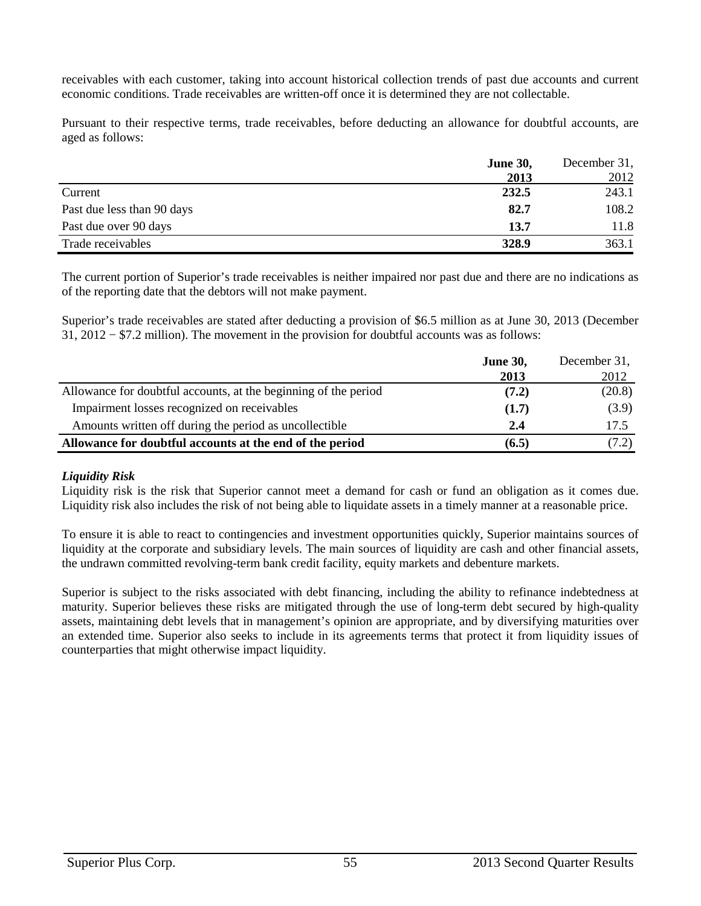receivables with each customer, taking into account historical collection trends of past due accounts and current economic conditions. Trade receivables are written-off once it is determined they are not collectable.

Pursuant to their respective terms, trade receivables, before deducting an allowance for doubtful accounts, are aged as follows:

| | **June 30, 2013** | December 31, 2012 |
|---|---|---|
| Current | **232.5** | 243.1 |
| Past due less than 90 days | **82.7** | 108.2 |
| Past due over 90 days | **13.7** | 11.8 |
| Trade receivables | **328.9** | 363.1 |

The current portion of Superior's trade receivables is neither impaired nor past due and there are no indications as of the reporting date that the debtors will not make payment.

Superior's trade receivables are stated after deducting a provision of $6.5 million as at June 30, 2013 (December 31, 2012 − $7.2 million). The movement in the provision for doubtful accounts was as follows:

| | **June 30, 2013** | December 31, 2012 |
|---|---|---|
| Allowance for doubtful accounts, at the beginning of the period | **(7.2)** | (20.8) |
| Impairment losses recognized on receivables | **(1.7)** | (3.9) |
| Amounts written off during the period as uncollectible | **2.4** | 17.5 |
| **Allowance for doubtful accounts at the end of the period** | **(6.5)** | (7.2) |

***Liquidity Risk***

Liquidity risk is the risk that Superior cannot meet a demand for cash or fund an obligation as it comes due. Liquidity risk also includes the risk of not being able to liquidate assets in a timely manner at a reasonable price.

To ensure it is able to react to contingencies and investment opportunities quickly, Superior maintains sources of liquidity at the corporate and subsidiary levels. The main sources of liquidity are cash and other financial assets, the undrawn committed revolving-term bank credit facility, equity markets and debenture markets.

Superior is subject to the risks associated with debt financing, including the ability to refinance indebtedness at maturity. Superior believes these risks are mitigated through the use of long-term debt secured by high-quality assets, maintaining debt levels that in management's opinion are appropriate, and by diversifying maturities over an extended time. Superior also seeks to include in its agreements terms that protect it from liquidity issues of counterparties that might otherwise impact liquidity.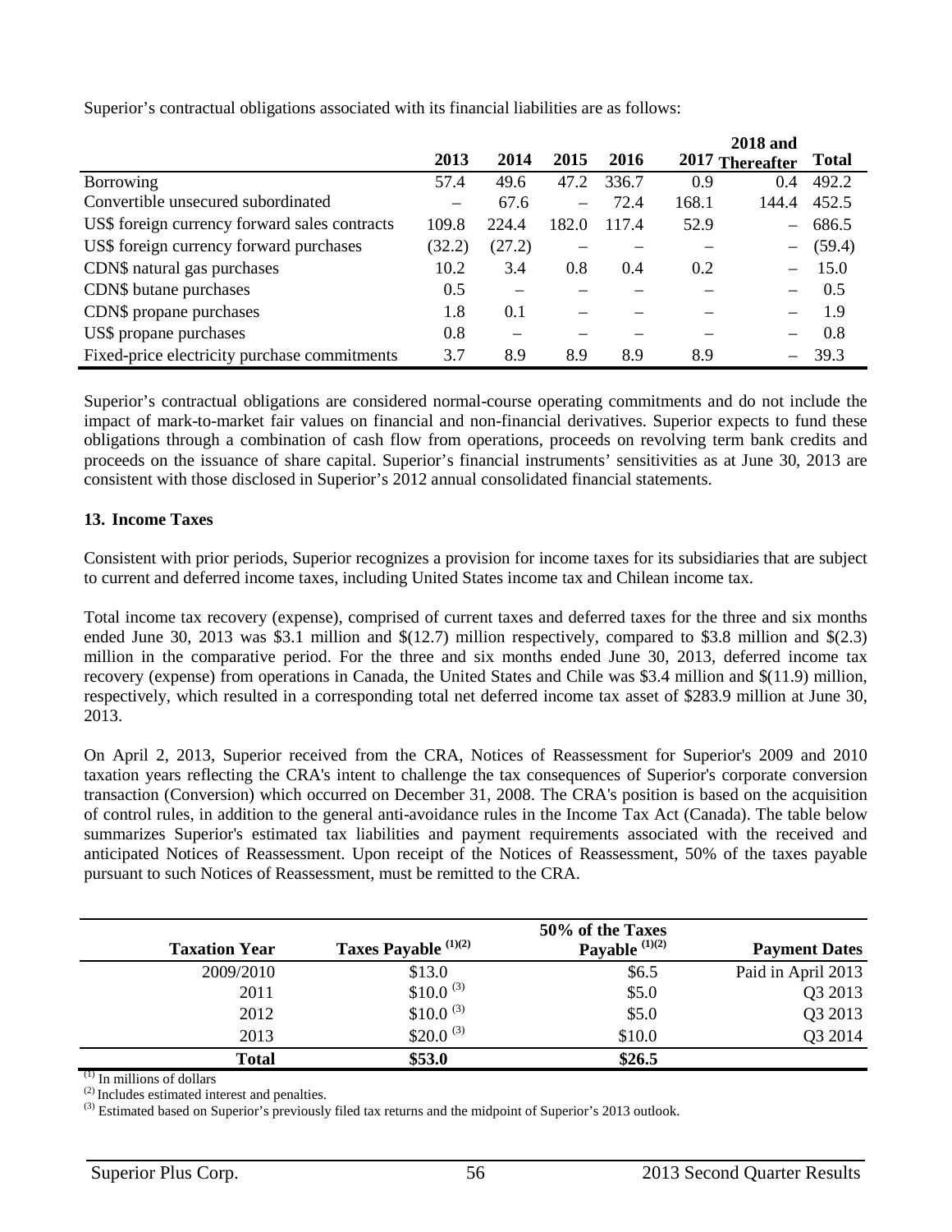Superior's contractual obligations associated with its financial liabilities are as follows:

| | 2013 | 2014 | 2015 | 2016 | 2017 | 2018 and Thereafter | Total |
|---|---|---|---|---|---|---|---|
| Borrowing | 57.4 | 49.6 | 47.2 | 336.7 | 0.9 | 0.4 | 492.2 |
| Convertible unsecured subordinated | – | 67.6 | – | 72.4 | 168.1 | 144.4 | 452.5 |
| US$ foreign currency forward sales contracts | 109.8 | 224.4 | 182.0 | 117.4 | 52.9 | – | 686.5 |
| US$ foreign currency forward purchases | (32.2) | (27.2) | – | – | – | – | (59.4) |
| CDN$ natural gas purchases | 10.2 | 3.4 | 0.8 | 0.4 | 0.2 | – | 15.0 |
| CDN$ butane purchases | 0.5 | – | – | – | – | – | 0.5 |
| CDN$ propane purchases | 1.8 | 0.1 | – | – | – | – | 1.9 |
| US$ propane purchases | 0.8 | – | – | – | – | – | 0.8 |
| Fixed-price electricity purchase commitments | 3.7 | 8.9 | 8.9 | 8.9 | 8.9 | – | 39.3 |

Superior's contractual obligations are considered normal-course operating commitments and do not include the impact of mark-to-market fair values on financial and non-financial derivatives. Superior expects to fund these obligations through a combination of cash flow from operations, proceeds on revolving term bank credits and proceeds on the issuance of share capital. Superior's financial instruments' sensitivities as at June 30, 2013 are consistent with those disclosed in Superior's 2012 annual consolidated financial statements.

**13. Income Taxes**

Consistent with prior periods, Superior recognizes a provision for income taxes for its subsidiaries that are subject to current and deferred income taxes, including United States income tax and Chilean income tax.

Total income tax recovery (expense), comprised of current taxes and deferred taxes for the three and six months ended June 30, 2013 was $3.1 million and $(12.7) million respectively, compared to $3.8 million and $(2.3) million in the comparative period. For the three and six months ended June 30, 2013, deferred income tax recovery (expense) from operations in Canada, the United States and Chile was $3.4 million and $(11.9) million, respectively, which resulted in a corresponding total net deferred income tax asset of $283.9 million at June 30, 2013.

On April 2, 2013, Superior received from the CRA, Notices of Reassessment for Superior's 2009 and 2010 taxation years reflecting the CRA's intent to challenge the tax consequences of Superior's corporate conversion transaction (Conversion) which occurred on December 31, 2008. The CRA's position is based on the acquisition of control rules, in addition to the general anti-avoidance rules in the Income Tax Act (Canada). The table below summarizes Superior's estimated tax liabilities and payment requirements associated with the received and anticipated Notices of Reassessment. Upon receipt of the Notices of Reassessment, 50% of the taxes payable pursuant to such Notices of Reassessment, must be remitted to the CRA.

| Taxation Year | Taxes Payable [(1)(2)] | 50% of the Taxes Payable [(1)(2)] | Payment Dates |
|---|---|---|---|
| 2009/2010 | $13.0 | $6.5 | Paid in April 2013 |
| 2011 | $10.0 [(3)] | $5.0 | Q3 2013 |
| 2012 | $10.0 [(3)] | $5.0 | Q3 2013 |
| 2013 | $20.0 [(3)] | $10.0 | Q3 2014 |
| **Total** | **$53.0** | **$26.5** | |

(1) In millions of dollars

(2) Includes estimated interest and penalties.

(3) Estimated based on Superior's previously filed tax returns and the midpoint of Superior's 2013 outlook.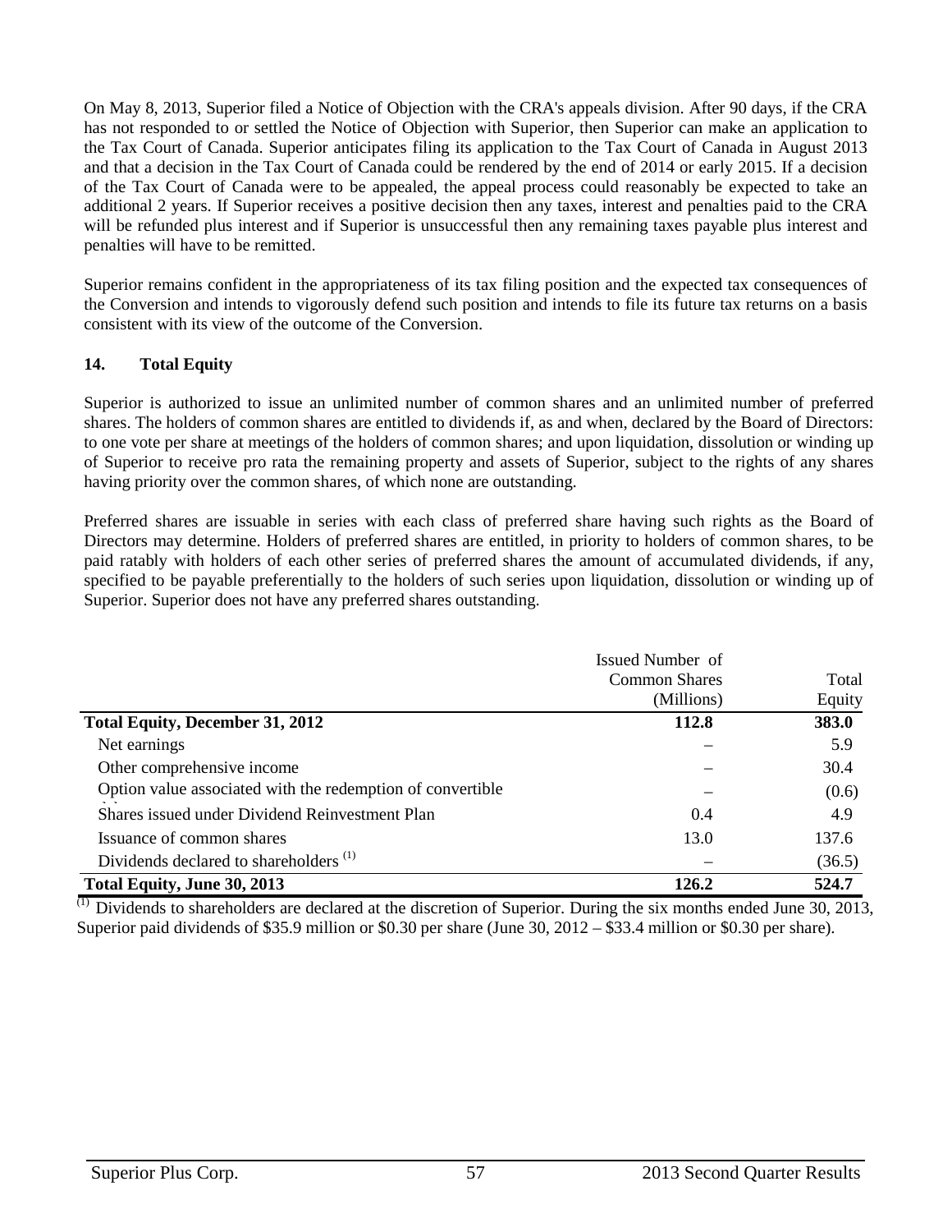On May 8, 2013, Superior filed a Notice of Objection with the CRA's appeals division. After 90 days, if the CRA has not responded to or settled the Notice of Objection with Superior, then Superior can make an application to the Tax Court of Canada. Superior anticipates filing its application to the Tax Court of Canada in August 2013 and that a decision in the Tax Court of Canada could be rendered by the end of 2014 or early 2015. If a decision of the Tax Court of Canada were to be appealed, the appeal process could reasonably be expected to take an additional 2 years. If Superior receives a positive decision then any taxes, interest and penalties paid to the CRA will be refunded plus interest and if Superior is unsuccessful then any remaining taxes payable plus interest and penalties will have to be remitted.

Superior remains confident in the appropriateness of its tax filing position and the expected tax consequences of the Conversion and intends to vigorously defend such position and intends to file its future tax returns on a basis consistent with its view of the outcome of the Conversion.

## 14. Total Equity

Superior is authorized to issue an unlimited number of common shares and an unlimited number of preferred shares. The holders of common shares are entitled to dividends if, as and when, declared by the Board of Directors: to one vote per share at meetings of the holders of common shares; and upon liquidation, dissolution or winding up of Superior to receive pro rata the remaining property and assets of Superior, subject to the rights of any shares having priority over the common shares, of which none are outstanding.

Preferred shares are issuable in series with each class of preferred share having such rights as the Board of Directors may determine. Holders of preferred shares are entitled, in priority to holders of common shares, to be paid ratably with holders of each other series of preferred shares the amount of accumulated dividends, if any, specified to be payable preferentially to the holders of such series upon liquidation, dissolution or winding up of Superior. Superior does not have any preferred shares outstanding.

| | Issued Number of Common Shares (Millions) | Total Equity |
|---|---|---|
| **Total Equity, December 31, 2012** | **112.8** | **383.0** |
| Net earnings | – | 5.9 |
| Other comprehensive income | – | 30.4 |
| Option value associated with the redemption of convertible debentures | – | (0.6) |
| Shares issued under Dividend Reinvestment Plan | 0.4 | 4.9 |
| Issuance of common shares | 13.0 | 137.6 |
| Dividends declared to shareholders [1] | – | (36.5) |
| **Total Equity, June 30, 2013** | **126.2** | **524.7** |

[1] Dividends to shareholders are declared at the discretion of Superior. During the six months ended June 30, 2013, Superior paid dividends of $35.9 million or $0.30 per share (June 30, 2012 – $33.4 million or $0.30 per share).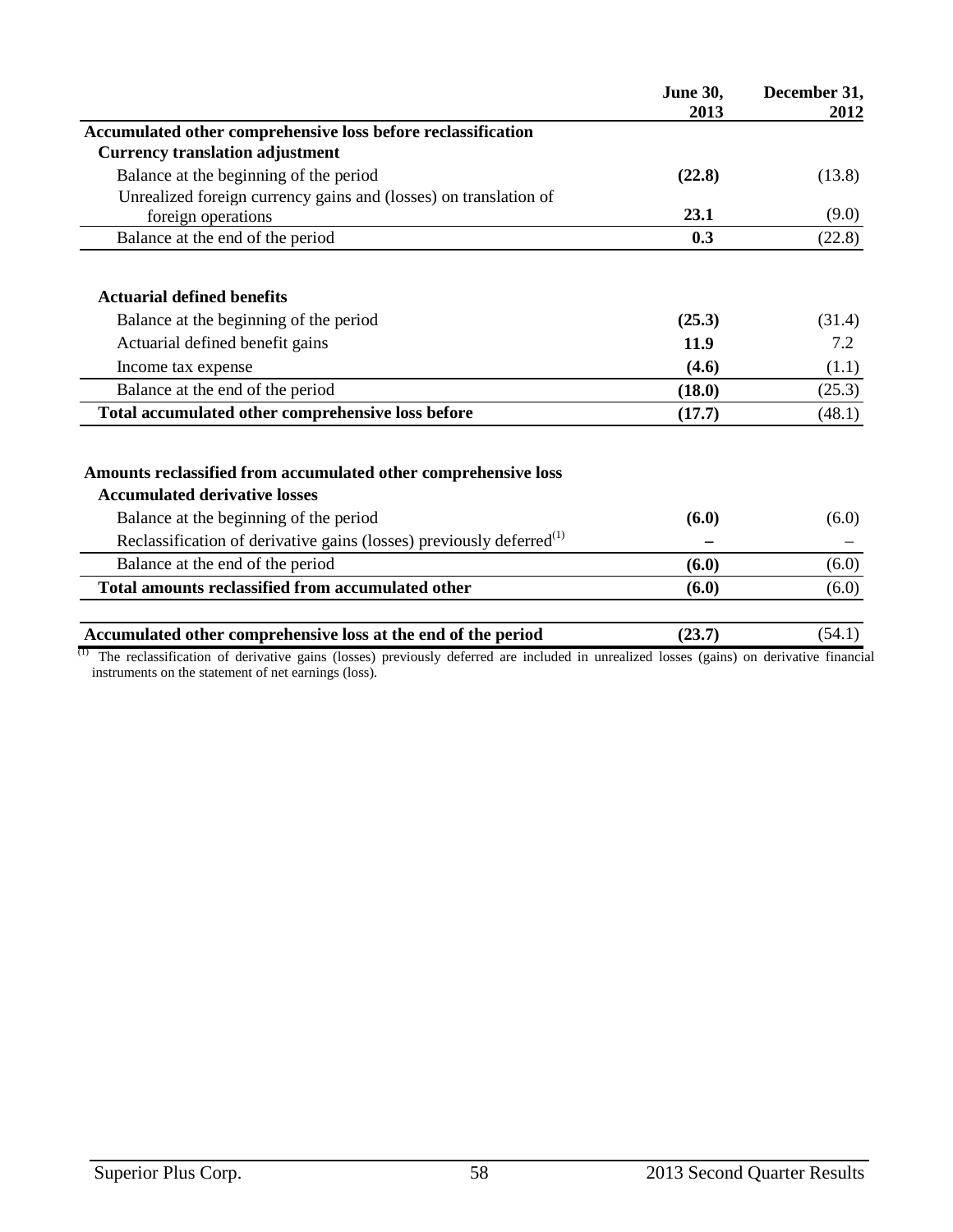| | June 30, 2013 | December 31, 2012 |
|---|---|---|
| **Accumulated other comprehensive loss before reclassification** | | |
| **Currency translation adjustment** | | |
| Balance at the beginning of the period | **(22.8)** | (13.8) |
| Unrealized foreign currency gains and (losses) on translation of foreign operations | **23.1** | (9.0) |
| Balance at the end of the period | **0.3** | (22.8) |
| | | |
| **Actuarial defined benefits** | | |
| Balance at the beginning of the period | **(25.3)** | (31.4) |
| Actuarial defined benefit gains | **11.9** | 7.2 |
| Income tax expense | **(4.6)** | (1.1) |
| Balance at the end of the period | **(18.0)** | (25.3) |
| **Total accumulated other comprehensive loss before** | **(17.7)** | (48.1) |
| | | |
| **Amounts reclassified from accumulated other comprehensive loss** | | |
| **Accumulated derivative losses** | | |
| Balance at the beginning of the period | **(6.0)** | (6.0) |
| Reclassification of derivative gains (losses) previously deferred[1] | **–** | – |
| Balance at the end of the period | **(6.0)** | (6.0) |
| **Total amounts reclassified from accumulated other** | **(6.0)** | (6.0) |
| | | |
| **Accumulated other comprehensive loss at the end of the period** | **(23.7)** | (54.1) |

[1] The reclassification of derivative gains (losses) previously deferred are included in unrealized losses (gains) on derivative financial instruments on the statement of net earnings (loss).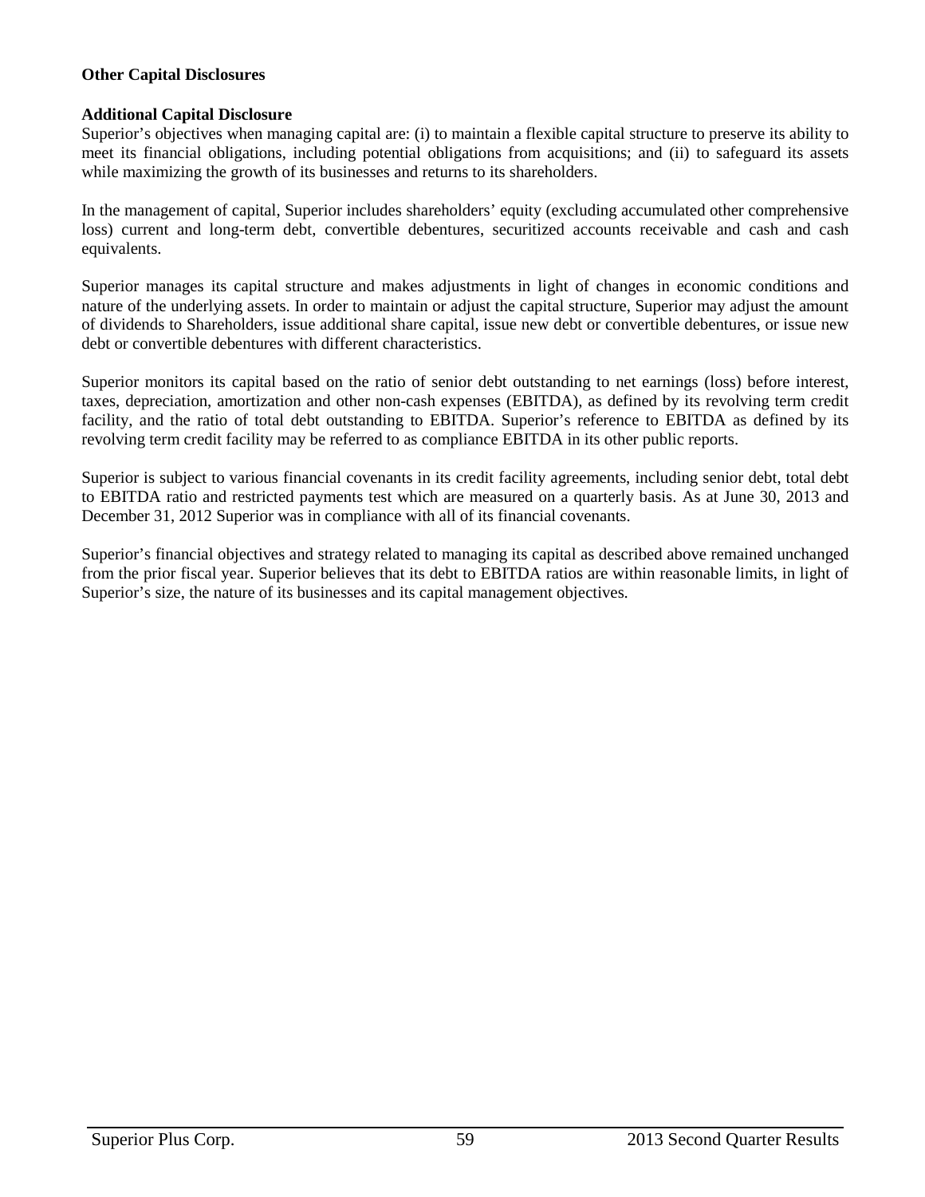**Other Capital Disclosures**

**Additional Capital Disclosure**

Superior's objectives when managing capital are: (i) to maintain a flexible capital structure to preserve its ability to meet its financial obligations, including potential obligations from acquisitions; and (ii) to safeguard its assets while maximizing the growth of its businesses and returns to its shareholders.

In the management of capital, Superior includes shareholders' equity (excluding accumulated other comprehensive loss) current and long-term debt, convertible debentures, securitized accounts receivable and cash and cash equivalents.

Superior manages its capital structure and makes adjustments in light of changes in economic conditions and nature of the underlying assets. In order to maintain or adjust the capital structure, Superior may adjust the amount of dividends to Shareholders, issue additional share capital, issue new debt or convertible debentures, or issue new debt or convertible debentures with different characteristics.

Superior monitors its capital based on the ratio of senior debt outstanding to net earnings (loss) before interest, taxes, depreciation, amortization and other non-cash expenses (EBITDA), as defined by its revolving term credit facility, and the ratio of total debt outstanding to EBITDA. Superior's reference to EBITDA as defined by its revolving term credit facility may be referred to as compliance EBITDA in its other public reports.

Superior is subject to various financial covenants in its credit facility agreements, including senior debt, total debt to EBITDA ratio and restricted payments test which are measured on a quarterly basis. As at June 30, 2013 and December 31, 2012 Superior was in compliance with all of its financial covenants.

Superior's financial objectives and strategy related to managing its capital as described above remained unchanged from the prior fiscal year. Superior believes that its debt to EBITDA ratios are within reasonable limits, in light of Superior's size, the nature of its businesses and its capital management objectives.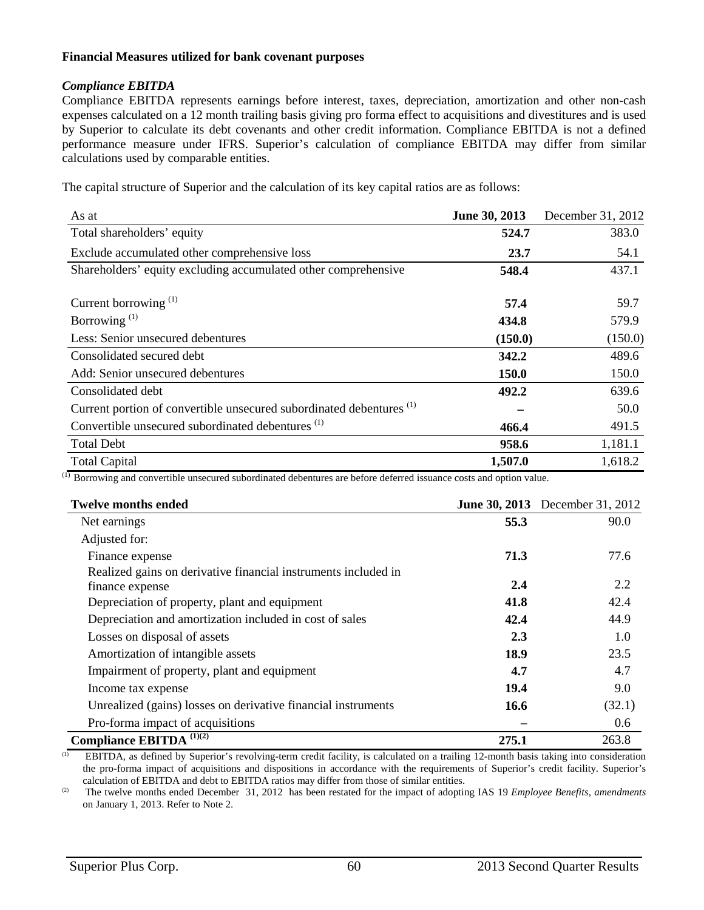**Financial Measures utilized for bank covenant purposes**

***Compliance EBITDA***

Compliance EBITDA represents earnings before interest, taxes, depreciation, amortization and other non-cash expenses calculated on a 12 month trailing basis giving pro forma effect to acquisitions and divestitures and is used by Superior to calculate its debt covenants and other credit information. Compliance EBITDA is not a defined performance measure under IFRS. Superior's calculation of compliance EBITDA may differ from similar calculations used by comparable entities.

The capital structure of Superior and the calculation of its key capital ratios are as follows:

| As at | **June 30, 2013** | December 31, 2012 |
|---|---|---|
| Total shareholders' equity | **524.7** | 383.0 |
| Exclude accumulated other comprehensive loss | **23.7** | 54.1 |
| Shareholders' equity excluding accumulated other comprehensive | **548.4** | 437.1 |
| Current borrowing [1] | **57.4** | 59.7 |
| Borrowing [1] | **434.8** | 579.9 |
| Less: Senior unsecured debentures | **(150.0)** | (150.0) |
| Consolidated secured debt | **342.2** | 489.6 |
| Add: Senior unsecured debentures | **150.0** | 150.0 |
| Consolidated debt | **492.2** | 639.6 |
| Current portion of convertible unsecured subordinated debentures [1] | **–** | 50.0 |
| Convertible unsecured subordinated debentures [1] | **466.4** | 491.5 |
| Total Debt | **958.6** | 1,181.1 |
| Total Capital | **1,507.0** | 1,618.2 |

[1] Borrowing and convertible unsecured subordinated debentures are before deferred issuance costs and option value.

| **Twelve months ended** | **June 30, 2013** | December 31, 2012 |
|---|---|---|
| Net earnings | **55.3** | 90.0 |
| Adjusted for: | | |
| Finance expense | **71.3** | 77.6 |
| Realized gains on derivative financial instruments included in finance expense | **2.4** | 2.2 |
| Depreciation of property, plant and equipment | **41.8** | 42.4 |
| Depreciation and amortization included in cost of sales | **42.4** | 44.9 |
| Losses on disposal of assets | **2.3** | 1.0 |
| Amortization of intangible assets | **18.9** | 23.5 |
| Impairment of property, plant and equipment | **4.7** | 4.7 |
| Income tax expense | **19.4** | 9.0 |
| Unrealized (gains) losses on derivative financial instruments | **16.6** | (32.1) |
| Pro-forma impact of acquisitions | **–** | 0.6 |
| **Compliance EBITDA [1][2]** | **275.1** | 263.8 |

[1] EBITDA, as defined by Superior's revolving-term credit facility, is calculated on a trailing 12-month basis taking into consideration the pro-forma impact of acquisitions and dispositions in accordance with the requirements of Superior's credit facility. Superior's calculation of EBITDA and debt to EBITDA ratios may differ from those of similar entities.

[2] The twelve months ended December 31, 2012 has been restated for the impact of adopting IAS 19 *Employee Benefits, amendments* on January 1, 2013. Refer to Note 2.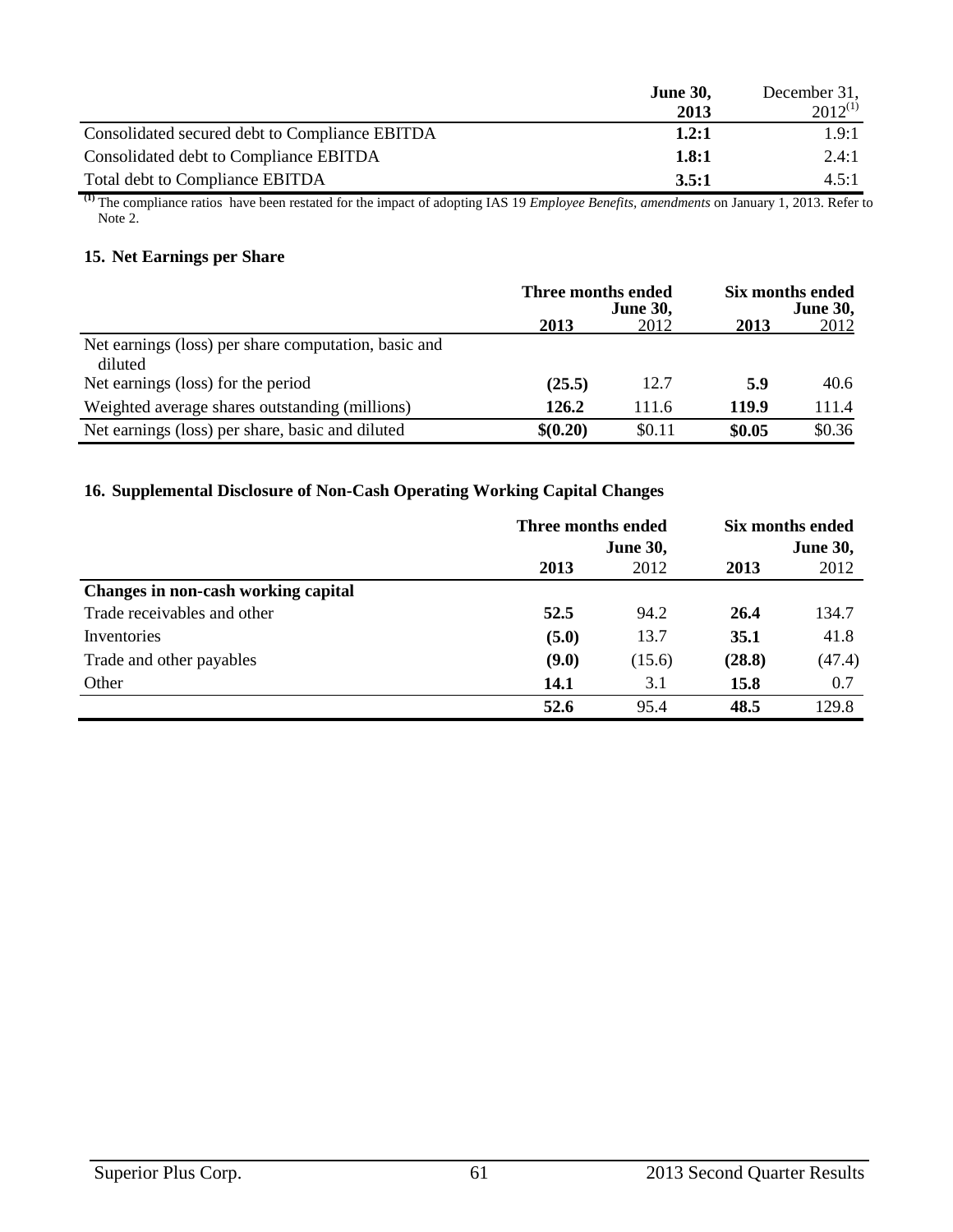| | **June 30, 2013** | December 31, 2012[1] |
|---|---|---|
| Consolidated secured debt to Compliance EBITDA | **1.2:1** | 1.9:1 |
| Consolidated debt to Compliance EBITDA | **1.8:1** | 2.4:1 |
| Total debt to Compliance EBITDA | **3.5:1** | 4.5:1 |

[1] The compliance ratios have been restated for the impact of adopting IAS 19 *Employee Benefits, amendments* on January 1, 2013. Refer to Note 2.

## 15. Net Earnings per Share

| | **Three months ended June 30,** | | **Six months ended June 30,** | |
|---|---|---|---|---|
| | **2013** | 2012 | **2013** | 2012 |
| Net earnings (loss) per share computation, basic and diluted | | | | |
| Net earnings (loss) for the period | **(25.5)** | 12.7 | **5.9** | 40.6 |
| Weighted average shares outstanding (millions) | **126.2** | 111.6 | **119.9** | 111.4 |
| Net earnings (loss) per share, basic and diluted | **$(0.20)** | $0.11 | **$0.05** | $0.36 |

## 16. Supplemental Disclosure of Non-Cash Operating Working Capital Changes

| | **Three months ended June 30,** | | **Six months ended June 30,** | |
|---|---|---|---|---|
| | **2013** | 2012 | **2013** | 2012 |
| **Changes in non-cash working capital** | | | | |
| Trade receivables and other | **52.5** | 94.2 | **26.4** | 134.7 |
| Inventories | **(5.0)** | 13.7 | **35.1** | 41.8 |
| Trade and other payables | **(9.0)** | (15.6) | **(28.8)** | (47.4) |
| Other | **14.1** | 3.1 | **15.8** | 0.7 |
| | **52.6** | 95.4 | **48.5** | 129.8 |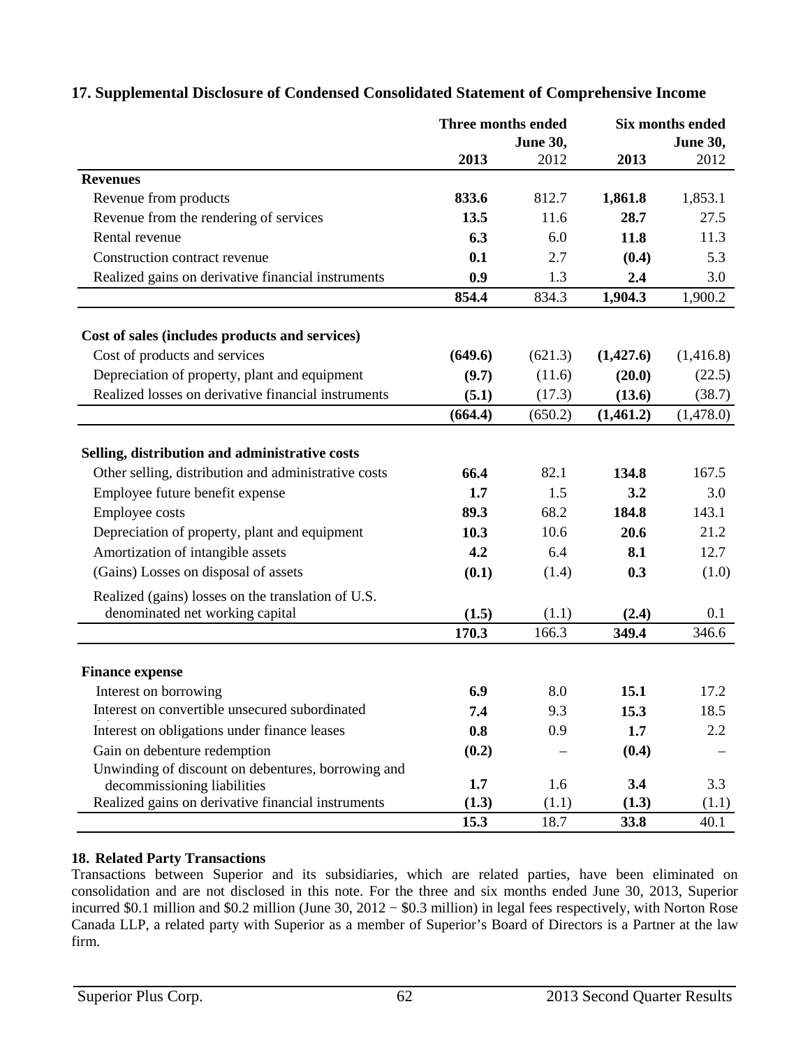## 17. Supplemental Disclosure of Condensed Consolidated Statement of Comprehensive Income

| | Three months ended June 30, | | Six months ended June 30, | |
|---|---|---|---|---|
| | **2013** | 2012 | **2013** | 2012 |
| **Revenues** | | | | |
| Revenue from products | **833.6** | 812.7 | **1,861.8** | 1,853.1 |
| Revenue from the rendering of services | **13.5** | 11.6 | **28.7** | 27.5 |
| Rental revenue | **6.3** | 6.0 | **11.8** | 11.3 |
| Construction contract revenue | **0.1** | 2.7 | **(0.4)** | 5.3 |
| Realized gains on derivative financial instruments | **0.9** | 1.3 | **2.4** | 3.0 |
| | **854.4** | 834.3 | **1,904.3** | 1,900.2 |
| **Cost of sales (includes products and services)** | | | | |
| Cost of products and services | **(649.6)** | (621.3) | **(1,427.6)** | (1,416.8) |
| Depreciation of property, plant and equipment | **(9.7)** | (11.6) | **(20.0)** | (22.5) |
| Realized losses on derivative financial instruments | **(5.1)** | (17.3) | **(13.6)** | (38.7) |
| | **(664.4)** | (650.2) | **(1,461.2)** | (1,478.0) |
| **Selling, distribution and administrative costs** | | | | |
| Other selling, distribution and administrative costs | **66.4** | 82.1 | **134.8** | 167.5 |
| Employee future benefit expense | **1.7** | 1.5 | **3.2** | 3.0 |
| Employee costs | **89.3** | 68.2 | **184.8** | 143.1 |
| Depreciation of property, plant and equipment | **10.3** | 10.6 | **20.6** | 21.2 |
| Amortization of intangible assets | **4.2** | 6.4 | **8.1** | 12.7 |
| (Gains) Losses on disposal of assets | **(0.1)** | (1.4) | **0.3** | (1.0) |
| Realized (gains) losses on the translation of U.S. denominated net working capital | **(1.5)** | (1.1) | **(2.4)** | 0.1 |
| | **170.3** | 166.3 | **349.4** | 346.6 |
| **Finance expense** | | | | |
| Interest on borrowing | **6.9** | 8.0 | **15.1** | 17.2 |
| Interest on convertible unsecured subordinated debentures | **7.4** | 9.3 | **15.3** | 18.5 |
| Interest on obligations under finance leases | **0.8** | 0.9 | **1.7** | 2.2 |
| Gain on debenture redemption | **(0.2)** | – | **(0.4)** | – |
| Unwinding of discount on debentures, borrowing and decommissioning liabilities | **1.7** | 1.6 | **3.4** | 3.3 |
| Realized gains on derivative financial instruments | **(1.3)** | (1.1) | **(1.3)** | (1.1) |
| | **15.3** | 18.7 | **33.8** | 40.1 |

### 18. Related Party Transactions

Transactions between Superior and its subsidiaries, which are related parties, have been eliminated on consolidation and are not disclosed in this note. For the three and six months ended June 30, 2013, Superior incurred \$0.1 million and \$0.2 million (June 30, 2012 − \$0.3 million) in legal fees respectively, with Norton Rose Canada LLP, a related party with Superior as a member of Superior's Board of Directors is a Partner at the law firm.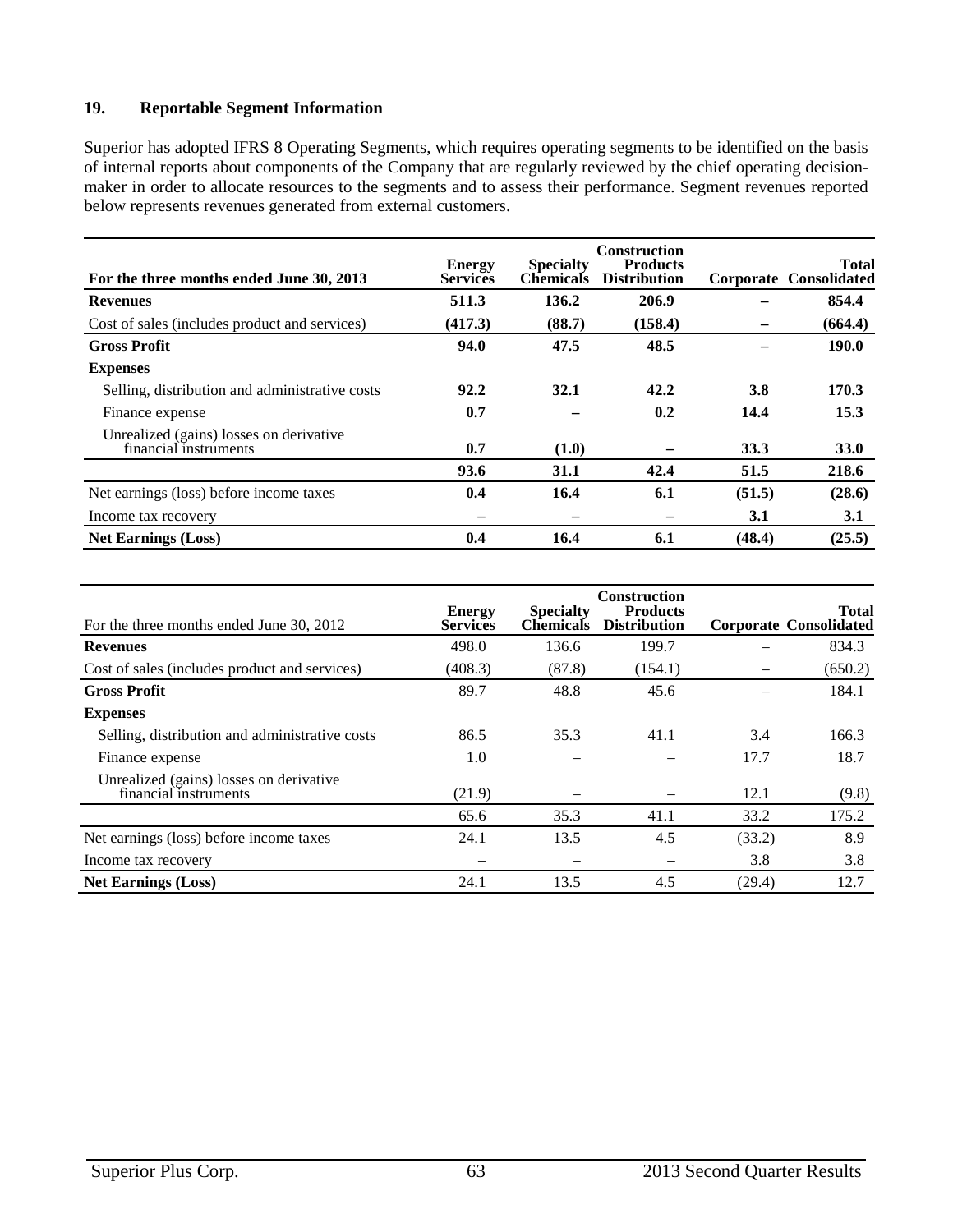## 19. Reportable Segment Information

Superior has adopted IFRS 8 Operating Segments, which requires operating segments to be identified on the basis of internal reports about components of the Company that are regularly reviewed by the chief operating decision-maker in order to allocate resources to the segments and to assess their performance. Segment revenues reported below represents revenues generated from external customers.

| For the three months ended June 30, 2013 | Energy Services | Specialty Chemicals | Construction Products Distribution | Corporate | Total Consolidated |
|---|---|---|---|---|---|
| **Revenues** | **511.3** | **136.2** | **206.9** | **–** | **854.4** |
| Cost of sales (includes product and services) | **(417.3)** | **(88.7)** | **(158.4)** | **–** | **(664.4)** |
| **Gross Profit** | **94.0** | **47.5** | **48.5** | **–** | **190.0** |
| **Expenses** | | | | | |
| Selling, distribution and administrative costs | **92.2** | **32.1** | **42.2** | **3.8** | **170.3** |
| Finance expense | **0.7** | **–** | **0.2** | **14.4** | **15.3** |
| Unrealized (gains) losses on derivative financial instruments | **0.7** | **(1.0)** | **–** | **33.3** | **33.0** |
| | **93.6** | **31.1** | **42.4** | **51.5** | **218.6** |
| Net earnings (loss) before income taxes | **0.4** | **16.4** | **6.1** | **(51.5)** | **(28.6)** |
| Income tax recovery | **–** | **–** | **–** | **3.1** | **3.1** |
| **Net Earnings (Loss)** | **0.4** | **16.4** | **6.1** | **(48.4)** | **(25.5)** |

| For the three months ended June 30, 2012 | Energy Services | Specialty Chemicals | Construction Products Distribution | Corporate | Total Consolidated |
|---|---|---|---|---|---|
| **Revenues** | 498.0 | 136.6 | 199.7 | – | 834.3 |
| Cost of sales (includes product and services) | (408.3) | (87.8) | (154.1) | – | (650.2) |
| **Gross Profit** | 89.7 | 48.8 | 45.6 | – | 184.1 |
| **Expenses** | | | | | |
| Selling, distribution and administrative costs | 86.5 | 35.3 | 41.1 | 3.4 | 166.3 |
| Finance expense | 1.0 | – | – | 17.7 | 18.7 |
| Unrealized (gains) losses on derivative financial instruments | (21.9) | – | – | 12.1 | (9.8) |
| | 65.6 | 35.3 | 41.1 | 33.2 | 175.2 |
| Net earnings (loss) before income taxes | 24.1 | 13.5 | 4.5 | (33.2) | 8.9 |
| Income tax recovery | – | – | – | 3.8 | 3.8 |
| **Net Earnings (Loss)** | 24.1 | 13.5 | 4.5 | (29.4) | 12.7 |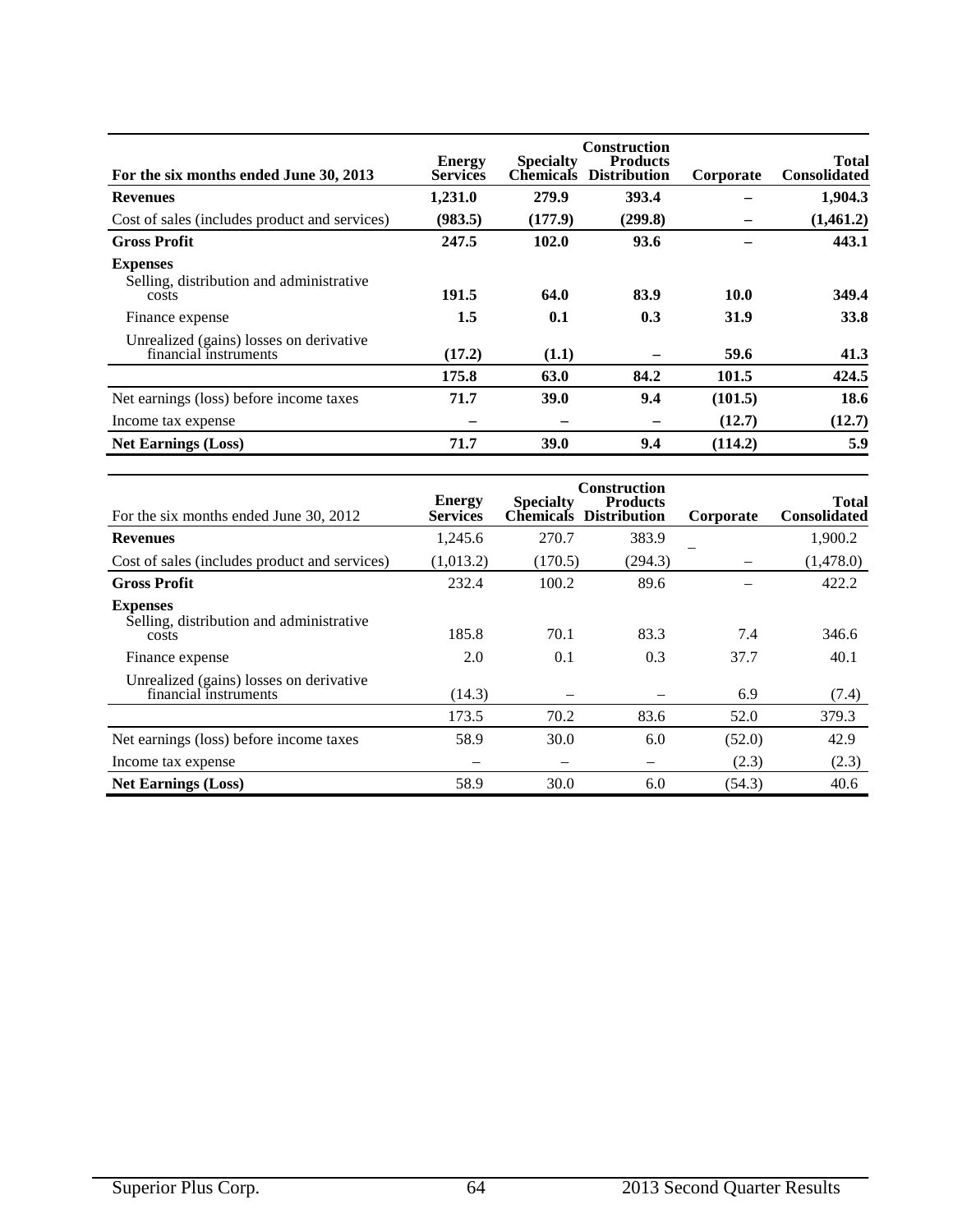| For the six months ended June 30, 2013 | Energy Services | Specialty Chemicals | Construction Products Distribution | Corporate | Total Consolidated |
|---|---|---|---|---|---|
| **Revenues** | **1,231.0** | **279.9** | **393.4** | **–** | **1,904.3** |
| Cost of sales (includes product and services) | **(983.5)** | **(177.9)** | **(299.8)** | **–** | **(1,461.2)** |
| **Gross Profit** | **247.5** | **102.0** | **93.6** | **–** | **443.1** |
| **Expenses** | | | | | |
| Selling, distribution and administrative costs | **191.5** | **64.0** | **83.9** | **10.0** | **349.4** |
| Finance expense | **1.5** | **0.1** | **0.3** | **31.9** | **33.8** |
| Unrealized (gains) losses on derivative financial instruments | **(17.2)** | **(1.1)** | **–** | **59.6** | **41.3** |
| | **175.8** | **63.0** | **84.2** | **101.5** | **424.5** |
| Net earnings (loss) before income taxes | **71.7** | **39.0** | **9.4** | **(101.5)** | **18.6** |
| Income tax expense | **–** | **–** | **–** | **(12.7)** | **(12.7)** |
| **Net Earnings (Loss)** | **71.7** | **39.0** | **9.4** | **(114.2)** | **5.9** |

| For the six months ended June 30, 2012 | Energy Services | Specialty Chemicals | Construction Products Distribution | Corporate | Total Consolidated |
|---|---|---|---|---|---|
| **Revenues** | 1,245.6 | 270.7 | 383.9 | – | 1,900.2 |
| Cost of sales (includes product and services) | (1,013.2) | (170.5) | (294.3) | – | (1,478.0) |
| **Gross Profit** | 232.4 | 100.2 | 89.6 | – | 422.2 |
| **Expenses** | | | | | |
| Selling, distribution and administrative costs | 185.8 | 70.1 | 83.3 | 7.4 | 346.6 |
| Finance expense | 2.0 | 0.1 | 0.3 | 37.7 | 40.1 |
| Unrealized (gains) losses on derivative financial instruments | (14.3) | – | – | 6.9 | (7.4) |
| | 173.5 | 70.2 | 83.6 | 52.0 | 379.3 |
| Net earnings (loss) before income taxes | 58.9 | 30.0 | 6.0 | (52.0) | 42.9 |
| Income tax expense | – | – | – | (2.3) | (2.3) |
| **Net Earnings (Loss)** | 58.9 | 30.0 | 6.0 | (54.3) | 40.6 |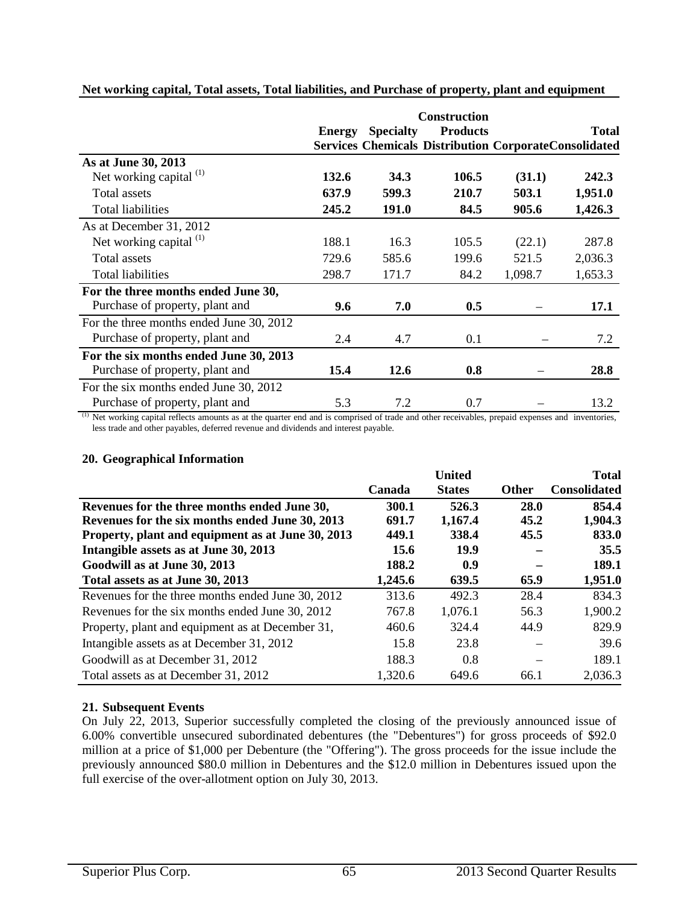**Net working capital, Total assets, Total liabilities, and Purchase of property, plant and equipment**

| | Energy Services | Specialty Chemicals | Construction Products Distribution | Corporate | Total Consolidated |
|---|---|---|---|---|---|
| **As at June 30, 2013** | | | | | |
| Net working capital [(1)] | **132.6** | **34.3** | **106.5** | **(31.1)** | **242.3** |
| Total assets | **637.9** | **599.3** | **210.7** | **503.1** | **1,951.0** |
| Total liabilities | **245.2** | **191.0** | **84.5** | **905.6** | **1,426.3** |
| As at December 31, 2012 | | | | | |
| Net working capital [(1)] | 188.1 | 16.3 | 105.5 | (22.1) | 287.8 |
| Total assets | 729.6 | 585.6 | 199.6 | 521.5 | 2,036.3 |
| Total liabilities | 298.7 | 171.7 | 84.2 | 1,098.7 | 1,653.3 |
| **For the three months ended June 30,** | | | | | |
| Purchase of property, plant and | **9.6** | **7.0** | **0.5** | – | **17.1** |
| For the three months ended June 30, 2012 | | | | | |
| Purchase of property, plant and | 2.4 | 4.7 | 0.1 | – | 7.2 |
| **For the six months ended June 30, 2013** | | | | | |
| Purchase of property, plant and | **15.4** | **12.6** | **0.8** | – | **28.8** |
| For the six months ended June 30, 2012 | | | | | |
| Purchase of property, plant and | 5.3 | 7.2 | 0.7 | – | 13.2 |

[(1)] Net working capital reflects amounts as at the quarter end and is comprised of trade and other receivables, prepaid expenses and inventories, less trade and other payables, deferred revenue and dividends and interest payable.

### 20. Geographical Information

| | Canada | United States | Other | Total Consolidated |
|---|---|---|---|---|
| **Revenues for the three months ended June 30,** | **300.1** | **526.3** | **28.0** | **854.4** |
| **Revenues for the six months ended June 30, 2013** | **691.7** | **1,167.4** | **45.2** | **1,904.3** |
| **Property, plant and equipment as at June 30, 2013** | **449.1** | **338.4** | **45.5** | **833.0** |
| **Intangible assets as at June 30, 2013** | **15.6** | **19.9** | **–** | **35.5** |
| **Goodwill as at June 30, 2013** | **188.2** | **0.9** | **–** | **189.1** |
| **Total assets as at June 30, 2013** | **1,245.6** | **639.5** | **65.9** | **1,951.0** |
| Revenues for the three months ended June 30, 2012 | 313.6 | 492.3 | 28.4 | 834.3 |
| Revenues for the six months ended June 30, 2012 | 767.8 | 1,076.1 | 56.3 | 1,900.2 |
| Property, plant and equipment as at December 31, | 460.6 | 324.4 | 44.9 | 829.9 |
| Intangible assets as at December 31, 2012 | 15.8 | 23.8 | – | 39.6 |
| Goodwill as at December 31, 2012 | 188.3 | 0.8 | – | 189.1 |
| Total assets as at December 31, 2012 | 1,320.6 | 649.6 | 66.1 | 2,036.3 |

### 21. Subsequent Events

On July 22, 2013, Superior successfully completed the closing of the previously announced issue of 6.00% convertible unsecured subordinated debentures (the "Debentures") for gross proceeds of $92.0 million at a price of $1,000 per Debenture (the "Offering"). The gross proceeds for the issue include the previously announced $80.0 million in Debentures and the $12.0 million in Debentures issued upon the full exercise of the over-allotment option on July 30, 2013.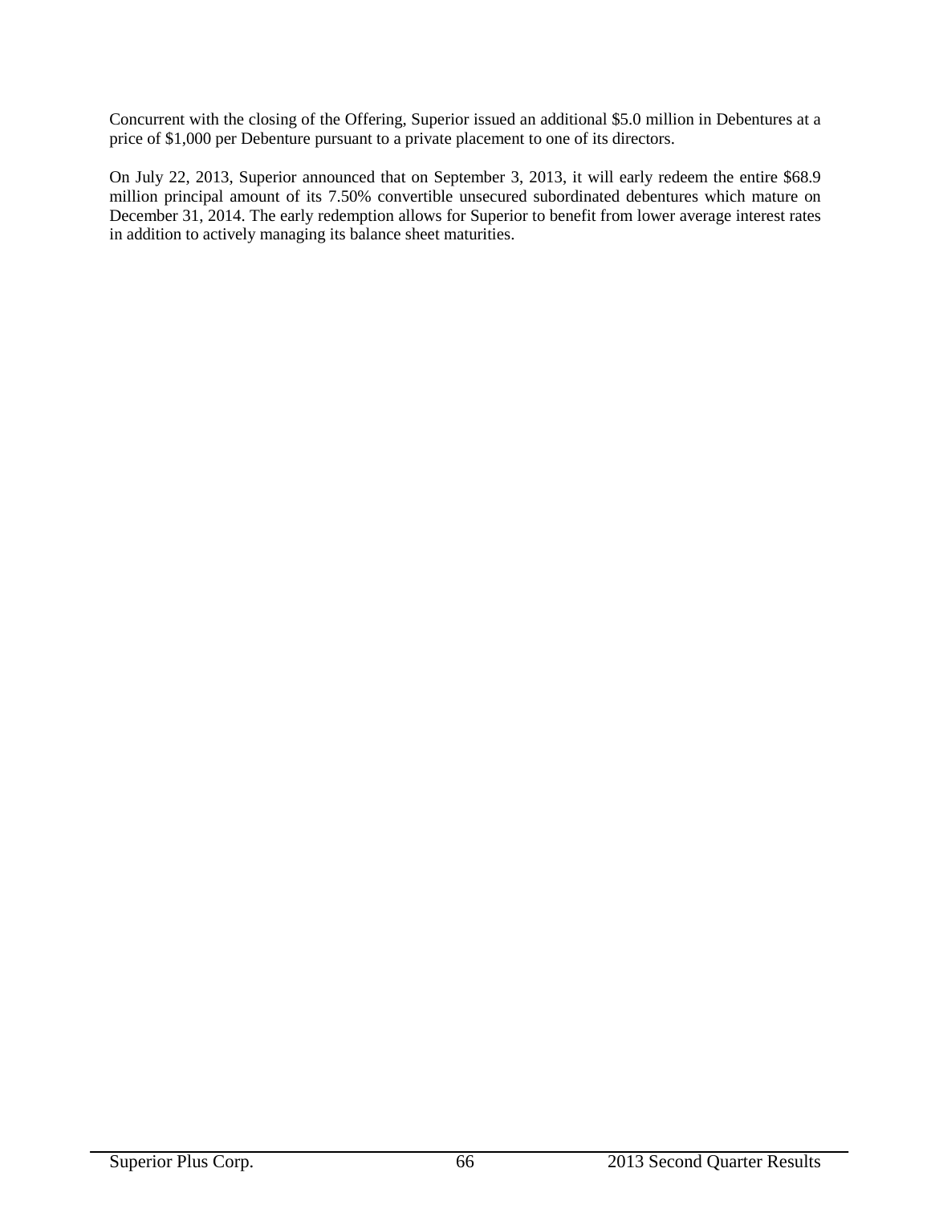Concurrent with the closing of the Offering, Superior issued an additional $5.0 million in Debentures at a price of $1,000 per Debenture pursuant to a private placement to one of its directors.

On July 22, 2013, Superior announced that on September 3, 2013, it will early redeem the entire $68.9 million principal amount of its 7.50% convertible unsecured subordinated debentures which mature on December 31, 2014. The early redemption allows for Superior to benefit from lower average interest rates in addition to actively managing its balance sheet maturities.